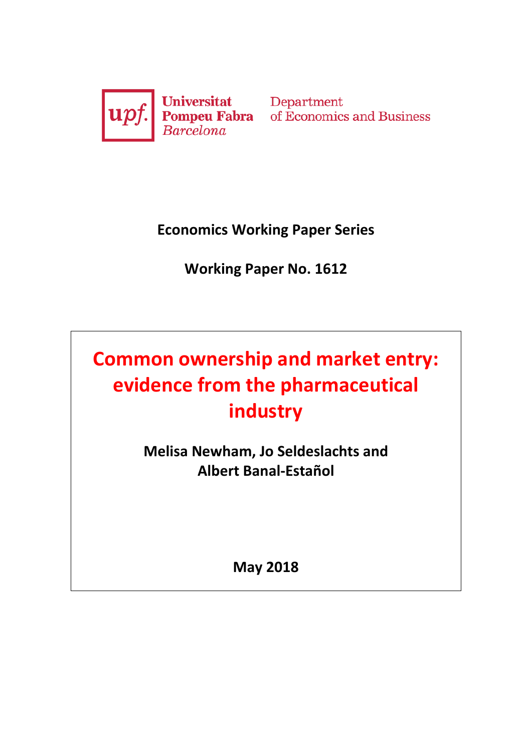Universitat Pompeu Fabra Barcelona

Department of Economics and Business

**Economics Working Paper Series**

**Working Paper No. 1612**

# Common ownership and market entry: evidence from the pharmaceutical industry

**Melisa Newham, Jo Seldeslachts and Albert Banal-Estañol**

**May 2018**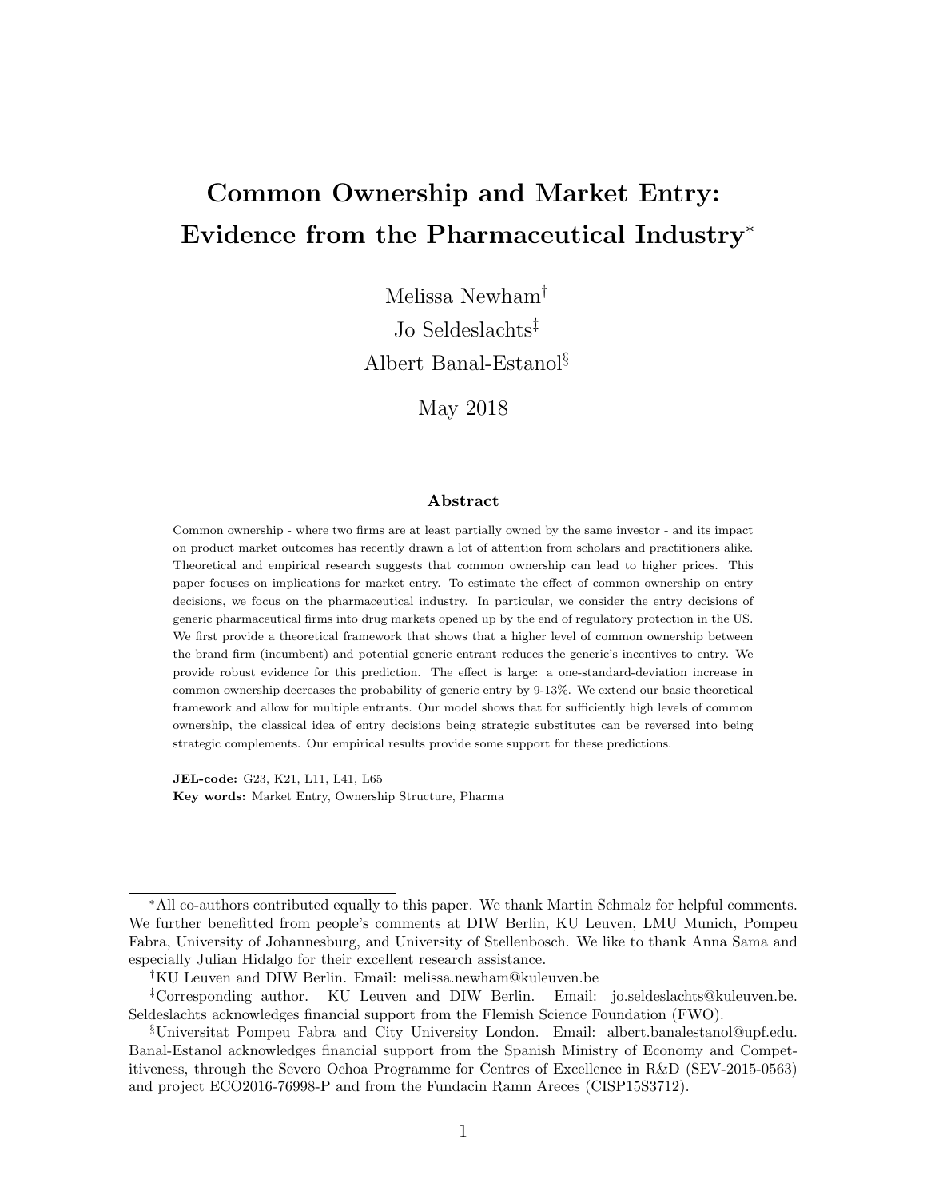# Common Ownership and Market Entry: Evidence from the Pharmaceutical Industry[*]

Melissa Newham[†]

Jo Seldeslachts[‡]

Albert Banal-Estanol[§]

May 2018

### Abstract

Common ownership - where two firms are at least partially owned by the same investor - and its impact on product market outcomes has recently drawn a lot of attention from scholars and practitioners alike. Theoretical and empirical research suggests that common ownership can lead to higher prices. This paper focuses on implications for market entry. To estimate the effect of common ownership on entry decisions, we focus on the pharmaceutical industry. In particular, we consider the entry decisions of generic pharmaceutical firms into drug markets opened up by the end of regulatory protection in the US. We first provide a theoretical framework that shows that a higher level of common ownership between the brand firm (incumbent) and potential generic entrant reduces the generic's incentives to entry. We provide robust evidence for this prediction. The effect is large: a one-standard-deviation increase in common ownership decreases the probability of generic entry by 9-13%. We extend our basic theoretical framework and allow for multiple entrants. Our model shows that for sufficiently high levels of common ownership, the classical idea of entry decisions being strategic substitutes can be reversed into being strategic complements. Our empirical results provide some support for these predictions.

**JEL-code:** G23, K21, L11, L41, L65
**Key words:** Market Entry, Ownership Structure, Pharma

---

[*] All co-authors contributed equally to this paper. We thank Martin Schmalz for helpful comments. We further benefitted from people's comments at DIW Berlin, KU Leuven, LMU Munich, Pompeu Fabra, University of Johannesburg, and University of Stellenbosch. We like to thank Anna Sama and especially Julian Hidalgo for their excellent research assistance.

[†] KU Leuven and DIW Berlin. Email: melissa.newham@kuleuven.be

[‡] Corresponding author. KU Leuven and DIW Berlin. Email: jo.seldeslachts@kuleuven.be. Seldeslachts acknowledges financial support from the Flemish Science Foundation (FWO).

[§] Universitat Pompeu Fabra and City University London. Email: albert.banalestanol@upf.edu. Banal-Estanol acknowledges financial support from the Spanish Ministry of Economy and Competitiveness, through the Severo Ochoa Programme for Centres of Excellence in R&D (SEV-2015-0563) and project ECO2016-76998-P and from the Fundacin Ramn Areces (CISP15S3712).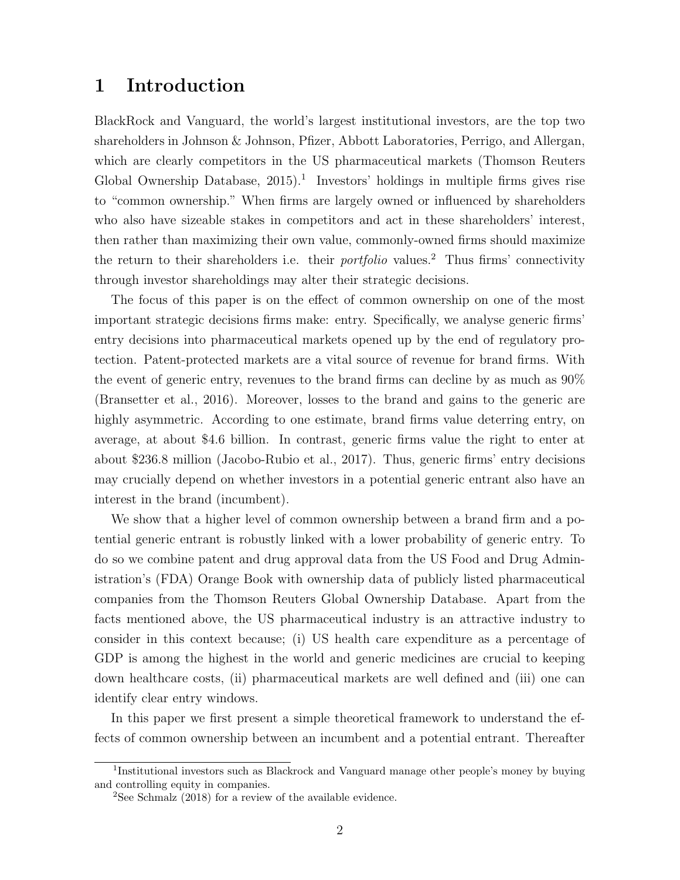# 1 Introduction

BlackRock and Vanguard, the world's largest institutional investors, are the top two shareholders in Johnson & Johnson, Pfizer, Abbott Laboratories, Perrigo, and Allergan, which are clearly competitors in the US pharmaceutical markets (Thomson Reuters Global Ownership Database, 2015).[1] Investors' holdings in multiple firms gives rise to "common ownership." When firms are largely owned or influenced by shareholders who also have sizeable stakes in competitors and act in these shareholders' interest, then rather than maximizing their own value, commonly-owned firms should maximize the return to their shareholders i.e. their *portfolio* values.[2] Thus firms' connectivity through investor shareholdings may alter their strategic decisions.

The focus of this paper is on the effect of common ownership on one of the most important strategic decisions firms make: entry. Specifically, we analyse generic firms' entry decisions into pharmaceutical markets opened up by the end of regulatory protection. Patent-protected markets are a vital source of revenue for brand firms. With the event of generic entry, revenues to the brand firms can decline by as much as 90% (Bransetter et al., 2016). Moreover, losses to the brand and gains to the generic are highly asymmetric. According to one estimate, brand firms value deterring entry, on average, at about \$4.6 billion. In contrast, generic firms value the right to enter at about \$236.8 million (Jacobo-Rubio et al., 2017). Thus, generic firms' entry decisions may crucially depend on whether investors in a potential generic entrant also have an interest in the brand (incumbent).

We show that a higher level of common ownership between a brand firm and a potential generic entrant is robustly linked with a lower probability of generic entry. To do so we combine patent and drug approval data from the US Food and Drug Administration's (FDA) Orange Book with ownership data of publicly listed pharmaceutical companies from the Thomson Reuters Global Ownership Database. Apart from the facts mentioned above, the US pharmaceutical industry is an attractive industry to consider in this context because; (i) US health care expenditure as a percentage of GDP is among the highest in the world and generic medicines are crucial to keeping down healthcare costs, (ii) pharmaceutical markets are well defined and (iii) one can identify clear entry windows.

In this paper we first present a simple theoretical framework to understand the effects of common ownership between an incumbent and a potential entrant. Thereafter

[1] Institutional investors such as Blackrock and Vanguard manage other people's money by buying and controlling equity in companies.

[2] See Schmalz (2018) for a review of the available evidence.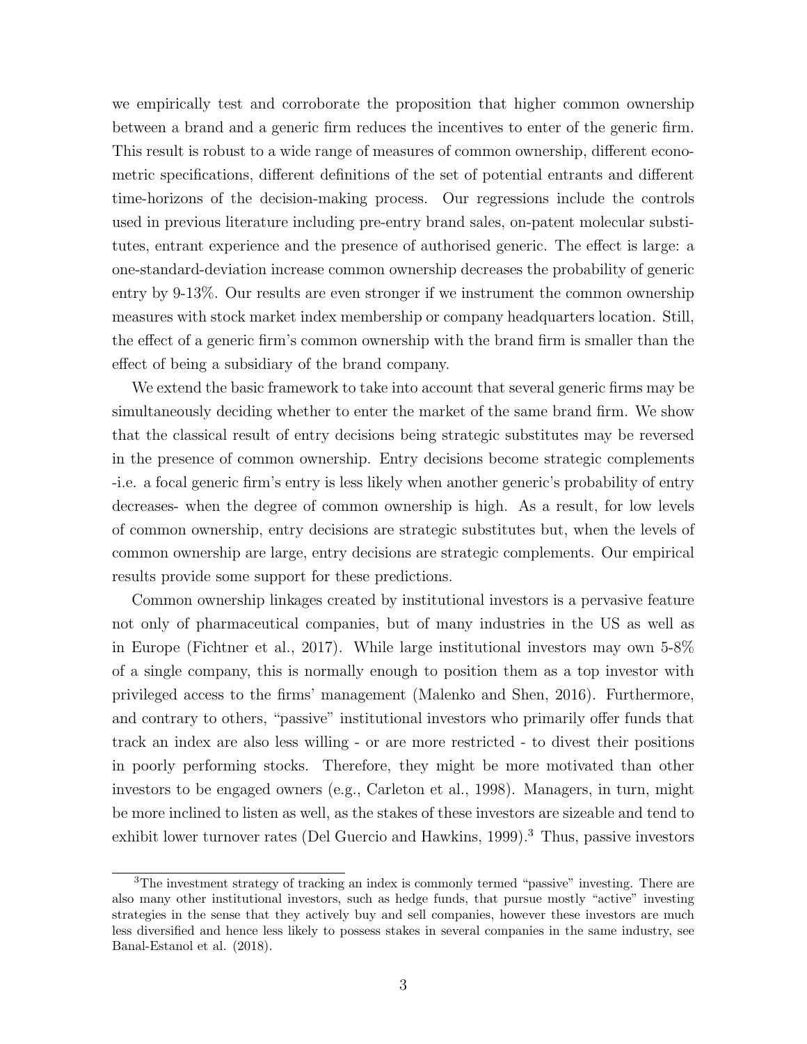we empirically test and corroborate the proposition that higher common ownership between a brand and a generic firm reduces the incentives to enter of the generic firm. This result is robust to a wide range of measures of common ownership, different econometric specifications, different definitions of the set of potential entrants and different time-horizons of the decision-making process. Our regressions include the controls used in previous literature including pre-entry brand sales, on-patent molecular substitutes, entrant experience and the presence of authorised generic. The effect is large: a one-standard-deviation increase common ownership decreases the probability of generic entry by 9-13%. Our results are even stronger if we instrument the common ownership measures with stock market index membership or company headquarters location. Still, the effect of a generic firm's common ownership with the brand firm is smaller than the effect of being a subsidiary of the brand company.

We extend the basic framework to take into account that several generic firms may be simultaneously deciding whether to enter the market of the same brand firm. We show that the classical result of entry decisions being strategic substitutes may be reversed in the presence of common ownership. Entry decisions become strategic complements -i.e. a focal generic firm's entry is less likely when another generic's probability of entry decreases- when the degree of common ownership is high. As a result, for low levels of common ownership, entry decisions are strategic substitutes but, when the levels of common ownership are large, entry decisions are strategic complements. Our empirical results provide some support for these predictions.

Common ownership linkages created by institutional investors is a pervasive feature not only of pharmaceutical companies, but of many industries in the US as well as in Europe (Fichtner et al., 2017). While large institutional investors may own 5-8% of a single company, this is normally enough to position them as a top investor with privileged access to the firms' management (Malenko and Shen, 2016). Furthermore, and contrary to others, "passive" institutional investors who primarily offer funds that track an index are also less willing - or are more restricted - to divest their positions in poorly performing stocks. Therefore, they might be more motivated than other investors to be engaged owners (e.g., Carleton et al., 1998). Managers, in turn, might be more inclined to listen as well, as the stakes of these investors are sizeable and tend to exhibit lower turnover rates (Del Guercio and Hawkins, 1999).[3] Thus, passive investors

[3] The investment strategy of tracking an index is commonly termed "passive" investing. There are also many other institutional investors, such as hedge funds, that pursue mostly "active" investing strategies in the sense that they actively buy and sell companies, however these investors are much less diversified and hence less likely to possess stakes in several companies in the same industry, see Banal-Estanol et al. (2018).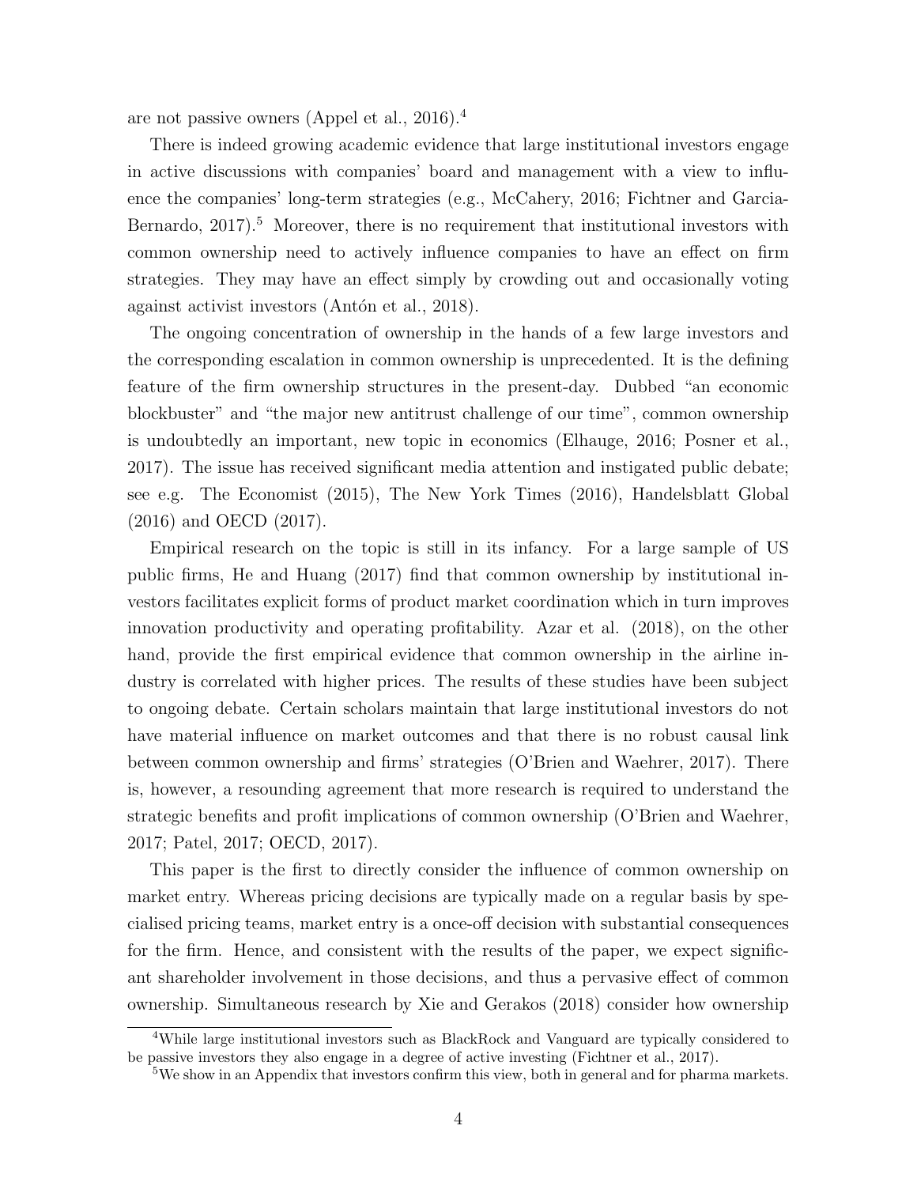are not passive owners (Appel et al., 2016).[4]

There is indeed growing academic evidence that large institutional investors engage in active discussions with companies' board and management with a view to influence the companies' long-term strategies (e.g., McCahery, 2016; Fichtner and Garcia-Bernardo, 2017).[5] Moreover, there is no requirement that institutional investors with common ownership need to actively influence companies to have an effect on firm strategies. They may have an effect simply by crowding out and occasionally voting against activist investors (Antón et al., 2018).

The ongoing concentration of ownership in the hands of a few large investors and the corresponding escalation in common ownership is unprecedented. It is the defining feature of the firm ownership structures in the present-day. Dubbed "an economic blockbuster" and "the major new antitrust challenge of our time", common ownership is undoubtedly an important, new topic in economics (Elhauge, 2016; Posner et al., 2017). The issue has received significant media attention and instigated public debate; see e.g. The Economist (2015), The New York Times (2016), Handelsblatt Global (2016) and OECD (2017).

Empirical research on the topic is still in its infancy. For a large sample of US public firms, He and Huang (2017) find that common ownership by institutional investors facilitates explicit forms of product market coordination which in turn improves innovation productivity and operating profitability. Azar et al. (2018), on the other hand, provide the first empirical evidence that common ownership in the airline industry is correlated with higher prices. The results of these studies have been subject to ongoing debate. Certain scholars maintain that large institutional investors do not have material influence on market outcomes and that there is no robust causal link between common ownership and firms' strategies (O'Brien and Waehrer, 2017). There is, however, a resounding agreement that more research is required to understand the strategic benefits and profit implications of common ownership (O'Brien and Waehrer, 2017; Patel, 2017; OECD, 2017).

This paper is the first to directly consider the influence of common ownership on market entry. Whereas pricing decisions are typically made on a regular basis by specialised pricing teams, market entry is a once-off decision with substantial consequences for the firm. Hence, and consistent with the results of the paper, we expect significant shareholder involvement in those decisions, and thus a pervasive effect of common ownership. Simultaneous research by Xie and Gerakos (2018) consider how ownership

[4] While large institutional investors such as BlackRock and Vanguard are typically considered to be passive investors they also engage in a degree of active investing (Fichtner et al., 2017).

[5] We show in an Appendix that investors confirm this view, both in general and for pharma markets.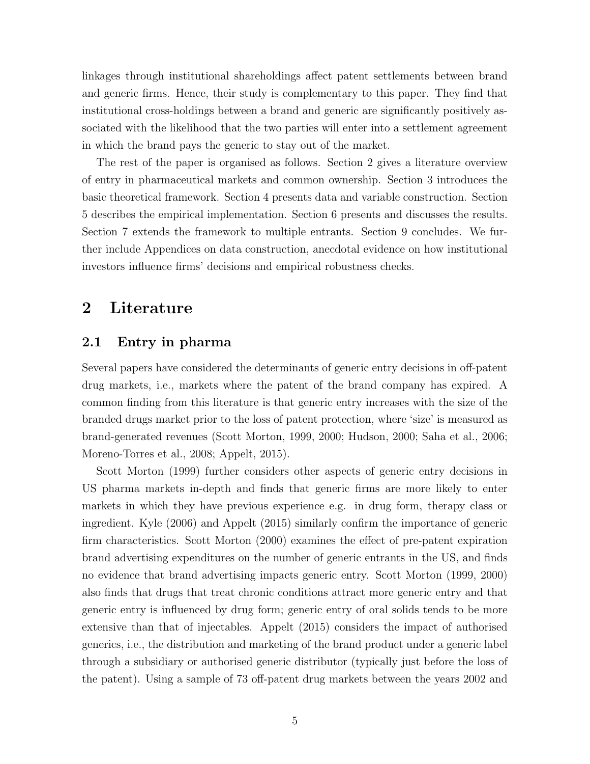linkages through institutional shareholdings affect patent settlements between brand and generic firms. Hence, their study is complementary to this paper. They find that institutional cross-holdings between a brand and generic are significantly positively associated with the likelihood that the two parties will enter into a settlement agreement in which the brand pays the generic to stay out of the market.

The rest of the paper is organised as follows. Section 2 gives a literature overview of entry in pharmaceutical markets and common ownership. Section 3 introduces the basic theoretical framework. Section 4 presents data and variable construction. Section 5 describes the empirical implementation. Section 6 presents and discusses the results. Section 7 extends the framework to multiple entrants. Section 9 concludes. We further include Appendices on data construction, anecdotal evidence on how institutional investors influence firms' decisions and empirical robustness checks.

# 2 Literature

## 2.1 Entry in pharma

Several papers have considered the determinants of generic entry decisions in off-patent drug markets, i.e., markets where the patent of the brand company has expired. A common finding from this literature is that generic entry increases with the size of the branded drugs market prior to the loss of patent protection, where 'size' is measured as brand-generated revenues (Scott Morton, 1999, 2000; Hudson, 2000; Saha et al., 2006; Moreno-Torres et al., 2008; Appelt, 2015).

Scott Morton (1999) further considers other aspects of generic entry decisions in US pharma markets in-depth and finds that generic firms are more likely to enter markets in which they have previous experience e.g. in drug form, therapy class or ingredient. Kyle (2006) and Appelt (2015) similarly confirm the importance of generic firm characteristics. Scott Morton (2000) examines the effect of pre-patent expiration brand advertising expenditures on the number of generic entrants in the US, and finds no evidence that brand advertising impacts generic entry. Scott Morton (1999, 2000) also finds that drugs that treat chronic conditions attract more generic entry and that generic entry is influenced by drug form; generic entry of oral solids tends to be more extensive than that of injectables. Appelt (2015) considers the impact of authorised generics, i.e., the distribution and marketing of the brand product under a generic label through a subsidiary or authorised generic distributor (typically just before the loss of the patent). Using a sample of 73 off-patent drug markets between the years 2002 and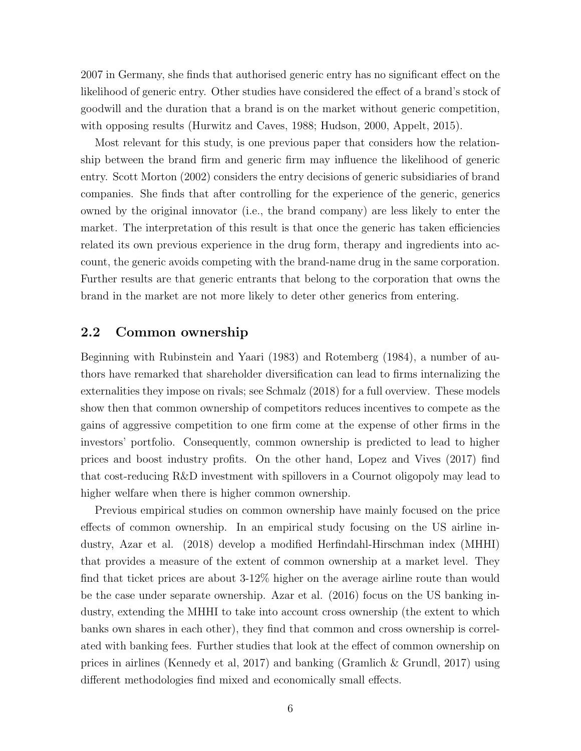2007 in Germany, she finds that authorised generic entry has no significant effect on the likelihood of generic entry. Other studies have considered the effect of a brand's stock of goodwill and the duration that a brand is on the market without generic competition, with opposing results (Hurwitz and Caves, 1988; Hudson, 2000, Appelt, 2015).

Most relevant for this study, is one previous paper that considers how the relationship between the brand firm and generic firm may influence the likelihood of generic entry. Scott Morton (2002) considers the entry decisions of generic subsidiaries of brand companies. She finds that after controlling for the experience of the generic, generics owned by the original innovator (i.e., the brand company) are less likely to enter the market. The interpretation of this result is that once the generic has taken efficiencies related its own previous experience in the drug form, therapy and ingredients into account, the generic avoids competing with the brand-name drug in the same corporation. Further results are that generic entrants that belong to the corporation that owns the brand in the market are not more likely to deter other generics from entering.

## 2.2 Common ownership

Beginning with Rubinstein and Yaari (1983) and Rotemberg (1984), a number of authors have remarked that shareholder diversification can lead to firms internalizing the externalities they impose on rivals; see Schmalz (2018) for a full overview. These models show then that common ownership of competitors reduces incentives to compete as the gains of aggressive competition to one firm come at the expense of other firms in the investors' portfolio. Consequently, common ownership is predicted to lead to higher prices and boost industry profits. On the other hand, Lopez and Vives (2017) find that cost-reducing R&D investment with spillovers in a Cournot oligopoly may lead to higher welfare when there is higher common ownership.

Previous empirical studies on common ownership have mainly focused on the price effects of common ownership. In an empirical study focusing on the US airline industry, Azar et al. (2018) develop a modified Herfindahl-Hirschman index (MHHI) that provides a measure of the extent of common ownership at a market level. They find that ticket prices are about 3-12% higher on the average airline route than would be the case under separate ownership. Azar et al. (2016) focus on the US banking industry, extending the MHHI to take into account cross ownership (the extent to which banks own shares in each other), they find that common and cross ownership is correlated with banking fees. Further studies that look at the effect of common ownership on prices in airlines (Kennedy et al, 2017) and banking (Gramlich & Grundl, 2017) using different methodologies find mixed and economically small effects.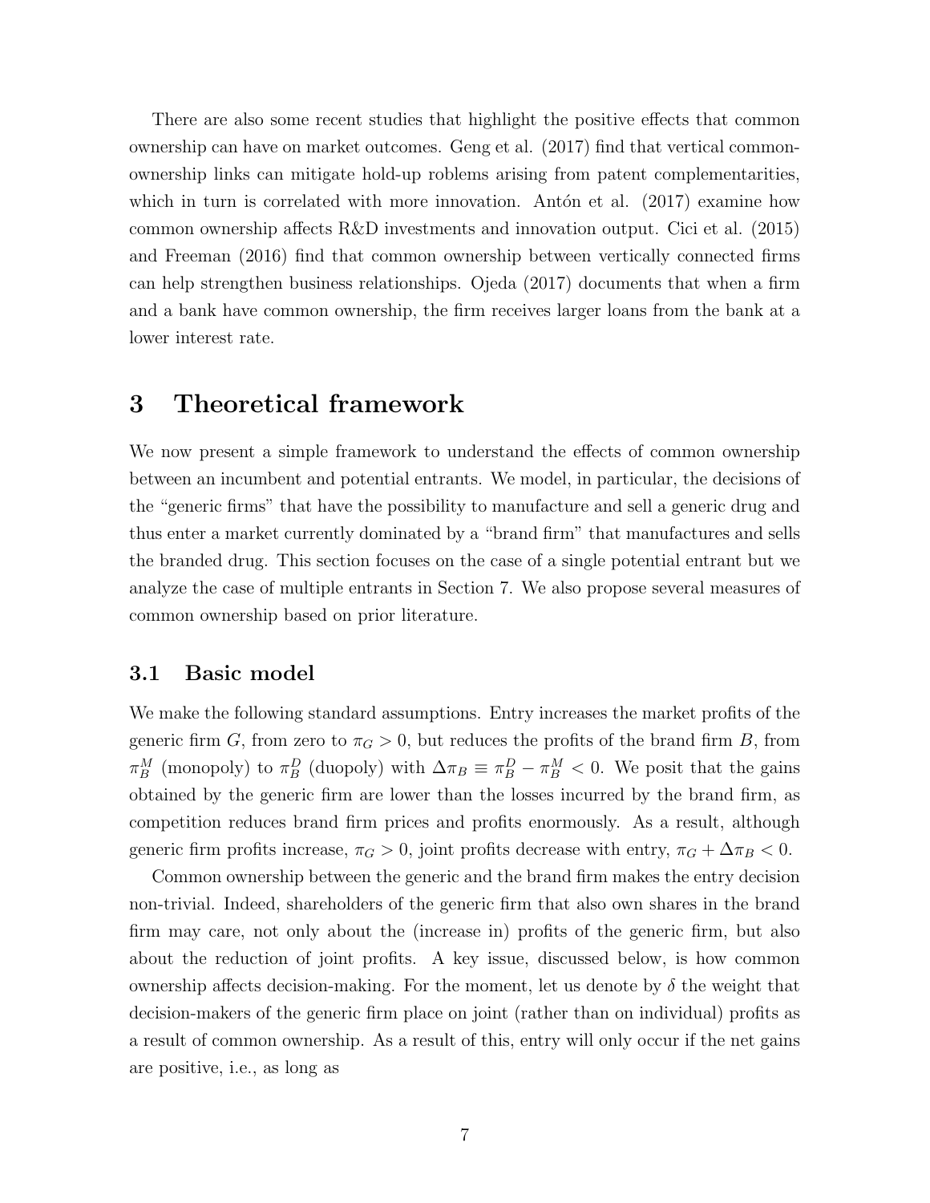There are also some recent studies that highlight the positive effects that common ownership can have on market outcomes. Geng et al. (2017) find that vertical common-ownership links can mitigate hold-up roblems arising from patent complementarities, which in turn is correlated with more innovation. Antón et al. (2017) examine how common ownership affects R&D investments and innovation output. Cici et al. (2015) and Freeman (2016) find that common ownership between vertically connected firms can help strengthen business relationships. Ojeda (2017) documents that when a firm and a bank have common ownership, the firm receives larger loans from the bank at a lower interest rate.

# 3 Theoretical framework

We now present a simple framework to understand the effects of common ownership between an incumbent and potential entrants. We model, in particular, the decisions of the "generic firms" that have the possibility to manufacture and sell a generic drug and thus enter a market currently dominated by a "brand firm" that manufactures and sells the branded drug. This section focuses on the case of a single potential entrant but we analyze the case of multiple entrants in Section 7. We also propose several measures of common ownership based on prior literature.

## 3.1 Basic model

We make the following standard assumptions. Entry increases the market profits of the generic firm $G$, from zero to $\pi_G > 0$, but reduces the profits of the brand firm $B$, from $\pi_B^M$ (monopoly) to $\pi_B^D$ (duopoly) with $\Delta\pi_B \equiv \pi_B^D - \pi_B^M < 0$. We posit that the gains obtained by the generic firm are lower than the losses incurred by the brand firm, as competition reduces brand firm prices and profits enormously. As a result, although generic firm profits increase, $\pi_G > 0$, joint profits decrease with entry, $\pi_G + \Delta\pi_B < 0$.

Common ownership between the generic and the brand firm makes the entry decision non-trivial. Indeed, shareholders of the generic firm that also own shares in the brand firm may care, not only about the (increase in) profits of the generic firm, but also about the reduction of joint profits. A key issue, discussed below, is how common ownership affects decision-making. For the moment, let us denote by $\delta$ the weight that decision-makers of the generic firm place on joint (rather than on individual) profits as a result of common ownership. As a result of this, entry will only occur if the net gains are positive, i.e., as long as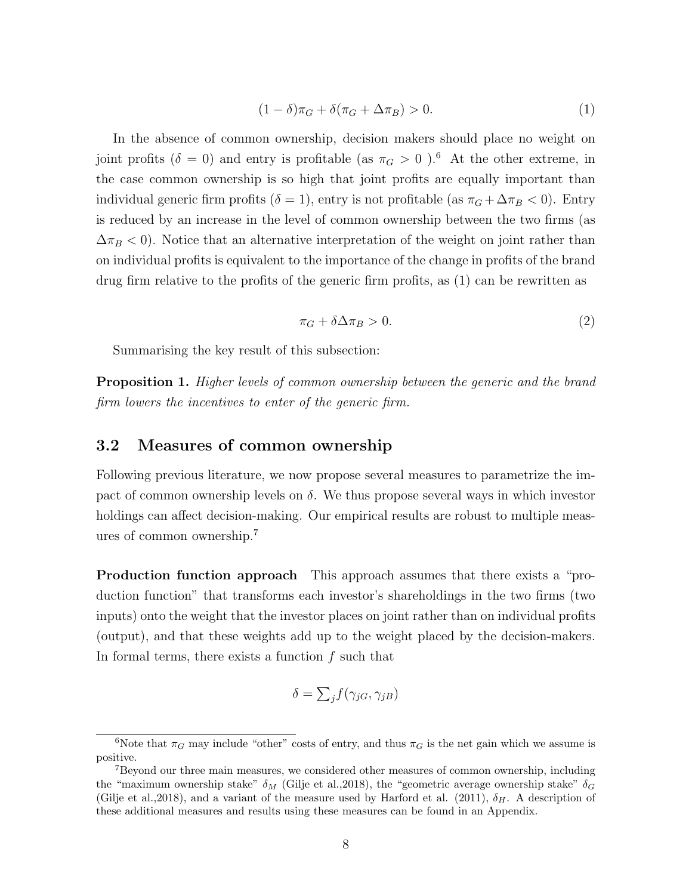$$(1-\delta)\pi_G + \delta(\pi_G + \Delta\pi_B) > 0. \tag{1}$$

In the absence of common ownership, decision makers should place no weight on joint profits ($\delta = 0$) and entry is profitable (as $\pi_G > 0$ ).[6] At the other extreme, in the case common ownership is so high that joint profits are equally important than individual generic firm profits ($\delta = 1$), entry is not profitable (as $\pi_G + \Delta\pi_B < 0$). Entry is reduced by an increase in the level of common ownership between the two firms (as $\Delta\pi_B < 0$). Notice that an alternative interpretation of the weight on joint rather than on individual profits is equivalent to the importance of the change in profits of the brand drug firm relative to the profits of the generic firm profits, as (1) can be rewritten as

$$\pi_G + \delta\Delta\pi_B > 0. \tag{2}$$

Summarising the key result of this subsection:

**Proposition 1.** *Higher levels of common ownership between the generic and the brand firm lowers the incentives to enter of the generic firm.*

## 3.2 Measures of common ownership

Following previous literature, we now propose several measures to parametrize the impact of common ownership levels on $\delta$. We thus propose several ways in which investor holdings can affect decision-making. Our empirical results are robust to multiple measures of common ownership.[7]

**Production function approach** This approach assumes that there exists a "production function" that transforms each investor's shareholdings in the two firms (two inputs) onto the weight that the investor places on joint rather than on individual profits (output), and that these weights add up to the weight placed by the decision-makers. In formal terms, there exists a function $f$ such that

$$\delta = \textstyle\sum_j f(\gamma_{jG}, \gamma_{jB})$$

[6] Note that $\pi_G$ may include "other" costs of entry, and thus $\pi_G$ is the net gain which we assume is positive.

[7] Beyond our three main measures, we considered other measures of common ownership, including the "maximum ownership stake" $\delta_M$ (Gilje et al.,2018), the "geometric average ownership stake" $\delta_G$ (Gilje et al.,2018), and a variant of the measure used by Harford et al. (2011), $\delta_H$. A description of these additional measures and results using these measures can be found in an Appendix.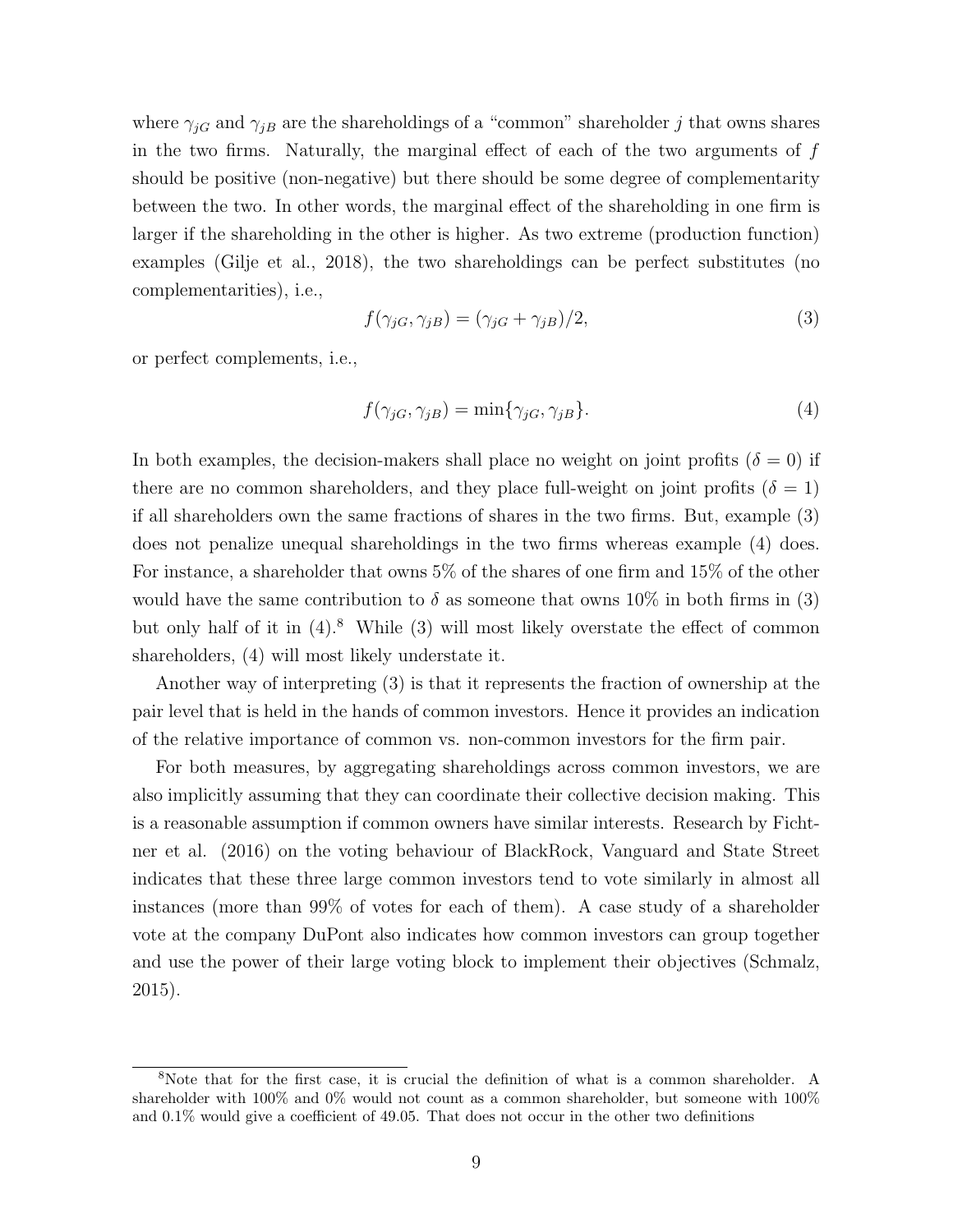where $\gamma_{jG}$ and $\gamma_{jB}$ are the shareholdings of a "common" shareholder $j$ that owns shares in the two firms. Naturally, the marginal effect of each of the two arguments of $f$ should be positive (non-negative) but there should be some degree of complementarity between the two. In other words, the marginal effect of the shareholding in one firm is larger if the shareholding in the other is higher. As two extreme (production function) examples (Gilje et al., 2018), the two shareholdings can be perfect substitutes (no complementarities), i.e.,

$$f(\gamma_{jG}, \gamma_{jB}) = (\gamma_{jG} + \gamma_{jB})/2, \tag{3}$$

or perfect complements, i.e.,

$$f(\gamma_{jG}, \gamma_{jB}) = \min\{\gamma_{jG}, \gamma_{jB}\}. \tag{4}$$

In both examples, the decision-makers shall place no weight on joint profits ($\delta = 0$) if there are no common shareholders, and they place full-weight on joint profits ($\delta = 1$) if all shareholders own the same fractions of shares in the two firms. But, example (3) does not penalize unequal shareholdings in the two firms whereas example (4) does. For instance, a shareholder that owns 5% of the shares of one firm and 15% of the other would have the same contribution to $\delta$ as someone that owns 10% in both firms in (3) but only half of it in (4).[8] While (3) will most likely overstate the effect of common shareholders, (4) will most likely understate it.

Another way of interpreting (3) is that it represents the fraction of ownership at the pair level that is held in the hands of common investors. Hence it provides an indication of the relative importance of common vs. non-common investors for the firm pair.

For both measures, by aggregating shareholdings across common investors, we are also implicitly assuming that they can coordinate their collective decision making. This is a reasonable assumption if common owners have similar interests. Research by Fichtner et al. (2016) on the voting behaviour of BlackRock, Vanguard and State Street indicates that these three large common investors tend to vote similarly in almost all instances (more than 99% of votes for each of them). A case study of a shareholder vote at the company DuPont also indicates how common investors can group together and use the power of their large voting block to implement their objectives (Schmalz, 2015).

[8]Note that for the first case, it is crucial the definition of what is a common shareholder. A shareholder with 100% and 0% would not count as a common shareholder, but someone with 100% and 0.1% would give a coefficient of 49.05. That does not occur in the other two definitions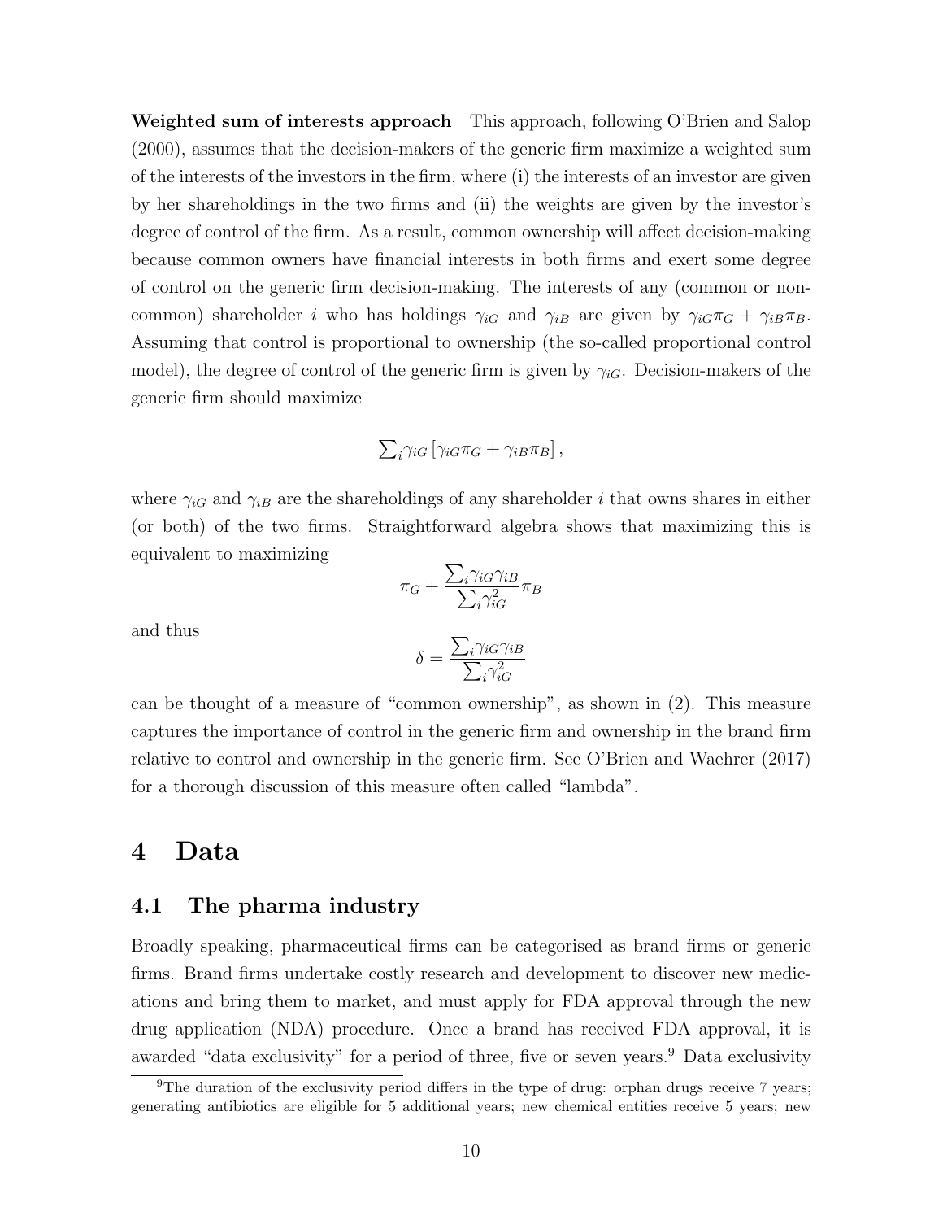**Weighted sum of interests approach** This approach, following O'Brien and Salop (2000), assumes that the decision-makers of the generic firm maximize a weighted sum of the interests of the investors in the firm, where (i) the interests of an investor are given by her shareholdings in the two firms and (ii) the weights are given by the investor's degree of control of the firm. As a result, common ownership will affect decision-making because common owners have financial interests in both firms and exert some degree of control on the generic firm decision-making. The interests of any (common or non-common) shareholder $i$ who has holdings $\gamma_{iG}$ and $\gamma_{iB}$ are given by $\gamma_{iG}\pi_G + \gamma_{iB}\pi_B$. Assuming that control is proportional to ownership (the so-called proportional control model), the degree of control of the generic firm is given by $\gamma_{iG}$. Decision-makers of the generic firm should maximize

$$\sum_i \gamma_{iG} \left[ \gamma_{iG}\pi_G + \gamma_{iB}\pi_B \right],$$

where $\gamma_{iG}$ and $\gamma_{iB}$ are the shareholdings of any shareholder $i$ that owns shares in either (or both) of the two firms. Straightforward algebra shows that maximizing this is equivalent to maximizing

$$\pi_G + \frac{\sum_i \gamma_{iG}\gamma_{iB}}{\sum_i \gamma_{iG}^2}\pi_B$$

and thus

$$\delta = \frac{\sum_i \gamma_{iG}\gamma_{iB}}{\sum_i \gamma_{iG}^2}$$

can be thought of a measure of "common ownership", as shown in (2). This measure captures the importance of control in the generic firm and ownership in the brand firm relative to control and ownership in the generic firm. See O'Brien and Waehrer (2017) for a thorough discussion of this measure often called "lambda".

# 4 Data

## 4.1 The pharma industry

Broadly speaking, pharmaceutical firms can be categorised as brand firms or generic firms. Brand firms undertake costly research and development to discover new medications and bring them to market, and must apply for FDA approval through the new drug application (NDA) procedure. Once a brand has received FDA approval, it is awarded "data exclusivity" for a period of three, five or seven years.[9] Data exclusivity

[9] The duration of the exclusivity period differs in the type of drug: orphan drugs receive 7 years; generating antibiotics are eligible for 5 additional years; new chemical entities receive 5 years; new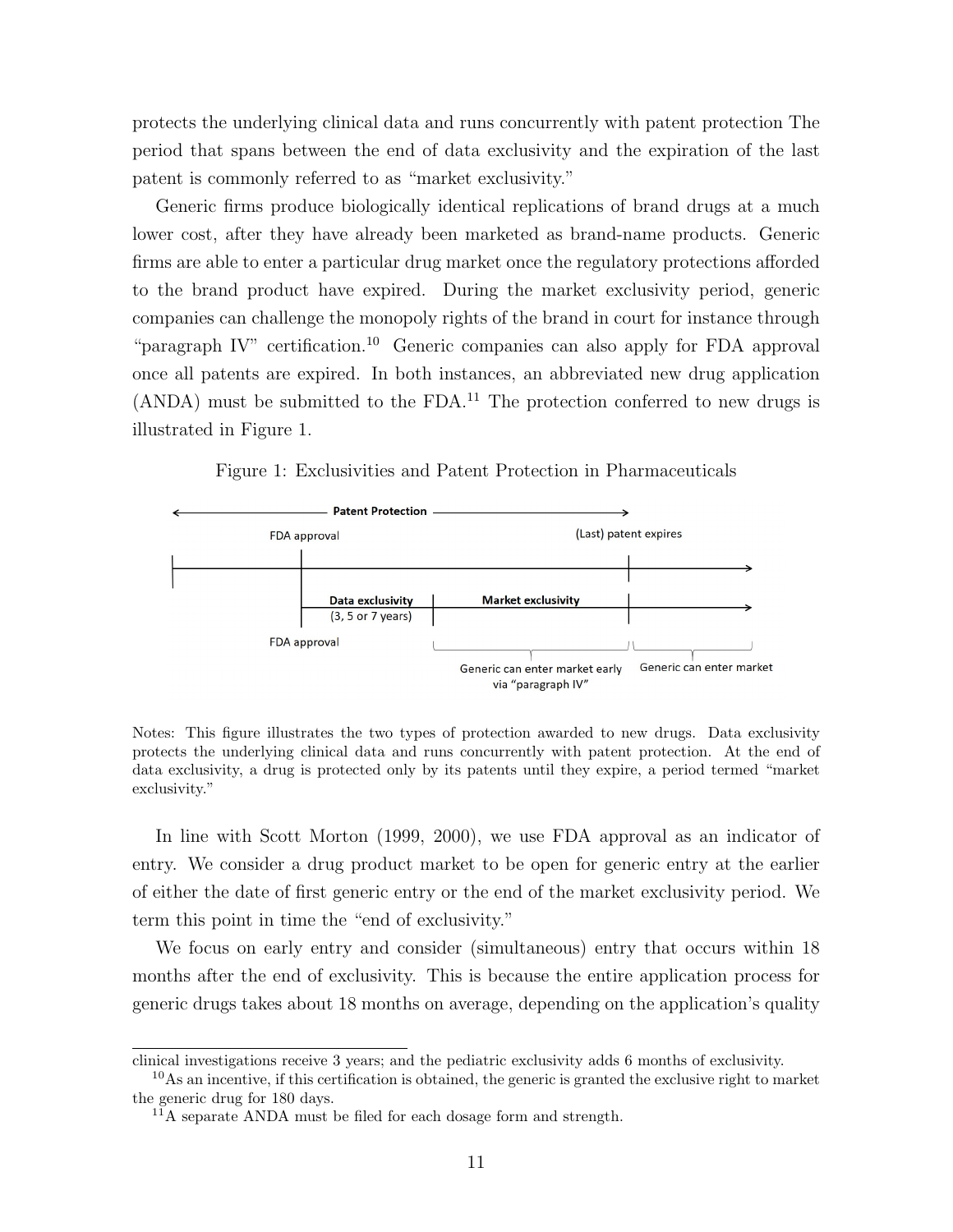protects the underlying clinical data and runs concurrently with patent protection The period that spans between the end of data exclusivity and the expiration of the last patent is commonly referred to as "market exclusivity."

Generic firms produce biologically identical replications of brand drugs at a much lower cost, after they have already been marketed as brand-name products. Generic firms are able to enter a particular drug market once the regulatory protections afforded to the brand product have expired. During the market exclusivity period, generic companies can challenge the monopoly rights of the brand in court for instance through "paragraph IV" certification.[10] Generic companies can also apply for FDA approval once all patents are expired. In both instances, an abbreviated new drug application (ANDA) must be submitted to the FDA.[11] The protection conferred to new drugs is illustrated in Figure 1.

Figure 1: Exclusivities and Patent Protection in Pharmaceuticals

Patent Protection

FDA approval — (Last) patent expires

Data exclusivity (3, 5 or 7 years) — Market exclusivity

FDA approval

Generic can enter market early via "paragraph IV" — Generic can enter market

Notes: This figure illustrates the two types of protection awarded to new drugs. Data exclusivity protects the underlying clinical data and runs concurrently with patent protection. At the end of data exclusivity, a drug is protected only by its patents until they expire, a period termed "market exclusivity."

In line with Scott Morton (1999, 2000), we use FDA approval as an indicator of entry. We consider a drug product market to be open for generic entry at the earlier of either the date of first generic entry or the end of the market exclusivity period. We term this point in time the "end of exclusivity."

We focus on early entry and consider (simultaneous) entry that occurs within 18 months after the end of exclusivity. This is because the entire application process for generic drugs takes about 18 months on average, depending on the application's quality

clinical investigations receive 3 years; and the pediatric exclusivity adds 6 months of exclusivity.

[10] As an incentive, if this certification is obtained, the generic is granted the exclusive right to market the generic drug for 180 days.

[11] A separate ANDA must be filed for each dosage form and strength.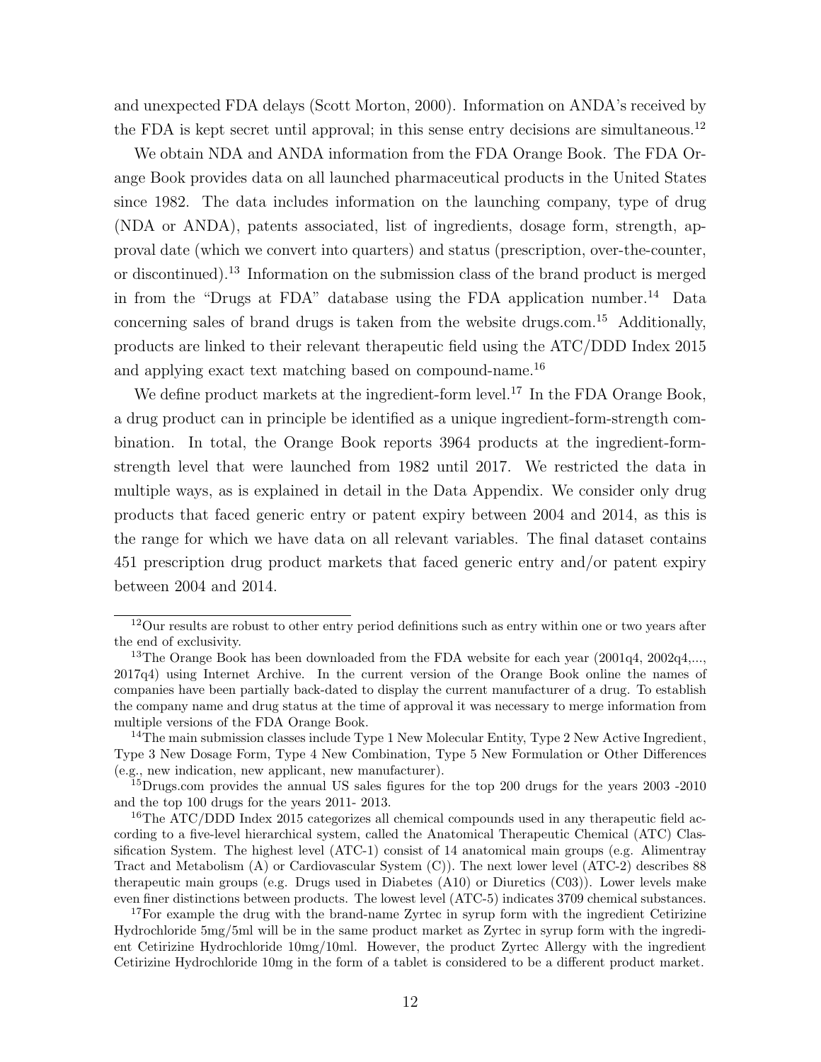and unexpected FDA delays (Scott Morton, 2000). Information on ANDA's received by the FDA is kept secret until approval; in this sense entry decisions are simultaneous.[12]

We obtain NDA and ANDA information from the FDA Orange Book. The FDA Orange Book provides data on all launched pharmaceutical products in the United States since 1982. The data includes information on the launching company, type of drug (NDA or ANDA), patents associated, list of ingredients, dosage form, strength, approval date (which we convert into quarters) and status (prescription, over-the-counter, or discontinued).[13] Information on the submission class of the brand product is merged in from the "Drugs at FDA" database using the FDA application number.[14] Data concerning sales of brand drugs is taken from the website drugs.com.[15] Additionally, products are linked to their relevant therapeutic field using the ATC/DDD Index 2015 and applying exact text matching based on compound-name.[16]

We define product markets at the ingredient-form level.[17] In the FDA Orange Book, a drug product can in principle be identified as a unique ingredient-form-strength combination. In total, the Orange Book reports 3964 products at the ingredient-form-strength level that were launched from 1982 until 2017. We restricted the data in multiple ways, as is explained in detail in the Data Appendix. We consider only drug products that faced generic entry or patent expiry between 2004 and 2014, as this is the range for which we have data on all relevant variables. The final dataset contains 451 prescription drug product markets that faced generic entry and/or patent expiry between 2004 and 2014.

---

[12] Our results are robust to other entry period definitions such as entry within one or two years after the end of exclusivity.

[13] The Orange Book has been downloaded from the FDA website for each year (2001q4, 2002q4,..., 2017q4) using Internet Archive. In the current version of the Orange Book online the names of companies have been partially back-dated to display the current manufacturer of a drug. To establish the company name and drug status at the time of approval it was necessary to merge information from multiple versions of the FDA Orange Book.

[14] The main submission classes include Type 1 New Molecular Entity, Type 2 New Active Ingredient, Type 3 New Dosage Form, Type 4 New Combination, Type 5 New Formulation or Other Differences (e.g., new indication, new applicant, new manufacturer).

[15] Drugs.com provides the annual US sales figures for the top 200 drugs for the years 2003 -2010 and the top 100 drugs for the years 2011- 2013.

[16] The ATC/DDD Index 2015 categorizes all chemical compounds used in any therapeutic field according to a five-level hierarchical system, called the Anatomical Therapeutic Chemical (ATC) Classification System. The highest level (ATC-1) consist of 14 anatomical main groups (e.g. Alimentray Tract and Metabolism (A) or Cardiovascular System (C)). The next lower level (ATC-2) describes 88 therapeutic main groups (e.g. Drugs used in Diabetes (A10) or Diuretics (C03)). Lower levels make even finer distinctions between products. The lowest level (ATC-5) indicates 3709 chemical substances.

[17] For example the drug with the brand-name Zyrtec in syrup form with the ingredient Cetirizine Hydrochloride 5mg/5ml will be in the same product market as Zyrtec in syrup form with the ingredient Cetirizine Hydrochloride 10mg/10ml. However, the product Zyrtec Allergy with the ingredient Cetirizine Hydrochloride 10mg in the form of a tablet is considered to be a different product market.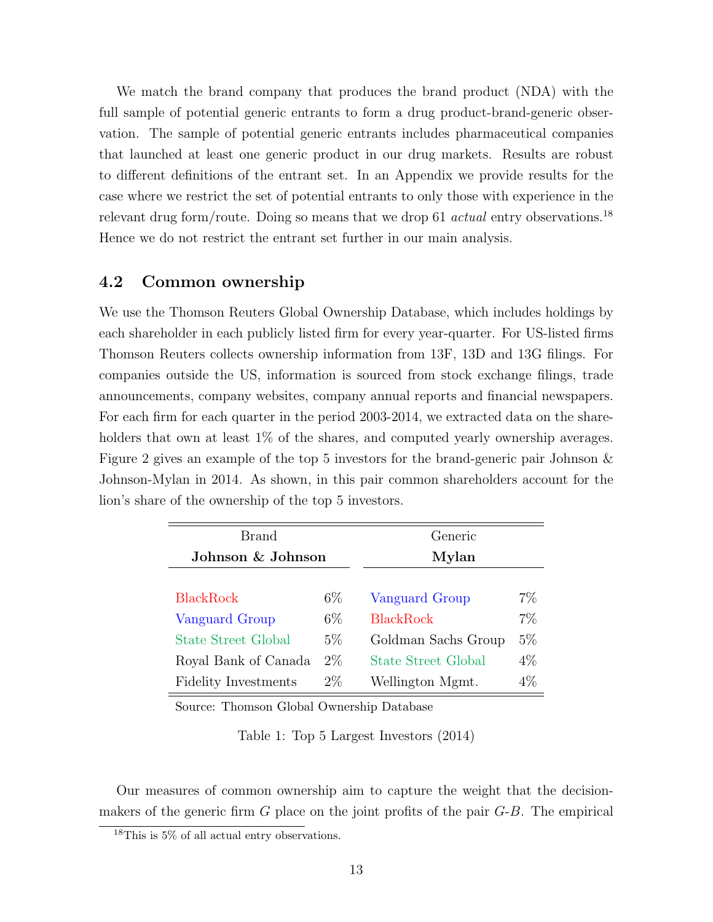We match the brand company that produces the brand product (NDA) with the full sample of potential generic entrants to form a drug product-brand-generic observation. The sample of potential generic entrants includes pharmaceutical companies that launched at least one generic product in our drug markets. Results are robust to different definitions of the entrant set. In an Appendix we provide results for the case where we restrict the set of potential entrants to only those with experience in the relevant drug form/route. Doing so means that we drop 61 *actual* entry observations.[18] Hence we do not restrict the entrant set further in our main analysis.

## 4.2 Common ownership

We use the Thomson Reuters Global Ownership Database, which includes holdings by each shareholder in each publicly listed firm for every year-quarter. For US-listed firms Thomson Reuters collects ownership information from 13F, 13D and 13G filings. For companies outside the US, information is sourced from stock exchange filings, trade announcements, company websites, company annual reports and financial newspapers. For each firm for each quarter in the period 2003-2014, we extracted data on the shareholders that own at least 1% of the shares, and computed yearly ownership averages. Figure 2 gives an example of the top 5 investors for the brand-generic pair Johnson & Johnson-Mylan in 2014. As shown, in this pair common shareholders account for the lion's share of the ownership of the top 5 investors.

| Brand | | Generic | |
|---|---|---|---|
| **Johnson & Johnson** | | **Mylan** | |
| BlackRock | 6% | Vanguard Group | 7% |
| Vanguard Group | 6% | BlackRock | 7% |
| State Street Global | 5% | Goldman Sachs Group | 5% |
| Royal Bank of Canada | 2% | State Street Global | 4% |
| Fidelity Investments | 2% | Wellington Mgmt. | 4% |

Source: Thomson Global Ownership Database

Table 1: Top 5 Largest Investors (2014)

Our measures of common ownership aim to capture the weight that the decision-makers of the generic firm $G$ place on the joint profits of the pair $G$-$B$. The empirical

[18] This is 5% of all actual entry observations.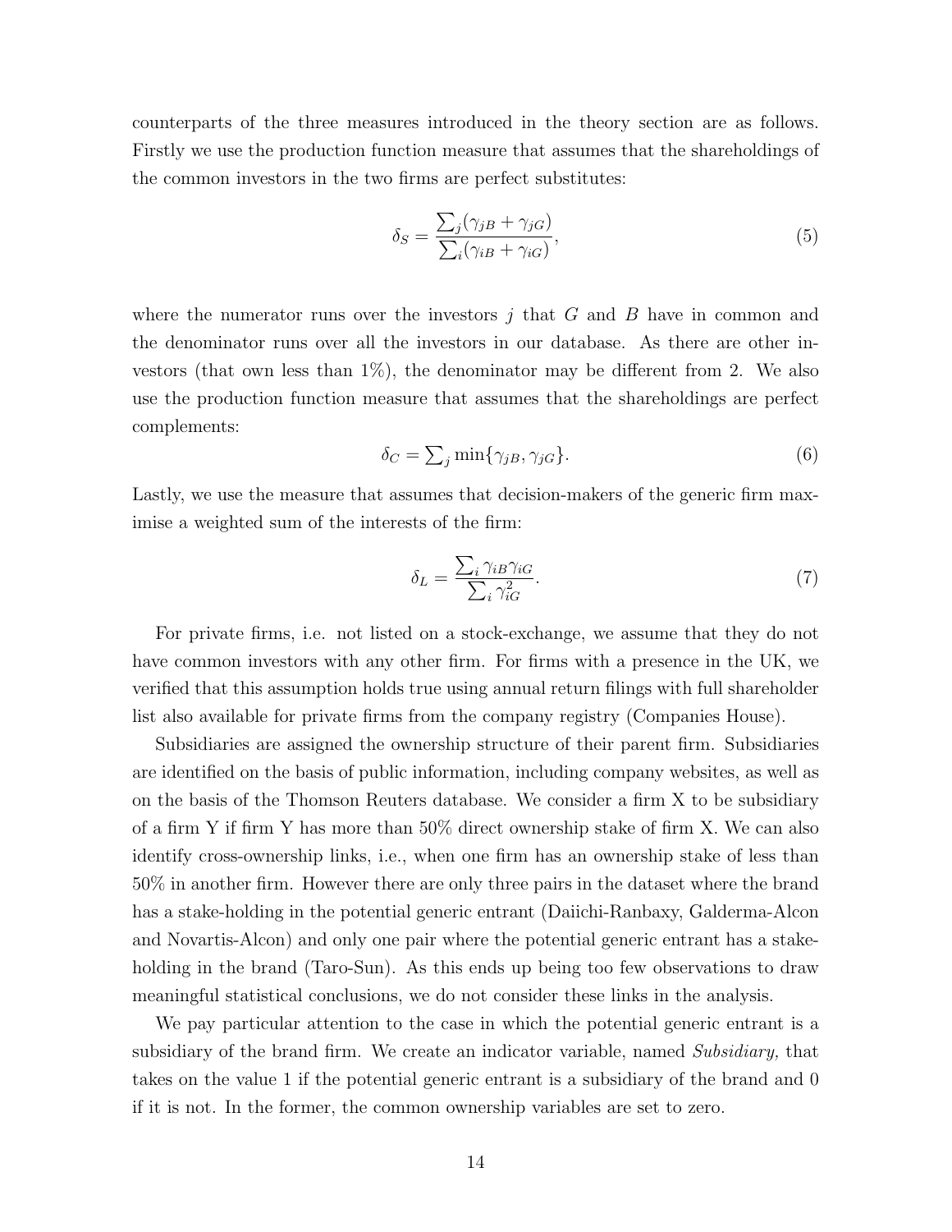counterparts of the three measures introduced in the theory section are as follows. Firstly we use the production function measure that assumes that the shareholdings of the common investors in the two firms are perfect substitutes:

$$\delta_S = \frac{\sum_j (\gamma_{jB} + \gamma_{jG})}{\sum_i (\gamma_{iB} + \gamma_{iG})}, \tag{5}$$

where the numerator runs over the investors $j$ that $G$ and $B$ have in common and the denominator runs over all the investors in our database. As there are other investors (that own less than 1%), the denominator may be different from 2. We also use the production function measure that assumes that the shareholdings are perfect complements:

$$\delta_C = \textstyle\sum_j \min\{\gamma_{jB}, \gamma_{jG}\}. \tag{6}$$

Lastly, we use the measure that assumes that decision-makers of the generic firm maximise a weighted sum of the interests of the firm:

$$\delta_L = \frac{\sum_i \gamma_{iB}\gamma_{iG}}{\sum_i \gamma_{iG}^2}. \tag{7}$$

For private firms, i.e. not listed on a stock-exchange, we assume that they do not have common investors with any other firm. For firms with a presence in the UK, we verified that this assumption holds true using annual return filings with full shareholder list also available for private firms from the company registry (Companies House).

Subsidiaries are assigned the ownership structure of their parent firm. Subsidiaries are identified on the basis of public information, including company websites, as well as on the basis of the Thomson Reuters database. We consider a firm X to be subsidiary of a firm Y if firm Y has more than 50% direct ownership stake of firm X. We can also identify cross-ownership links, i.e., when one firm has an ownership stake of less than 50% in another firm. However there are only three pairs in the dataset where the brand has a stake-holding in the potential generic entrant (Daiichi-Ranbaxy, Galderma-Alcon and Novartis-Alcon) and only one pair where the potential generic entrant has a stake-holding in the brand (Taro-Sun). As this ends up being too few observations to draw meaningful statistical conclusions, we do not consider these links in the analysis.

We pay particular attention to the case in which the potential generic entrant is a subsidiary of the brand firm. We create an indicator variable, named *Subsidiary,* that takes on the value 1 if the potential generic entrant is a subsidiary of the brand and 0 if it is not. In the former, the common ownership variables are set to zero.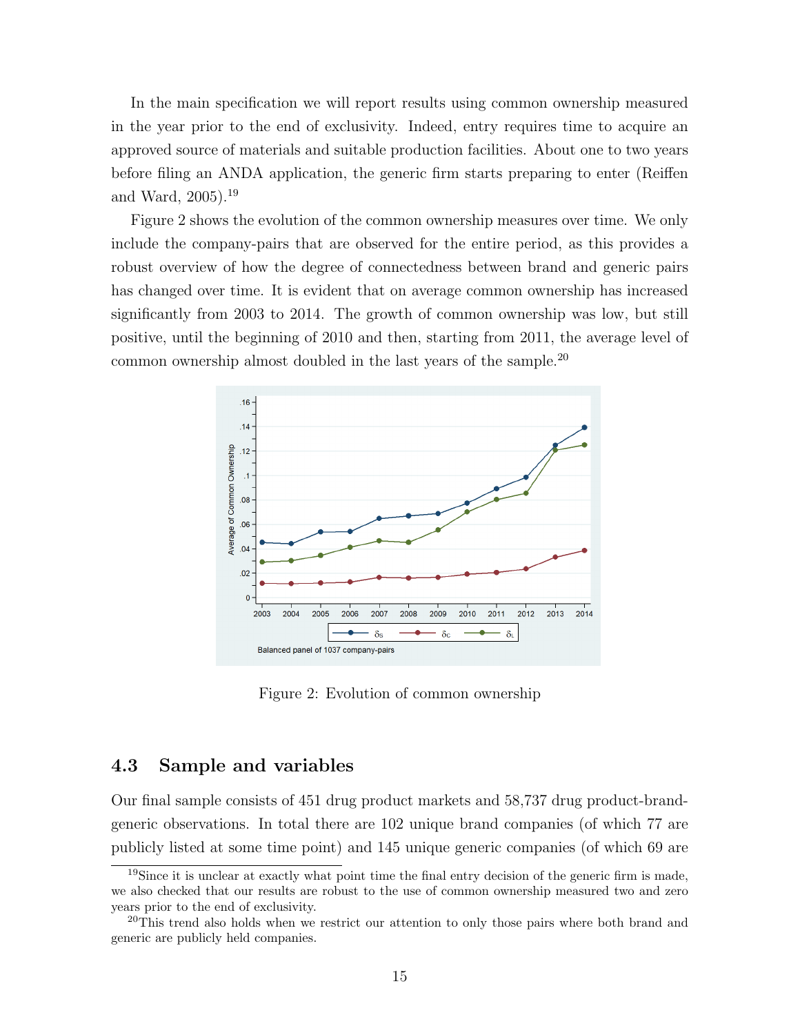In the main specification we will report results using common ownership measured in the year prior to the end of exclusivity. Indeed, entry requires time to acquire an approved source of materials and suitable production facilities. About one to two years before filing an ANDA application, the generic firm starts preparing to enter (Reiffen and Ward, 2005).[19]

Figure 2 shows the evolution of the common ownership measures over time. We only include the company-pairs that are observed for the entire period, as this provides a robust overview of how the degree of connectedness between brand and generic pairs has changed over time. It is evident that on average common ownership has increased significantly from 2003 to 2014. The growth of common ownership was low, but still positive, until the beginning of 2010 and then, starting from 2011, the average level of common ownership almost doubled in the last years of the sample.[20]

Figure 2: Evolution of common ownership

## 4.3 Sample and variables

Our final sample consists of 451 drug product markets and 58,737 drug product-brand-generic observations. In total there are 102 unique brand companies (of which 77 are publicly listed at some time point) and 145 unique generic companies (of which 69 are

[19] Since it is unclear at exactly what point time the final entry decision of the generic firm is made, we also checked that our results are robust to the use of common ownership measured two and zero years prior to the end of exclusivity.

[20] This trend also holds when we restrict our attention to only those pairs where both brand and generic are publicly held companies.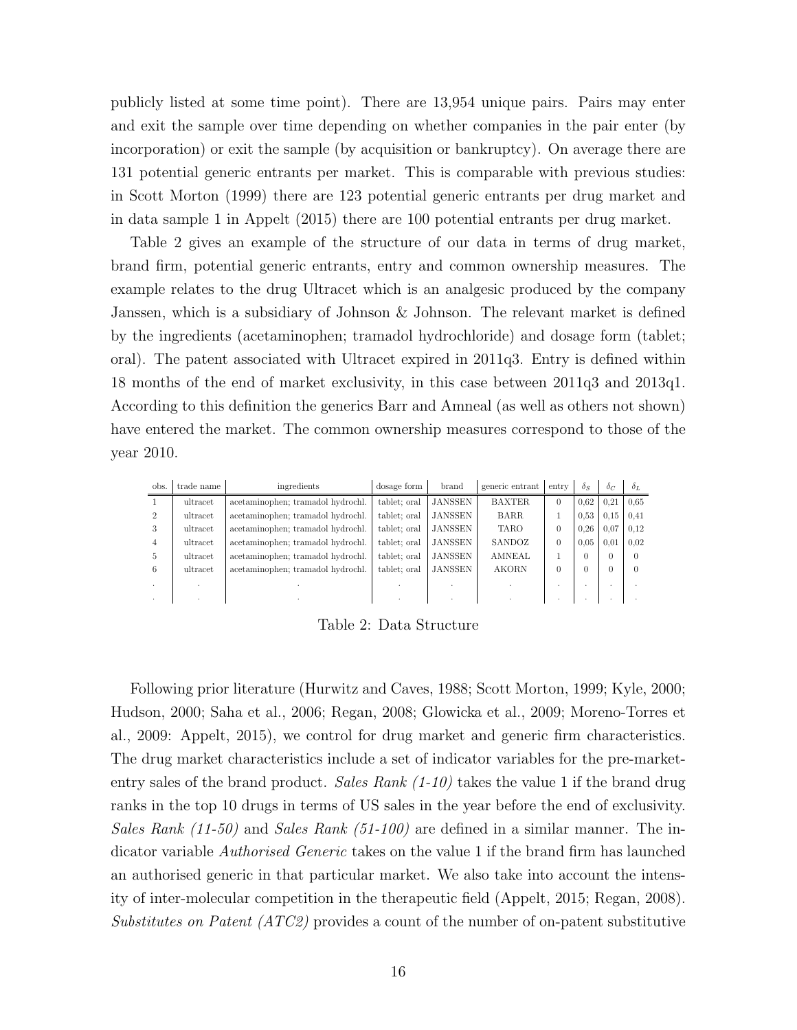publicly listed at some time point). There are 13,954 unique pairs. Pairs may enter and exit the sample over time depending on whether companies in the pair enter (by incorporation) or exit the sample (by acquisition or bankruptcy). On average there are 131 potential generic entrants per market. This is comparable with previous studies: in Scott Morton (1999) there are 123 potential generic entrants per drug market and in data sample 1 in Appelt (2015) there are 100 potential entrants per drug market.

Table 2 gives an example of the structure of our data in terms of drug market, brand firm, potential generic entrants, entry and common ownership measures. The example relates to the drug Ultracet which is an analgesic produced by the company Janssen, which is a subsidiary of Johnson & Johnson. The relevant market is defined by the ingredients (acetaminophen; tramadol hydrochloride) and dosage form (tablet; oral). The patent associated with Ultracet expired in 2011q3. Entry is defined within 18 months of the end of market exclusivity, in this case between 2011q3 and 2013q1. According to this definition the generics Barr and Amneal (as well as others not shown) have entered the market. The common ownership measures correspond to those of the year 2010.

| obs. | trade name | ingredients | dosage form | brand | generic entrant | entry | $\delta_S$ | $\delta_C$ | $\delta_L$ |
|---|---|---|---|---|---|---|---|---|---|
| 1 | ultracet | acetaminophen; tramadol hydrochl. | tablet; oral | JANSSEN | BAXTER | 0 | 0,62 | 0,21 | 0,65 |
| 2 | ultracet | acetaminophen; tramadol hydrochl. | tablet; oral | JANSSEN | BARR | 1 | 0,53 | 0,15 | 0,41 |
| 3 | ultracet | acetaminophen; tramadol hydrochl. | tablet; oral | JANSSEN | TARO | 0 | 0,26 | 0,07 | 0,12 |
| 4 | ultracet | acetaminophen; tramadol hydrochl. | tablet; oral | JANSSEN | SANDOZ | 0 | 0,05 | 0,01 | 0,02 |
| 5 | ultracet | acetaminophen; tramadol hydrochl. | tablet; oral | JANSSEN | AMNEAL | 1 | 0 | 0 | 0 |
| 6 | ultracet | acetaminophen; tramadol hydrochl. | tablet; oral | JANSSEN | AKORN | 0 | 0 | 0 | 0 |
| . | . | . | . | . | . | . | . | . | . |
| . | . | . | . | . | . | . | . | . | . |

Table 2: Data Structure

Following prior literature (Hurwitz and Caves, 1988; Scott Morton, 1999; Kyle, 2000; Hudson, 2000; Saha et al., 2006; Regan, 2008; Glowicka et al., 2009; Moreno-Torres et al., 2009: Appelt, 2015), we control for drug market and generic firm characteristics. The drug market characteristics include a set of indicator variables for the pre-market-entry sales of the brand product. *Sales Rank (1-10)* takes the value 1 if the brand drug ranks in the top 10 drugs in terms of US sales in the year before the end of exclusivity. *Sales Rank (11-50)* and *Sales Rank (51-100)* are defined in a similar manner. The indicator variable *Authorised Generic* takes on the value 1 if the brand firm has launched an authorised generic in that particular market. We also take into account the intensity of inter-molecular competition in the therapeutic field (Appelt, 2015; Regan, 2008). *Substitutes on Patent (ATC2)* provides a count of the number of on-patent substitutive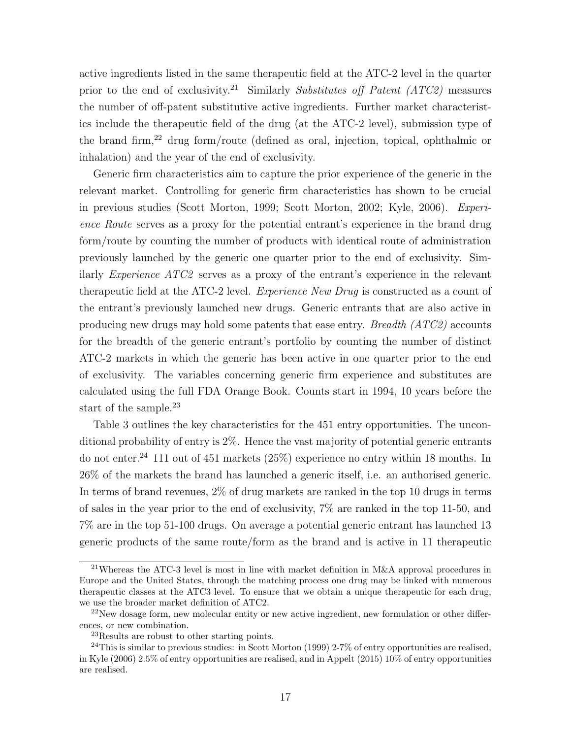active ingredients listed in the same therapeutic field at the ATC-2 level in the quarter prior to the end of exclusivity.[21] Similarly *Substitutes off Patent (ATC2)* measures the number of off-patent substitutive active ingredients. Further market characteristics include the therapeutic field of the drug (at the ATC-2 level), submission type of the brand firm,[22] drug form/route (defined as oral, injection, topical, ophthalmic or inhalation) and the year of the end of exclusivity.

Generic firm characteristics aim to capture the prior experience of the generic in the relevant market. Controlling for generic firm characteristics has shown to be crucial in previous studies (Scott Morton, 1999; Scott Morton, 2002; Kyle, 2006). *Experience Route* serves as a proxy for the potential entrant's experience in the brand drug form/route by counting the number of products with identical route of administration previously launched by the generic one quarter prior to the end of exclusivity. Similarly *Experience ATC2* serves as a proxy of the entrant's experience in the relevant therapeutic field at the ATC-2 level. *Experience New Drug* is constructed as a count of the entrant's previously launched new drugs. Generic entrants that are also active in producing new drugs may hold some patents that ease entry. *Breadth (ATC2)* accounts for the breadth of the generic entrant's portfolio by counting the number of distinct ATC-2 markets in which the generic has been active in one quarter prior to the end of exclusivity. The variables concerning generic firm experience and substitutes are calculated using the full FDA Orange Book. Counts start in 1994, 10 years before the start of the sample.[23]

Table 3 outlines the key characteristics for the 451 entry opportunities. The unconditional probability of entry is 2%. Hence the vast majority of potential generic entrants do not enter.[24] 111 out of 451 markets (25%) experience no entry within 18 months. In 26% of the markets the brand has launched a generic itself, i.e. an authorised generic. In terms of brand revenues, 2% of drug markets are ranked in the top 10 drugs in terms of sales in the year prior to the end of exclusivity, 7% are ranked in the top 11-50, and 7% are in the top 51-100 drugs. On average a potential generic entrant has launched 13 generic products of the same route/form as the brand and is active in 11 therapeutic

[21] Whereas the ATC-3 level is most in line with market definition in M&A approval procedures in Europe and the United States, through the matching process one drug may be linked with numerous therapeutic classes at the ATC3 level. To ensure that we obtain a unique therapeutic for each drug, we use the broader market definition of ATC2.

[22] New dosage form, new molecular entity or new active ingredient, new formulation or other differences, or new combination.

[23] Results are robust to other starting points.

[24] This is similar to previous studies: in Scott Morton (1999) 2-7% of entry opportunities are realised, in Kyle (2006) 2.5% of entry opportunities are realised, and in Appelt (2015) 10% of entry opportunities are realised.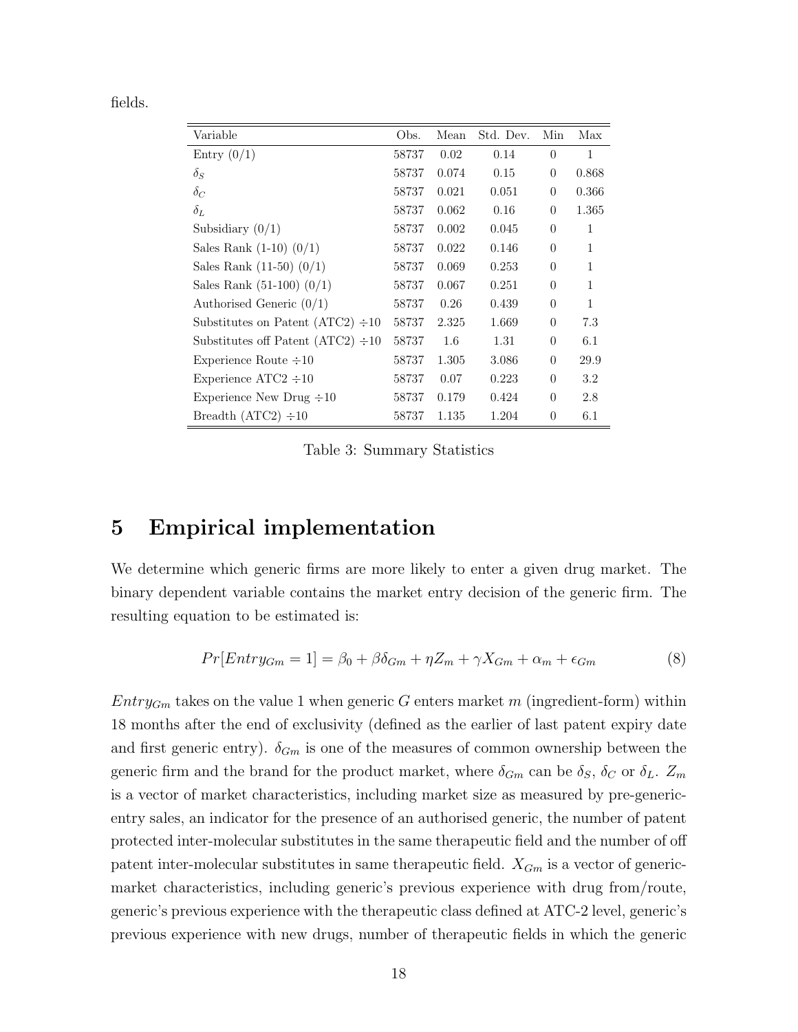fields.

| Variable | Obs. | Mean | Std. Dev. | Min | Max |
|---|---|---|---|---|---|
| Entry (0/1) | 58737 | 0.02 | 0.14 | 0 | 1 |
| $\delta_S$ | 58737 | 0.074 | 0.15 | 0 | 0.868 |
| $\delta_C$ | 58737 | 0.021 | 0.051 | 0 | 0.366 |
| $\delta_L$ | 58737 | 0.062 | 0.16 | 0 | 1.365 |
| Subsidiary (0/1) | 58737 | 0.002 | 0.045 | 0 | 1 |
| Sales Rank (1-10) (0/1) | 58737 | 0.022 | 0.146 | 0 | 1 |
| Sales Rank (11-50) (0/1) | 58737 | 0.069 | 0.253 | 0 | 1 |
| Sales Rank (51-100) (0/1) | 58737 | 0.067 | 0.251 | 0 | 1 |
| Authorised Generic (0/1) | 58737 | 0.26 | 0.439 | 0 | 1 |
| Substitutes on Patent (ATC2) $\div 10$ | 58737 | 2.325 | 1.669 | 0 | 7.3 |
| Substitutes off Patent (ATC2) $\div 10$ | 58737 | 1.6 | 1.31 | 0 | 6.1 |
| Experience Route $\div 10$ | 58737 | 1.305 | 3.086 | 0 | 29.9 |
| Experience ATC2 $\div 10$ | 58737 | 0.07 | 0.223 | 0 | 3.2 |
| Experience New Drug $\div 10$ | 58737 | 0.179 | 0.424 | 0 | 2.8 |
| Breadth (ATC2) $\div 10$ | 58737 | 1.135 | 1.204 | 0 | 6.1 |

Table 3: Summary Statistics

# 5 Empirical implementation

We determine which generic firms are more likely to enter a given drug market. The binary dependent variable contains the market entry decision of the generic firm. The resulting equation to be estimated is:

$$Pr[Entry_{Gm} = 1] = \beta_0 + \beta\delta_{Gm} + \eta Z_m + \gamma X_{Gm} + \alpha_m + \epsilon_{Gm} \tag{8}$$

$Entry_{Gm}$ takes on the value 1 when generic $G$ enters market $m$ (ingredient-form) within 18 months after the end of exclusivity (defined as the earlier of last patent expiry date and first generic entry). $\delta_{Gm}$ is one of the measures of common ownership between the generic firm and the brand for the product market, where $\delta_{Gm}$ can be $\delta_S$, $\delta_C$ or $\delta_L$. $Z_m$ is a vector of market characteristics, including market size as measured by pre-generic-entry sales, an indicator for the presence of an authorised generic, the number of patent protected inter-molecular substitutes in the same therapeutic field and the number of off patent inter-molecular substitutes in same therapeutic field. $X_{Gm}$ is a vector of generic-market characteristics, including generic's previous experience with drug from/route, generic's previous experience with the therapeutic class defined at ATC-2 level, generic's previous experience with new drugs, number of therapeutic fields in which the generic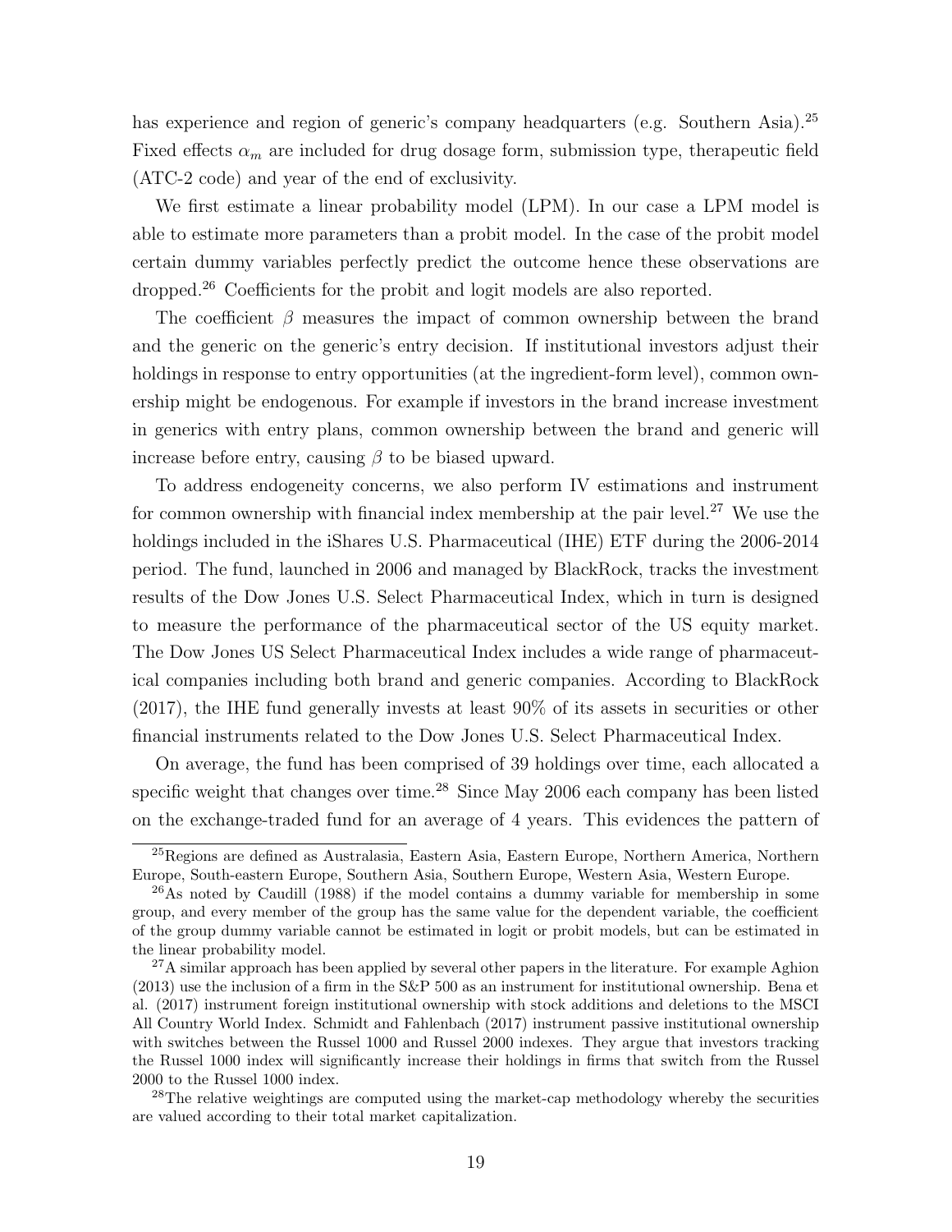has experience and region of generic's company headquarters (e.g. Southern Asia).[25] Fixed effects $\alpha_m$ are included for drug dosage form, submission type, therapeutic field (ATC-2 code) and year of the end of exclusivity.

We first estimate a linear probability model (LPM). In our case a LPM model is able to estimate more parameters than a probit model. In the case of the probit model certain dummy variables perfectly predict the outcome hence these observations are dropped.[26] Coefficients for the probit and logit models are also reported.

The coefficient $\beta$ measures the impact of common ownership between the brand and the generic on the generic's entry decision. If institutional investors adjust their holdings in response to entry opportunities (at the ingredient-form level), common ownership might be endogenous. For example if investors in the brand increase investment in generics with entry plans, common ownership between the brand and generic will increase before entry, causing $\beta$ to be biased upward.

To address endogeneity concerns, we also perform IV estimations and instrument for common ownership with financial index membership at the pair level.[27] We use the holdings included in the iShares U.S. Pharmaceutical (IHE) ETF during the 2006-2014 period. The fund, launched in 2006 and managed by BlackRock, tracks the investment results of the Dow Jones U.S. Select Pharmaceutical Index, which in turn is designed to measure the performance of the pharmaceutical sector of the US equity market. The Dow Jones US Select Pharmaceutical Index includes a wide range of pharmaceutical companies including both brand and generic companies. According to BlackRock (2017), the IHE fund generally invests at least 90% of its assets in securities or other financial instruments related to the Dow Jones U.S. Select Pharmaceutical Index.

On average, the fund has been comprised of 39 holdings over time, each allocated a specific weight that changes over time.[28] Since May 2006 each company has been listed on the exchange-traded fund for an average of 4 years. This evidences the pattern of

[25] Regions are defined as Australasia, Eastern Asia, Eastern Europe, Northern America, Northern Europe, South-eastern Europe, Southern Asia, Southern Europe, Western Asia, Western Europe.

[26] As noted by Caudill (1988) if the model contains a dummy variable for membership in some group, and every member of the group has the same value for the dependent variable, the coefficient of the group dummy variable cannot be estimated in logit or probit models, but can be estimated in the linear probability model.

[27] A similar approach has been applied by several other papers in the literature. For example Aghion (2013) use the inclusion of a firm in the S&P 500 as an instrument for institutional ownership. Bena et al. (2017) instrument foreign institutional ownership with stock additions and deletions to the MSCI All Country World Index. Schmidt and Fahlenbach (2017) instrument passive institutional ownership with switches between the Russel 1000 and Russel 2000 indexes. They argue that investors tracking the Russel 1000 index will significantly increase their holdings in firms that switch from the Russel 2000 to the Russel 1000 index.

[28] The relative weightings are computed using the market-cap methodology whereby the securities are valued according to their total market capitalization.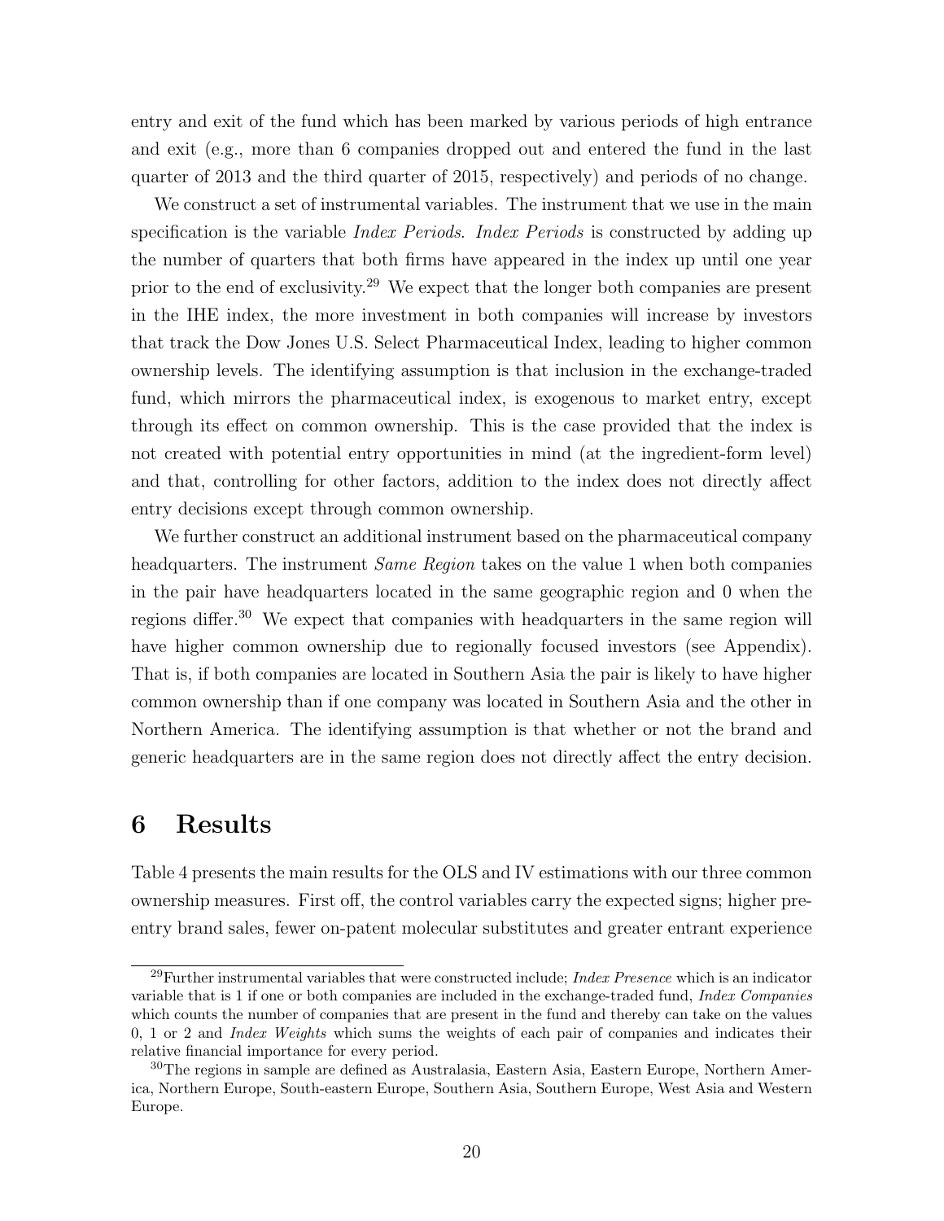entry and exit of the fund which has been marked by various periods of high entrance and exit (e.g., more than 6 companies dropped out and entered the fund in the last quarter of 2013 and the third quarter of 2015, respectively) and periods of no change.

We construct a set of instrumental variables. The instrument that we use in the main specification is the variable *Index Periods*. *Index Periods* is constructed by adding up the number of quarters that both firms have appeared in the index up until one year prior to the end of exclusivity.[29] We expect that the longer both companies are present in the IHE index, the more investment in both companies will increase by investors that track the Dow Jones U.S. Select Pharmaceutical Index, leading to higher common ownership levels. The identifying assumption is that inclusion in the exchange-traded fund, which mirrors the pharmaceutical index, is exogenous to market entry, except through its effect on common ownership. This is the case provided that the index is not created with potential entry opportunities in mind (at the ingredient-form level) and that, controlling for other factors, addition to the index does not directly affect entry decisions except through common ownership.

We further construct an additional instrument based on the pharmaceutical company headquarters. The instrument *Same Region* takes on the value 1 when both companies in the pair have headquarters located in the same geographic region and 0 when the regions differ.[30] We expect that companies with headquarters in the same region will have higher common ownership due to regionally focused investors (see Appendix). That is, if both companies are located in Southern Asia the pair is likely to have higher common ownership than if one company was located in Southern Asia and the other in Northern America. The identifying assumption is that whether or not the brand and generic headquarters are in the same region does not directly affect the entry decision.

# 6 Results

Table 4 presents the main results for the OLS and IV estimations with our three common ownership measures. First off, the control variables carry the expected signs; higher pre-entry brand sales, fewer on-patent molecular substitutes and greater entrant experience

[29] Further instrumental variables that were constructed include; *Index Presence* which is an indicator variable that is 1 if one or both companies are included in the exchange-traded fund, *Index Companies* which counts the number of companies that are present in the fund and thereby can take on the values 0, 1 or 2 and *Index Weights* which sums the weights of each pair of companies and indicates their relative financial importance for every period.

[30] The regions in sample are defined as Australasia, Eastern Asia, Eastern Europe, Northern America, Northern Europe, South-eastern Europe, Southern Asia, Southern Europe, West Asia and Western Europe.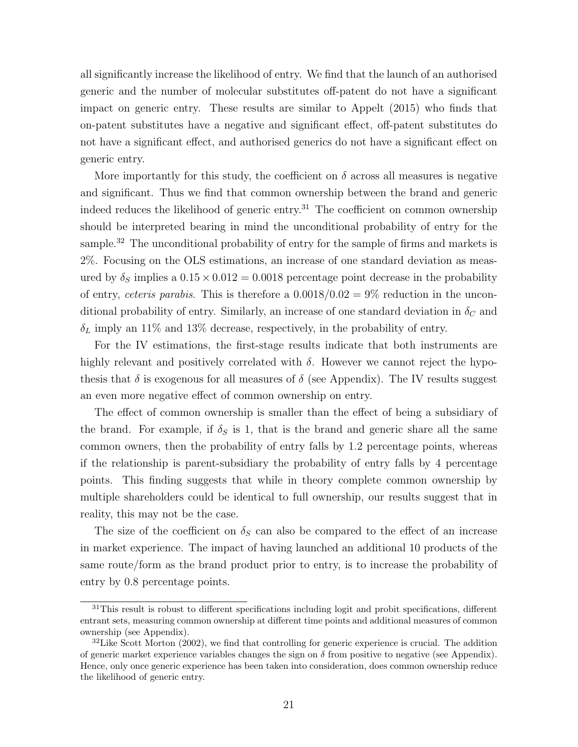all significantly increase the likelihood of entry. We find that the launch of an authorised generic and the number of molecular substitutes off-patent do not have a significant impact on generic entry. These results are similar to Appelt (2015) who finds that on-patent substitutes have a negative and significant effect, off-patent substitutes do not have a significant effect, and authorised generics do not have a significant effect on generic entry.

More importantly for this study, the coefficient on $\delta$ across all measures is negative and significant. Thus we find that common ownership between the brand and generic indeed reduces the likelihood of generic entry.[31] The coefficient on common ownership should be interpreted bearing in mind the unconditional probability of entry for the sample.[32] The unconditional probability of entry for the sample of firms and markets is 2%. Focusing on the OLS estimations, an increase of one standard deviation as measured by $\delta_S$ implies a $0.15 \times 0.012 = 0.0018$ percentage point decrease in the probability of entry, *ceteris parabis*. This is therefore a $0.0018/0.02 = 9\%$ reduction in the unconditional probability of entry. Similarly, an increase of one standard deviation in $\delta_C$ and $\delta_L$ imply an 11% and 13% decrease, respectively, in the probability of entry.

For the IV estimations, the first-stage results indicate that both instruments are highly relevant and positively correlated with $\delta$. However we cannot reject the hypothesis that $\delta$ is exogenous for all measures of $\delta$ (see Appendix). The IV results suggest an even more negative effect of common ownership on entry.

The effect of common ownership is smaller than the effect of being a subsidiary of the brand. For example, if $\delta_S$ is 1, that is the brand and generic share all the same common owners, then the probability of entry falls by 1.2 percentage points, whereas if the relationship is parent-subsidiary the probability of entry falls by 4 percentage points. This finding suggests that while in theory complete common ownership by multiple shareholders could be identical to full ownership, our results suggest that in reality, this may not be the case.

The size of the coefficient on $\delta_S$ can also be compared to the effect of an increase in market experience. The impact of having launched an additional 10 products of the same route/form as the brand product prior to entry, is to increase the probability of entry by 0.8 percentage points.

[31] This result is robust to different specifications including logit and probit specifications, different entrant sets, measuring common ownership at different time points and additional measures of common ownership (see Appendix).

[32] Like Scott Morton (2002), we find that controlling for generic experience is crucial. The addition of generic market experience variables changes the sign on $\delta$ from positive to negative (see Appendix). Hence, only once generic experience has been taken into consideration, does common ownership reduce the likelihood of generic entry.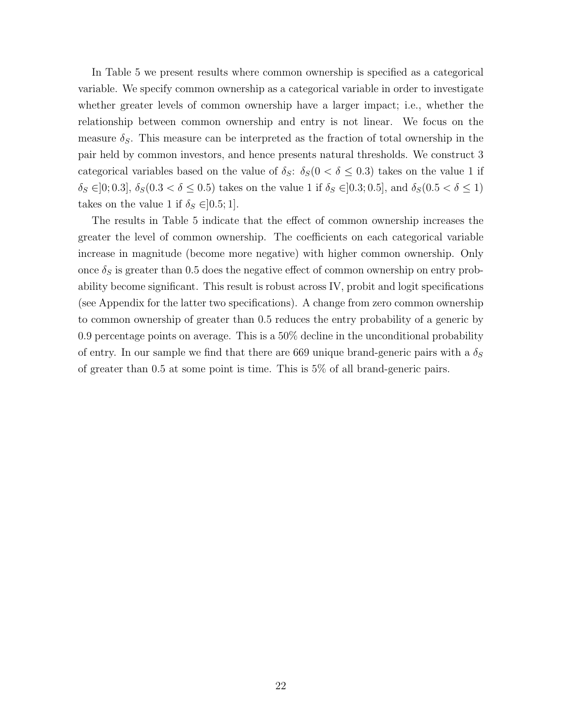In Table 5 we present results where common ownership is specified as a categorical variable. We specify common ownership as a categorical variable in order to investigate whether greater levels of common ownership have a larger impact; i.e., whether the relationship between common ownership and entry is not linear. We focus on the measure $\delta_S$. This measure can be interpreted as the fraction of total ownership in the pair held by common investors, and hence presents natural thresholds. We construct 3 categorical variables based on the value of $\delta_S$: $\delta_S(0 < \delta \leq 0.3)$ takes on the value 1 if $\delta_S \in ]0; 0.3]$, $\delta_S(0.3 < \delta \leq 0.5)$ takes on the value 1 if $\delta_S \in ]0.3; 0.5]$, and $\delta_S(0.5 < \delta \leq 1)$ takes on the value 1 if $\delta_S \in ]0.5; 1]$.

The results in Table 5 indicate that the effect of common ownership increases the greater the level of common ownership. The coefficients on each categorical variable increase in magnitude (become more negative) with higher common ownership. Only once $\delta_S$ is greater than 0.5 does the negative effect of common ownership on entry probability become significant. This result is robust across IV, probit and logit specifications (see Appendix for the latter two specifications). A change from zero common ownership to common ownership of greater than 0.5 reduces the entry probability of a generic by 0.9 percentage points on average. This is a 50% decline in the unconditional probability of entry. In our sample we find that there are 669 unique brand-generic pairs with a $\delta_S$ of greater than 0.5 at some point is time. This is 5% of all brand-generic pairs.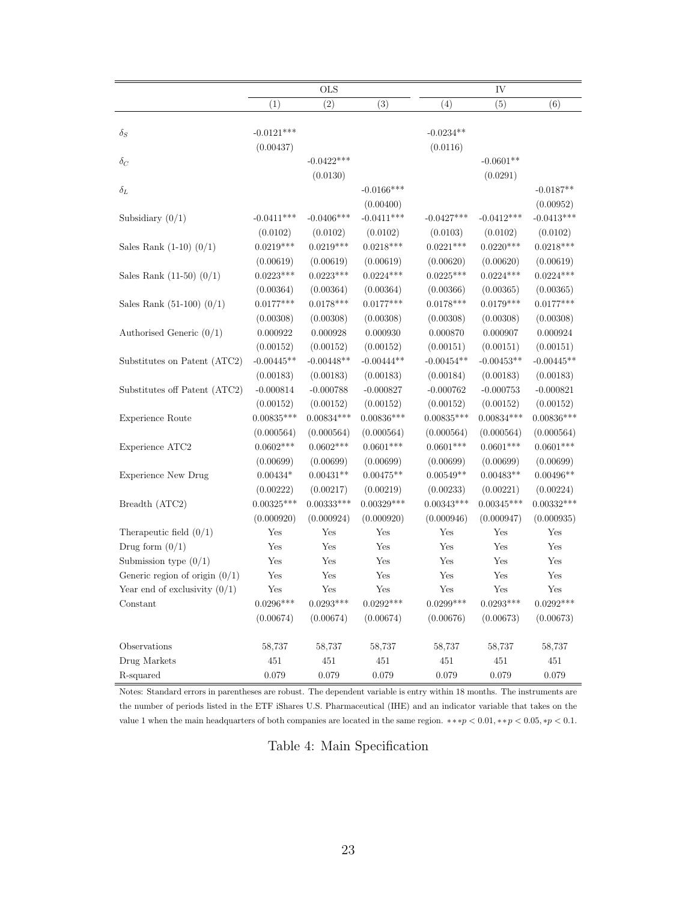| | OLS | | | IV | | |
|---|---|---|---|---|---|---|
| | (1) | (2) | (3) | (4) | (5) | (6) |
| $\delta_S$ | -0.0121*** | | | -0.0234** | | |
| | (0.00437) | | | (0.0116) | | |
| $\delta_C$ | | -0.0422*** | | | -0.0601** | |
| | | (0.0130) | | | (0.0291) | |
| $\delta_L$ | | | -0.0166*** | | | -0.0187** |
| | | | (0.00400) | | | (0.00952) |
| Subsidiary (0/1) | -0.0411*** | -0.0406*** | -0.0411*** | -0.0427*** | -0.0412*** | -0.0413*** |
| | (0.0102) | (0.0102) | (0.0102) | (0.0103) | (0.0102) | (0.0102) |
| Sales Rank (1-10) (0/1) | 0.0219*** | 0.0219*** | 0.0218*** | 0.0221*** | 0.0220*** | 0.0218*** |
| | (0.00619) | (0.00619) | (0.00619) | (0.00620) | (0.00620) | (0.00619) |
| Sales Rank (11-50) (0/1) | 0.0223*** | 0.0223*** | 0.0224*** | 0.0225*** | 0.0224*** | 0.0224*** |
| | (0.00364) | (0.00364) | (0.00364) | (0.00366) | (0.00365) | (0.00365) |
| Sales Rank (51-100) (0/1) | 0.0177*** | 0.0178*** | 0.0177*** | 0.0178*** | 0.0179*** | 0.0177*** |
| | (0.00308) | (0.00308) | (0.00308) | (0.00308) | (0.00308) | (0.00308) |
| Authorised Generic (0/1) | 0.000922 | 0.000928 | 0.000930 | 0.000870 | 0.000907 | 0.000924 |
| | (0.00152) | (0.00152) | (0.00152) | (0.00151) | (0.00151) | (0.00151) |
| Substitutes on Patent (ATC2) | -0.00445** | -0.00448** | -0.00444** | -0.00454** | -0.00453** | -0.00445** |
| | (0.00183) | (0.00183) | (0.00183) | (0.00184) | (0.00183) | (0.00183) |
| Substitutes off Patent (ATC2) | -0.000814 | -0.000788 | -0.000827 | -0.000762 | -0.000753 | -0.000821 |
| | (0.00152) | (0.00152) | (0.00152) | (0.00152) | (0.00152) | (0.00152) |
| Experience Route | 0.00835*** | 0.00834*** | 0.00836*** | 0.00835*** | 0.00834*** | 0.00836*** |
| | (0.000564) | (0.000564) | (0.000564) | (0.000564) | (0.000564) | (0.000564) |
| Experience ATC2 | 0.0602*** | 0.0602*** | 0.0601*** | 0.0601*** | 0.0601*** | 0.0601*** |
| | (0.00699) | (0.00699) | (0.00699) | (0.00699) | (0.00699) | (0.00699) |
| Experience New Drug | 0.00434* | 0.00431** | 0.00475** | 0.00549** | 0.00483** | 0.00496** |
| | (0.00222) | (0.00217) | (0.00219) | (0.00233) | (0.00221) | (0.00224) |
| Breadth (ATC2) | 0.00325*** | 0.00333*** | 0.00329*** | 0.00343*** | 0.00345*** | 0.00332*** |
| | (0.000920) | (0.000924) | (0.000920) | (0.000946) | (0.000947) | (0.000935) |
| Therapeutic field (0/1) | Yes | Yes | Yes | Yes | Yes | Yes |
| Drug form (0/1) | Yes | Yes | Yes | Yes | Yes | Yes |
| Submission type (0/1) | Yes | Yes | Yes | Yes | Yes | Yes |
| Generic region of origin (0/1) | Yes | Yes | Yes | Yes | Yes | Yes |
| Year end of exclusivity (0/1) | Yes | Yes | Yes | Yes | Yes | Yes |
| Constant | 0.0296*** | 0.0293*** | 0.0292*** | 0.0299*** | 0.0293*** | 0.0292*** |
| | (0.00674) | (0.00674) | (0.00674) | (0.00676) | (0.00673) | (0.00673) |
| Observations | 58,737 | 58,737 | 58,737 | 58,737 | 58,737 | 58,737 |
| Drug Markets | 451 | 451 | 451 | 451 | 451 | 451 |
| R-squared | 0.079 | 0.079 | 0.079 | 0.079 | 0.079 | 0.079 |

Notes: Standard errors in parentheses are robust. The dependent variable is entry within 18 months. The instruments are the number of periods listed in the ETF iShares U.S. Pharmaceutical (IHE) and an indicator variable that takes on the value 1 when the main headquarters of both companies are located in the same region. $***p < 0.01, **p < 0.05, *p < 0.1$.

Table 4: Main Specification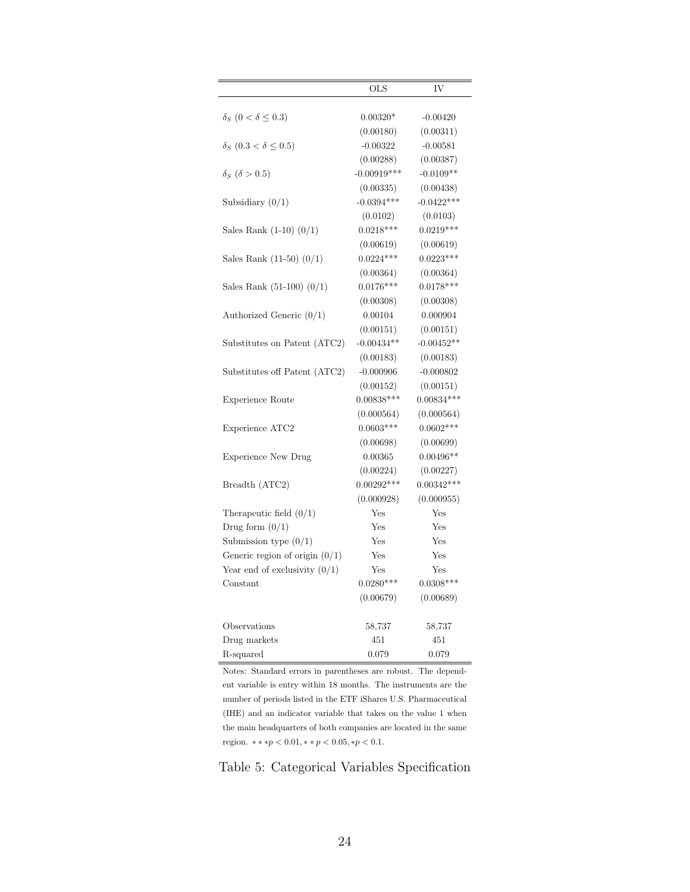| | OLS | IV |
|---|---|---|
| $\delta_S$ $(0 < \delta \leq 0.3)$ | 0.00320* | -0.00420 |
| | (0.00180) | (0.00311) |
| $\delta_S$ $(0.3 < \delta \leq 0.5)$ | -0.00322 | -0.00581 |
| | (0.00288) | (0.00387) |
| $\delta_S$ $(\delta > 0.5)$ | -0.00919*** | -0.0109** |
| | (0.00335) | (0.00438) |
| Subsidiary (0/1) | -0.0394*** | -0.0422*** |
| | (0.0102) | (0.0103) |
| Sales Rank (1-10) (0/1) | 0.0218*** | 0.0219*** |
| | (0.00619) | (0.00619) |
| Sales Rank (11-50) (0/1) | 0.0224*** | 0.0223*** |
| | (0.00364) | (0.00364) |
| Sales Rank (51-100) (0/1) | 0.0176*** | 0.0178*** |
| | (0.00308) | (0.00308) |
| Authorized Generic (0/1) | 0.00104 | 0.000904 |
| | (0.00151) | (0.00151) |
| Substitutes on Patent (ATC2) | -0.00434** | -0.00452** |
| | (0.00183) | (0.00183) |
| Substitutes off Patent (ATC2) | -0.000906 | -0.000802 |
| | (0.00152) | (0.00151) |
| Experience Route | 0.00838*** | 0.00834*** |
| | (0.000564) | (0.000564) |
| Experience ATC2 | 0.0603*** | 0.0602*** |
| | (0.00698) | (0.00699) |
| Experience New Drug | 0.00365 | 0.00496** |
| | (0.00224) | (0.00227) |
| Breadth (ATC2) | 0.00292*** | 0.00342*** |
| | (0.000928) | (0.000955) |
| Therapeutic field (0/1) | Yes | Yes |
| Drug form (0/1) | Yes | Yes |
| Submission type (0/1) | Yes | Yes |
| Generic region of origin (0/1) | Yes | Yes |
| Year end of exclusivity (0/1) | Yes | Yes |
| Constant | 0.0280*** | 0.0308*** |
| | (0.00679) | (0.00689) |
| Observations | 58,737 | 58,737 |
| Drug markets | 451 | 451 |
| R-squared | 0.079 | 0.079 |

Notes: Standard errors in parentheses are robust. The dependent variable is entry within 18 months. The instruments are the number of periods listed in the ETF iShares U.S. Pharmaceutical (IHE) and an indicator variable that takes on the value 1 when the main headquarters of both companies are located in the same region. $***p < 0.01, **p < 0.05, *p < 0.1$.

Table 5: Categorical Variables Specification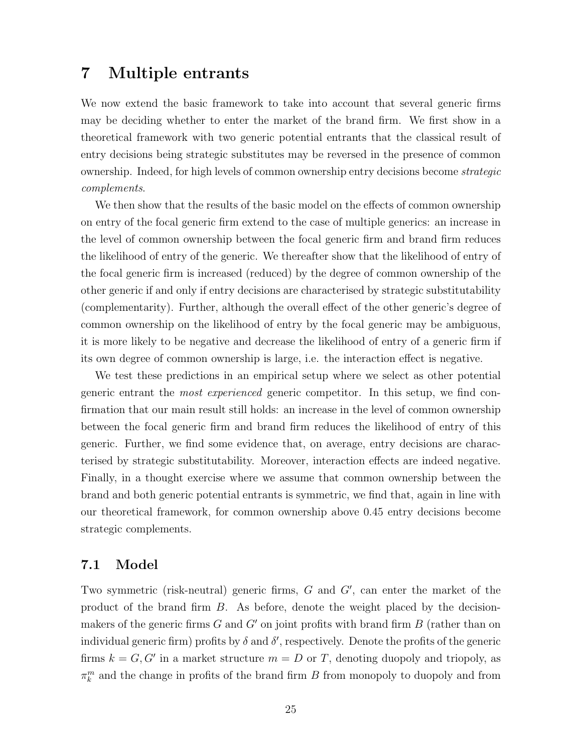# 7 Multiple entrants

We now extend the basic framework to take into account that several generic firms may be deciding whether to enter the market of the brand firm. We first show in a theoretical framework with two generic potential entrants that the classical result of entry decisions being strategic substitutes may be reversed in the presence of common ownership. Indeed, for high levels of common ownership entry decisions become *strategic complements*.

We then show that the results of the basic model on the effects of common ownership on entry of the focal generic firm extend to the case of multiple generics: an increase in the level of common ownership between the focal generic firm and brand firm reduces the likelihood of entry of the generic. We thereafter show that the likelihood of entry of the focal generic firm is increased (reduced) by the degree of common ownership of the other generic if and only if entry decisions are characterised by strategic substitutability (complementarity). Further, although the overall effect of the other generic's degree of common ownership on the likelihood of entry by the focal generic may be ambiguous, it is more likely to be negative and decrease the likelihood of entry of a generic firm if its own degree of common ownership is large, i.e. the interaction effect is negative.

We test these predictions in an empirical setup where we select as other potential generic entrant the *most experienced* generic competitor. In this setup, we find confirmation that our main result still holds: an increase in the level of common ownership between the focal generic firm and brand firm reduces the likelihood of entry of this generic. Further, we find some evidence that, on average, entry decisions are characterised by strategic substitutability. Moreover, interaction effects are indeed negative. Finally, in a thought exercise where we assume that common ownership between the brand and both generic potential entrants is symmetric, we find that, again in line with our theoretical framework, for common ownership above 0.45 entry decisions become strategic complements.

## 7.1 Model

Two symmetric (risk-neutral) generic firms, $G$ and $G'$, can enter the market of the product of the brand firm $B$. As before, denote the weight placed by the decision-makers of the generic firms $G$ and $G'$ on joint profits with brand firm $B$ (rather than on individual generic firm) profits by $\delta$ and $\delta'$, respectively. Denote the profits of the generic firms $k = G, G'$ in a market structure $m = D$ or $T$, denoting duopoly and triopoly, as $\pi_k^m$ and the change in profits of the brand firm $B$ from monopoly to duopoly and from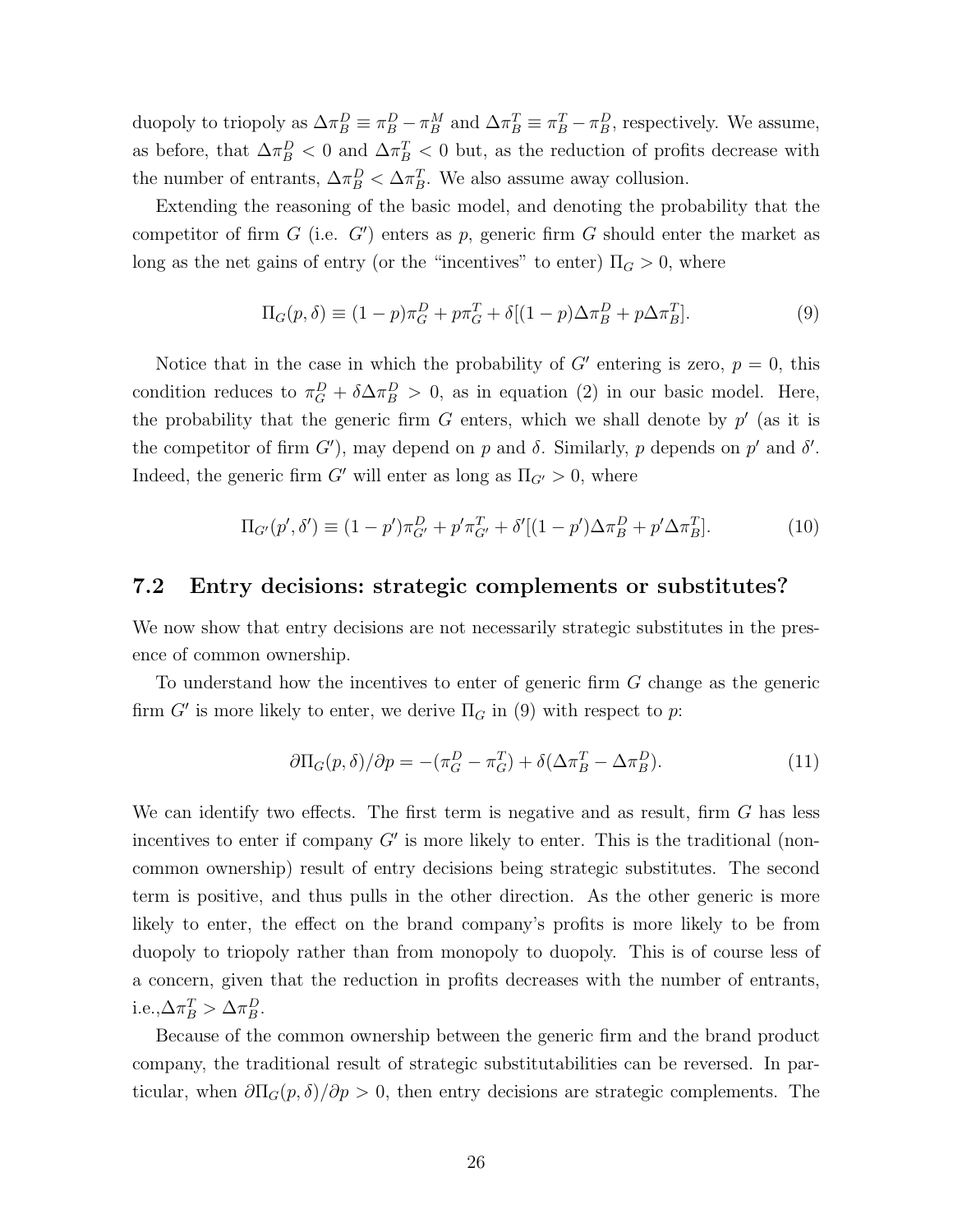duopoly to triopoly as $\Delta\pi_B^D \equiv \pi_B^D - \pi_B^M$ and $\Delta\pi_B^T \equiv \pi_B^T - \pi_B^D$, respectively. We assume, as before, that $\Delta\pi_B^D < 0$ and $\Delta\pi_B^T < 0$ but, as the reduction of profits decrease with the number of entrants, $\Delta\pi_B^D < \Delta\pi_B^T$. We also assume away collusion.

Extending the reasoning of the basic model, and denoting the probability that the competitor of firm $G$ (i.e. $G'$) enters as $p$, generic firm $G$ should enter the market as long as the net gains of entry (or the "incentives" to enter) $\Pi_G > 0$, where

$$\Pi_G(p, \delta) \equiv (1-p)\pi_G^D + p\pi_G^T + \delta[(1-p)\Delta\pi_B^D + p\Delta\pi_B^T]. \tag{9}$$

Notice that in the case in which the probability of $G'$ entering is zero, $p = 0$, this condition reduces to $\pi_G^D + \delta\Delta\pi_B^D > 0$, as in equation (2) in our basic model. Here, the probability that the generic firm $G$ enters, which we shall denote by $p'$ (as it is the competitor of firm $G'$), may depend on $p$ and $\delta$. Similarly, $p$ depends on $p'$ and $\delta'$. Indeed, the generic firm $G'$ will enter as long as $\Pi_{G'} > 0$, where

$$\Pi_{G'}(p', \delta') \equiv (1-p')\pi_{G'}^D + p'\pi_{G'}^T + \delta'[(1-p')\Delta\pi_B^D + p'\Delta\pi_B^T]. \tag{10}$$

## 7.2 Entry decisions: strategic complements or substitutes?

We now show that entry decisions are not necessarily strategic substitutes in the presence of common ownership.

To understand how the incentives to enter of generic firm $G$ change as the generic firm $G'$ is more likely to enter, we derive $\Pi_G$ in (9) with respect to $p$:

$$\partial\Pi_G(p, \delta)/\partial p = -(\pi_G^D - \pi_G^T) + \delta(\Delta\pi_B^T - \Delta\pi_B^D). \tag{11}$$

We can identify two effects. The first term is negative and as result, firm $G$ has less incentives to enter if company $G'$ is more likely to enter. This is the traditional (non-common ownership) result of entry decisions being strategic substitutes. The second term is positive, and thus pulls in the other direction. As the other generic is more likely to enter, the effect on the brand company's profits is more likely to be from duopoly to triopoly rather than from monopoly to duopoly. This is of course less of a concern, given that the reduction in profits decreases with the number of entrants, i.e.,$\Delta\pi_B^T > \Delta\pi_B^D$.

Because of the common ownership between the generic firm and the brand product company, the traditional result of strategic substitutabilities can be reversed. In particular, when $\partial\Pi_G(p, \delta)/\partial p > 0$, then entry decisions are strategic complements. The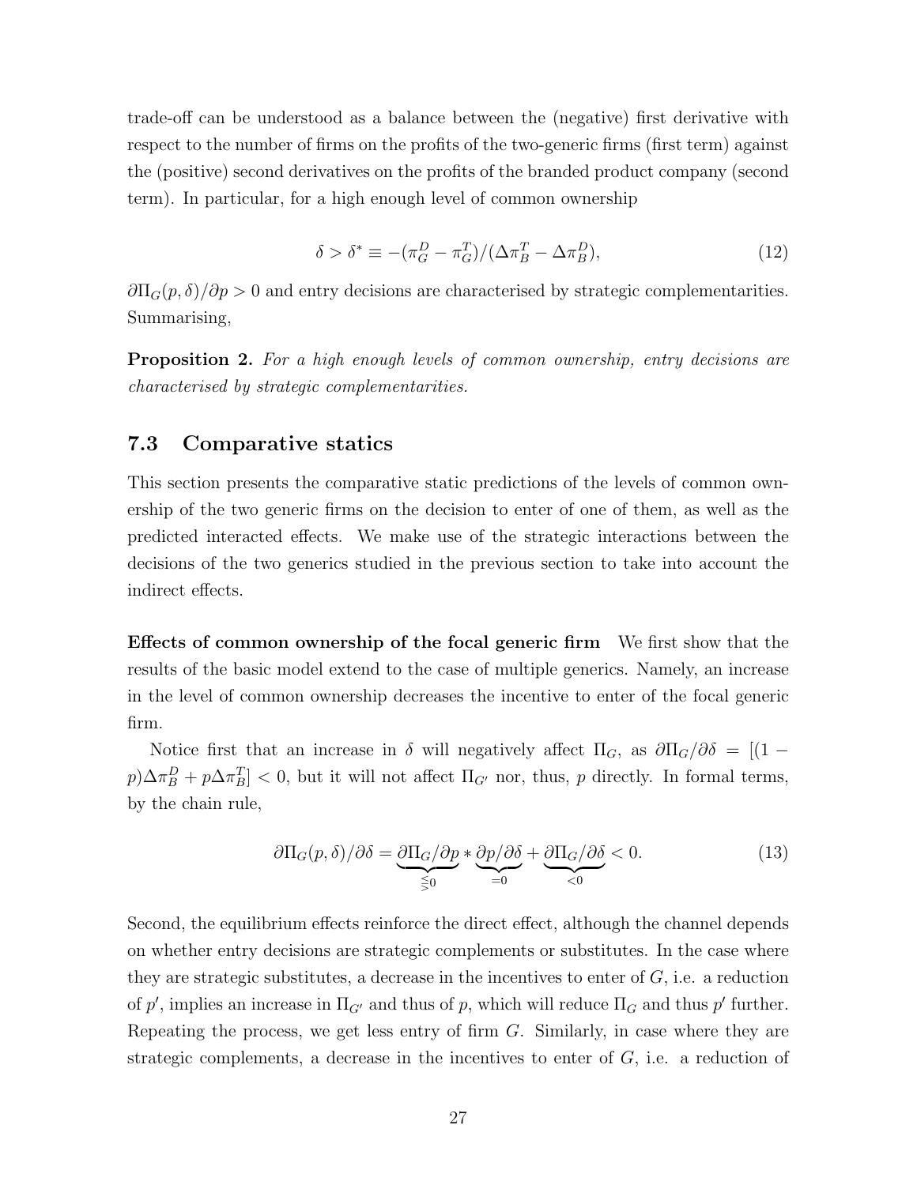trade-off can be understood as a balance between the (negative) first derivative with respect to the number of firms on the profits of the two-generic firms (first term) against the (positive) second derivatives on the profits of the branded product company (second term). In particular, for a high enough level of common ownership

$$\delta > \delta^* \equiv -(\pi_G^D - \pi_G^T)/(\Delta\pi_B^T - \Delta\pi_B^D), \tag{12}$$

$\partial\Pi_G(p,\delta)/\partial p > 0$ and entry decisions are characterised by strategic complementarities. Summarising,

**Proposition 2.** *For a high enough levels of common ownership, entry decisions are characterised by strategic complementarities.*

### 7.3 Comparative statics

This section presents the comparative static predictions of the levels of common ownership of the two generic firms on the decision to enter of one of them, as well as the predicted interacted effects. We make use of the strategic interactions between the decisions of the two generics studied in the previous section to take into account the indirect effects.

**Effects of common ownership of the focal generic firm** We first show that the results of the basic model extend to the case of multiple generics. Namely, an increase in the level of common ownership decreases the incentive to enter of the focal generic firm.

Notice first that an increase in $\delta$ will negatively affect $\Pi_G$, as $\partial\Pi_G/\partial\delta = [(1-p)\Delta\pi_B^D + p\Delta\pi_B^T] < 0$, but it will not affect $\Pi_{G'}$ nor, thus, $p$ directly. In formal terms, by the chain rule,

$$\partial\Pi_G(p,\delta)/\partial\delta = \underbrace{\partial\Pi_G/\partial p}_{\lesseqgtr 0} * \underbrace{\partial p/\partial\delta}_{=0} + \underbrace{\partial\Pi_G/\partial\delta}_{<0} < 0. \tag{13}$$

Second, the equilibrium effects reinforce the direct effect, although the channel depends on whether entry decisions are strategic complements or substitutes. In the case where they are strategic substitutes, a decrease in the incentives to enter of $G$, i.e. a reduction of $p'$, implies an increase in $\Pi_{G'}$ and thus of $p$, which will reduce $\Pi_G$ and thus $p'$ further. Repeating the process, we get less entry of firm $G$. Similarly, in case where they are strategic complements, a decrease in the incentives to enter of $G$, i.e. a reduction of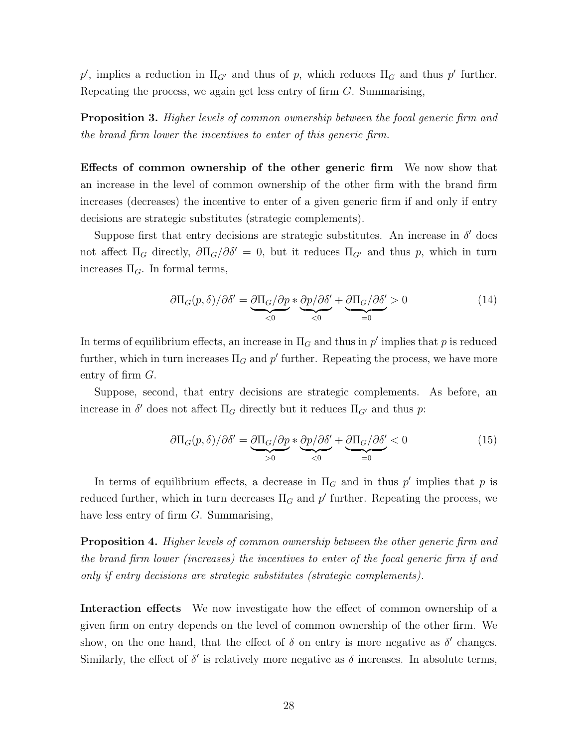$p'$, implies a reduction in $\Pi_{G'}$ and thus of $p$, which reduces $\Pi_G$ and thus $p'$ further. Repeating the process, we again get less entry of firm $G$. Summarising,

**Proposition 3.** *Higher levels of common ownership between the focal generic firm and the brand firm lower the incentives to enter of this generic firm.*

**Effects of common ownership of the other generic firm** We now show that an increase in the level of common ownership of the other firm with the brand firm increases (decreases) the incentive to enter of a given generic firm if and only if entry decisions are strategic substitutes (strategic complements).

Suppose first that entry decisions are strategic substitutes. An increase in $\delta'$ does not affect $\Pi_G$ directly, $\partial \Pi_G / \partial \delta' = 0$, but it reduces $\Pi_{G'}$ and thus $p$, which in turn increases $\Pi_G$. In formal terms,

$$\partial \Pi_G(p, \delta)/\partial \delta' = \underbrace{\partial \Pi_G / \partial p}_{<0} * \underbrace{\partial p / \partial \delta'}_{<0} + \underbrace{\partial \Pi_G / \partial \delta'}_{=0} > 0 \tag{14}$$

In terms of equilibrium effects, an increase in $\Pi_G$ and thus in $p'$ implies that $p$ is reduced further, which in turn increases $\Pi_G$ and $p'$ further. Repeating the process, we have more entry of firm $G$.

Suppose, second, that entry decisions are strategic complements. As before, an increase in $\delta'$ does not affect $\Pi_G$ directly but it reduces $\Pi_{G'}$ and thus $p$:

$$\partial \Pi_G(p, \delta)/\partial \delta' = \underbrace{\partial \Pi_G / \partial p}_{>0} * \underbrace{\partial p / \partial \delta'}_{<0} + \underbrace{\partial \Pi_G / \partial \delta'}_{=0} < 0 \tag{15}$$

In terms of equilibrium effects, a decrease in $\Pi_G$ and in thus $p'$ implies that $p$ is reduced further, which in turn decreases $\Pi_G$ and $p'$ further. Repeating the process, we have less entry of firm $G$. Summarising,

**Proposition 4.** *Higher levels of common ownership between the other generic firm and the brand firm lower (increases) the incentives to enter of the focal generic firm if and only if entry decisions are strategic substitutes (strategic complements).*

**Interaction effects** We now investigate how the effect of common ownership of a given firm on entry depends on the level of common ownership of the other firm. We show, on the one hand, that the effect of $\delta$ on entry is more negative as $\delta'$ changes. Similarly, the effect of $\delta'$ is relatively more negative as $\delta$ increases. In absolute terms,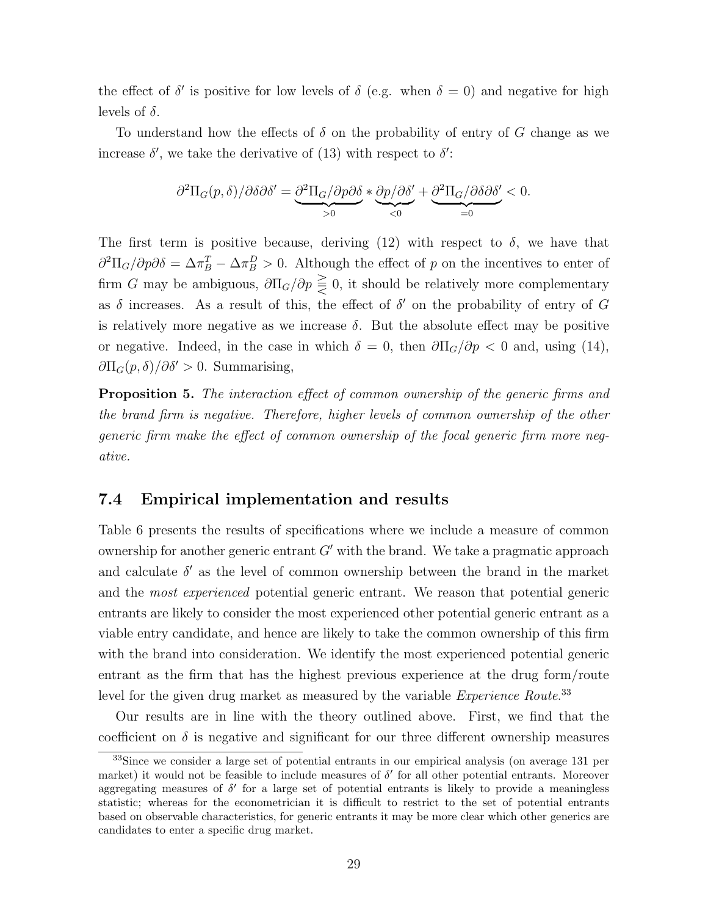the effect of $\delta'$ is positive for low levels of $\delta$ (e.g. when $\delta = 0$) and negative for high levels of $\delta$.

To understand how the effects of $\delta$ on the probability of entry of $G$ change as we increase $\delta'$, we take the derivative of (13) with respect to $\delta'$:

$$\partial^2 \Pi_G(p, \delta)/\partial\delta\partial\delta' = \underbrace{\partial^2 \Pi_G/\partial p \partial\delta}_{>0} * \underbrace{\partial p/\partial\delta'}_{<0} + \underbrace{\partial^2 \Pi_G/\partial\delta\partial\delta'}_{=0} < 0.$$

The first term is positive because, deriving (12) with respect to $\delta$, we have that $\partial^2 \Pi_G/\partial p \partial\delta = \Delta\pi_B^T - \Delta\pi_B^D > 0$. Although the effect of $p$ on the incentives to enter of firm $G$ may be ambiguous, $\partial\Pi_G/\partial p \gtreqless 0$, it should be relatively more complementary as $\delta$ increases. As a result of this, the effect of $\delta'$ on the probability of entry of $G$ is relatively more negative as we increase $\delta$. But the absolute effect may be positive or negative. Indeed, in the case in which $\delta = 0$, then $\partial\Pi_G/\partial p < 0$ and, using (14), $\partial\Pi_G(p, \delta)/\partial\delta' > 0$. Summarising,

**Proposition 5.** *The interaction effect of common ownership of the generic firms and the brand firm is negative. Therefore, higher levels of common ownership of the other generic firm make the effect of common ownership of the focal generic firm more negative.*

## 7.4 Empirical implementation and results

Table 6 presents the results of specifications where we include a measure of common ownership for another generic entrant $G'$ with the brand. We take a pragmatic approach and calculate $\delta'$ as the level of common ownership between the brand in the market and the *most experienced* potential generic entrant. We reason that potential generic entrants are likely to consider the most experienced other potential generic entrant as a viable entry candidate, and hence are likely to take the common ownership of this firm with the brand into consideration. We identify the most experienced potential generic entrant as the firm that has the highest previous experience at the drug form/route level for the given drug market as measured by the variable *Experience Route*.[33]

Our results are in line with the theory outlined above. First, we find that the coefficient on $\delta$ is negative and significant for our three different ownership measures

[33] Since we consider a large set of potential entrants in our empirical analysis (on average 131 per market) it would not be feasible to include measures of $\delta'$ for all other potential entrants. Moreover aggregating measures of $\delta'$ for a large set of potential entrants is likely to provide a meaningless statistic; whereas for the econometrician it is difficult to restrict to the set of potential entrants based on observable characteristics, for generic entrants it may be more clear which other generics are candidates to enter a specific drug market.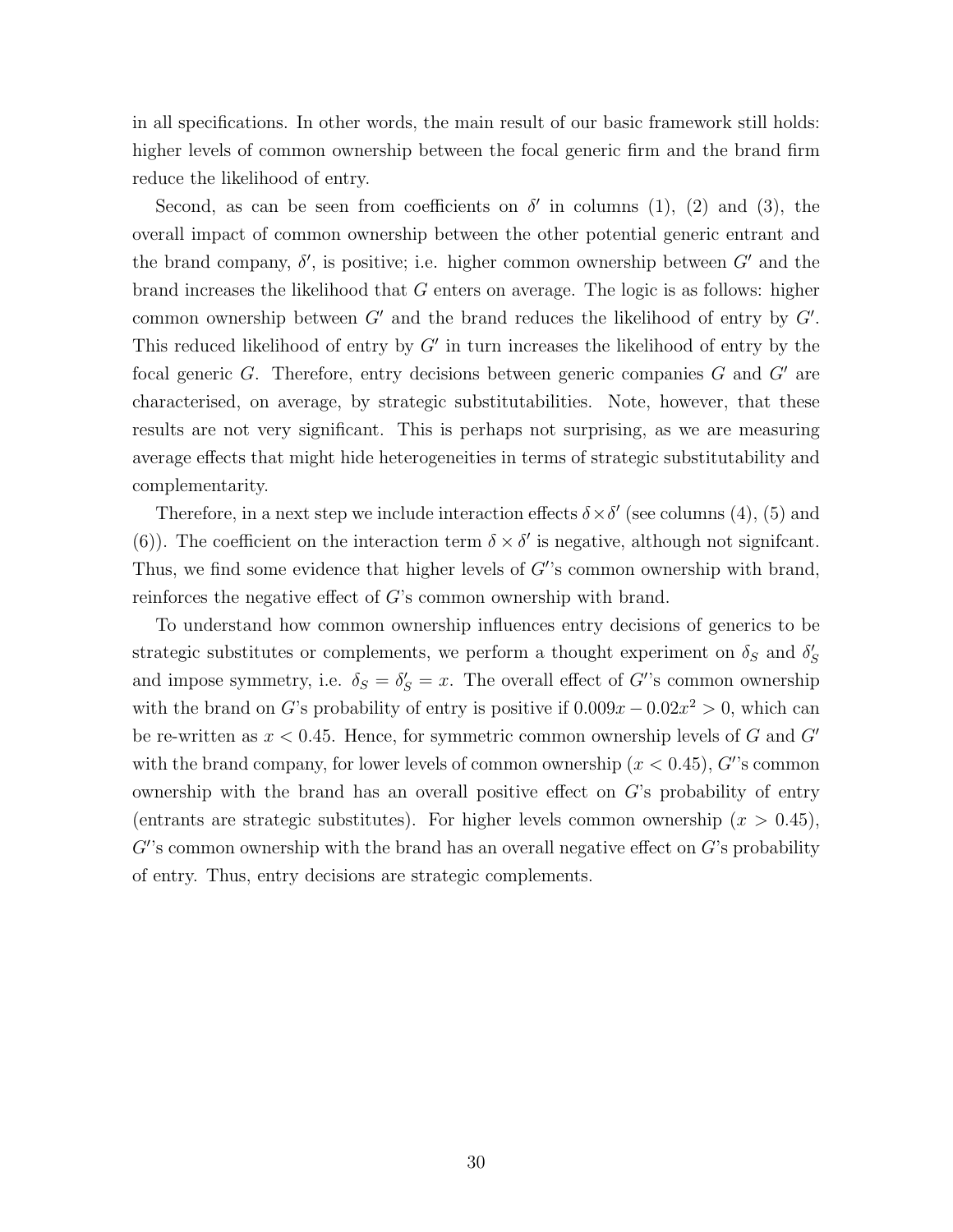in all specifications. In other words, the main result of our basic framework still holds: higher levels of common ownership between the focal generic firm and the brand firm reduce the likelihood of entry.

Second, as can be seen from coefficients on $\delta'$ in columns (1), (2) and (3), the overall impact of common ownership between the other potential generic entrant and the brand company, $\delta'$, is positive; i.e. higher common ownership between $G'$ and the brand increases the likelihood that $G$ enters on average. The logic is as follows: higher common ownership between $G'$ and the brand reduces the likelihood of entry by $G'$. This reduced likelihood of entry by $G'$ in turn increases the likelihood of entry by the focal generic $G$. Therefore, entry decisions between generic companies $G$ and $G'$ are characterised, on average, by strategic substitutabilities. Note, however, that these results are not very significant. This is perhaps not surprising, as we are measuring average effects that might hide heterogeneities in terms of strategic substitutability and complementarity.

Therefore, in a next step we include interaction effects $\delta \times \delta'$ (see columns (4), (5) and (6)). The coefficient on the interaction term $\delta \times \delta'$ is negative, although not signifcant. Thus, we find some evidence that higher levels of $G'$'s common ownership with brand, reinforces the negative effect of $G$'s common ownership with brand.

To understand how common ownership influences entry decisions of generics to be strategic substitutes or complements, we perform a thought experiment on $\delta_S$ and $\delta'_S$ and impose symmetry, i.e. $\delta_S = \delta'_S = x$. The overall effect of $G'$'s common ownership with the brand on $G$'s probability of entry is positive if $0.009x - 0.02x^2 > 0$, which can be re-written as $x < 0.45$. Hence, for symmetric common ownership levels of $G$ and $G'$ with the brand company, for lower levels of common ownership ($x < 0.45$), $G'$'s common ownership with the brand has an overall positive effect on $G$'s probability of entry (entrants are strategic substitutes). For higher levels common ownership ($x > 0.45$), $G'$'s common ownership with the brand has an overall negative effect on $G$'s probability of entry. Thus, entry decisions are strategic complements.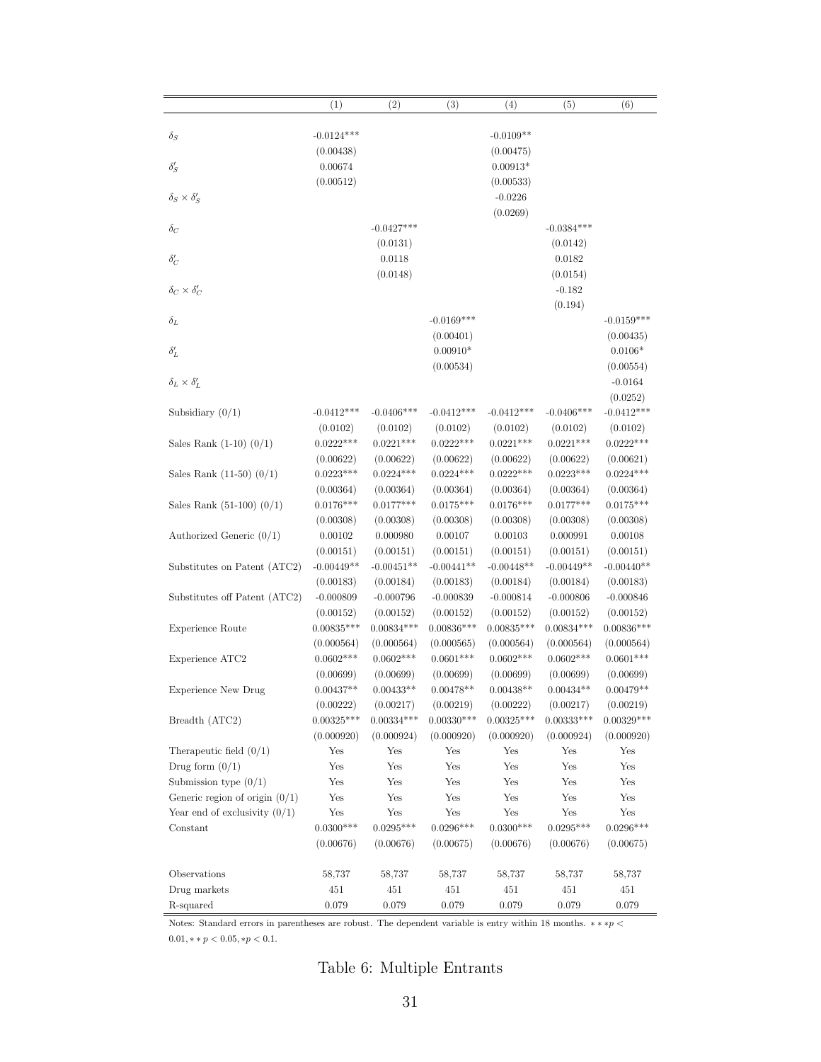| | (1) | (2) | (3) | (4) | (5) | (6) |
|---|---|---|---|---|---|---|
| $\delta_S$ | -0.0124*** | | | -0.0109** | | |
| | (0.00438) | | | (0.00475) | | |
| $\delta'_S$ | 0.00674 | | | 0.00913* | | |
| | (0.00512) | | | (0.00533) | | |
| $\delta_S \times \delta'_S$ | | | | -0.0226 | | |
| | | | | (0.0269) | | |
| $\delta_C$ | | -0.0427*** | | | -0.0384*** | |
| | | (0.0131) | | | (0.0142) | |
| $\delta'_C$ | | 0.0118 | | | 0.0182 | |
| | | (0.0148) | | | (0.0154) | |
| $\delta_C \times \delta'_C$ | | | | | -0.182 | |
| | | | | | (0.194) | |
| $\delta_L$ | | | -0.0169*** | | | -0.0159*** |
| | | | (0.00401) | | | (0.00435) |
| $\delta'_L$ | | | 0.00910* | | | 0.0106* |
| | | | (0.00534) | | | (0.00554) |
| $\delta_L \times \delta'_L$ | | | | | | -0.0164 |
| | | | | | | (0.0252) |
| Subsidiary (0/1) | -0.0412*** | -0.0406*** | -0.0412*** | -0.0412*** | -0.0406*** | -0.0412*** |
| | (0.0102) | (0.0102) | (0.0102) | (0.0102) | (0.0102) | (0.0102) |
| Sales Rank (1-10) (0/1) | 0.0222*** | 0.0221*** | 0.0222*** | 0.0221*** | 0.0221*** | 0.0222*** |
| | (0.00622) | (0.00622) | (0.00622) | (0.00622) | (0.00622) | (0.00621) |
| Sales Rank (11-50) (0/1) | 0.0223*** | 0.0224*** | 0.0224*** | 0.0222*** | 0.0223*** | 0.0224*** |
| | (0.00364) | (0.00364) | (0.00364) | (0.00364) | (0.00364) | (0.00364) |
| Sales Rank (51-100) (0/1) | 0.0176*** | 0.0177*** | 0.0175*** | 0.0176*** | 0.0177*** | 0.0175*** |
| | (0.00308) | (0.00308) | (0.00308) | (0.00308) | (0.00308) | (0.00308) |
| Authorized Generic (0/1) | 0.00102 | 0.000980 | 0.00107 | 0.00103 | 0.000991 | 0.00108 |
| | (0.00151) | (0.00151) | (0.00151) | (0.00151) | (0.00151) | (0.00151) |
| Substitutes on Patent (ATC2) | -0.00449** | -0.00451** | -0.00441** | -0.00448** | -0.00449** | -0.00440** |
| | (0.00183) | (0.00184) | (0.00183) | (0.00183) | (0.00184) | (0.00183) |
| Substitutes off Patent (ATC2) | -0.000809 | -0.000796 | -0.000839 | -0.000814 | -0.000806 | -0.000846 |
| | (0.00152) | (0.00152) | (0.00152) | (0.00152) | (0.00152) | (0.00152) |
| Experience Route | 0.00835*** | 0.00834*** | 0.00836*** | 0.00835*** | 0.00834*** | 0.00836*** |
| | (0.000564) | (0.000564) | (0.000565) | (0.000564) | (0.000564) | (0.000564) |
| Experience ATC2 | 0.0602*** | 0.0602*** | 0.0601*** | 0.0602*** | 0.0602*** | 0.0601*** |
| | (0.00699) | (0.00699) | (0.00699) | (0.00699) | (0.00699) | (0.00699) |
| Experience New Drug | 0.00437** | 0.00433** | 0.00478** | 0.00438** | 0.00434** | 0.00479** |
| | (0.00222) | (0.00217) | (0.00219) | (0.00222) | (0.00217) | (0.00219) |
| Breadth (ATC2) | 0.00325*** | 0.00334*** | 0.00330*** | 0.00325*** | 0.00333*** | 0.00329*** |
| | (0.000920) | (0.000924) | (0.000920) | (0.000920) | (0.000924) | (0.000920) |
| Therapeutic field (0/1) | Yes | Yes | Yes | Yes | Yes | Yes |
| Drug form (0/1) | Yes | Yes | Yes | Yes | Yes | Yes |
| Submission type (0/1) | Yes | Yes | Yes | Yes | Yes | Yes |
| Generic region of origin (0/1) | Yes | Yes | Yes | Yes | Yes | Yes |
| Year end of exclusivity (0/1) | Yes | Yes | Yes | Yes | Yes | Yes |
| Constant | 0.0300*** | 0.0295*** | 0.0296*** | 0.0300*** | 0.0295*** | 0.0296*** |
| | (0.00676) | (0.00676) | (0.00675) | (0.00676) | (0.00676) | (0.00675) |
| Observations | 58,737 | 58,737 | 58,737 | 58,737 | 58,737 | 58,737 |
| Drug markets | 451 | 451 | 451 | 451 | 451 | 451 |
| R-squared | 0.079 | 0.079 | 0.079 | 0.079 | 0.079 | 0.079 |

Notes: Standard errors in parentheses are robust. The dependent variable is entry within 18 months. $***p < 0.01, **p < 0.05, *p < 0.1$.

Table 6: Multiple Entrants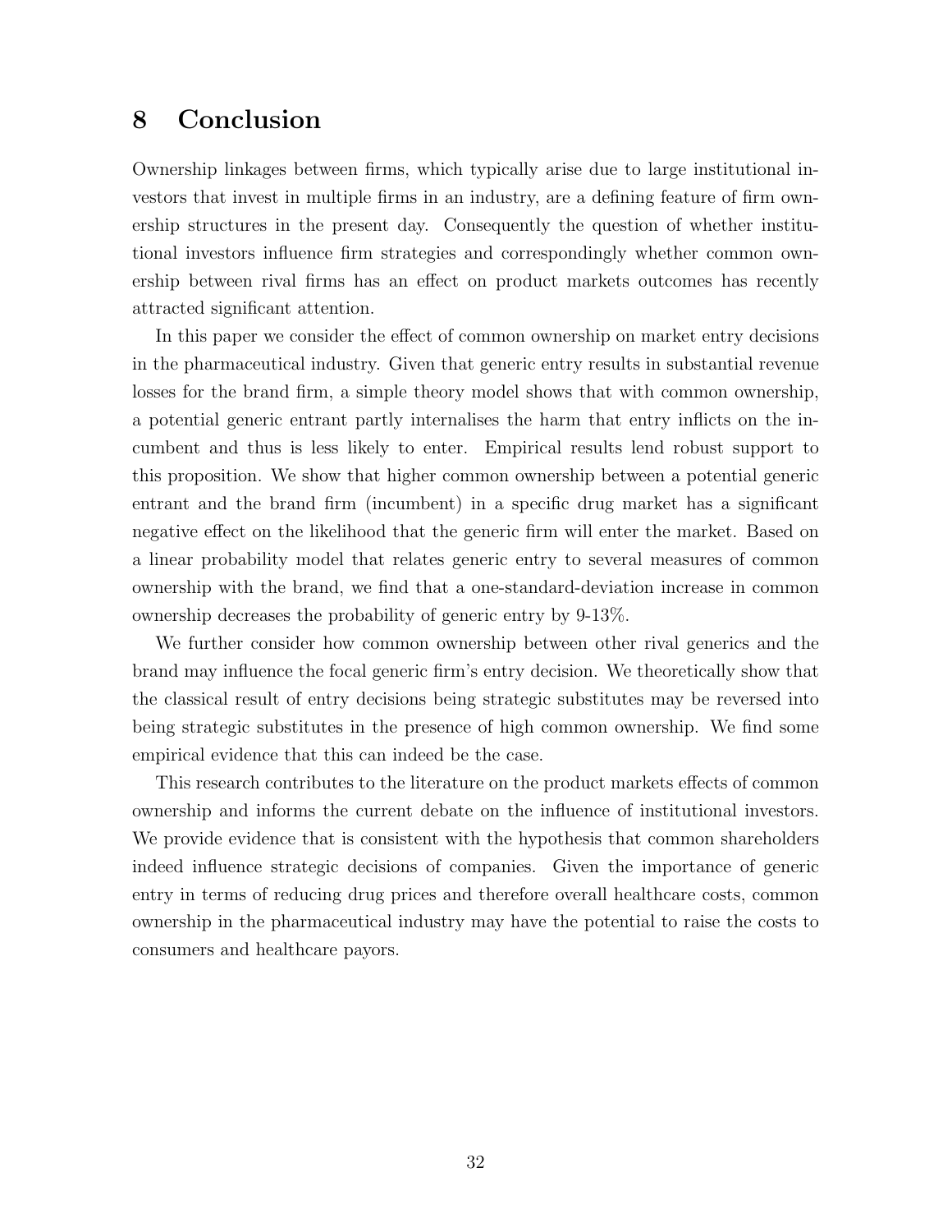# 8 Conclusion

Ownership linkages between firms, which typically arise due to large institutional investors that invest in multiple firms in an industry, are a defining feature of firm ownership structures in the present day. Consequently the question of whether institutional investors influence firm strategies and correspondingly whether common ownership between rival firms has an effect on product markets outcomes has recently attracted significant attention.

In this paper we consider the effect of common ownership on market entry decisions in the pharmaceutical industry. Given that generic entry results in substantial revenue losses for the brand firm, a simple theory model shows that with common ownership, a potential generic entrant partly internalises the harm that entry inflicts on the incumbent and thus is less likely to enter. Empirical results lend robust support to this proposition. We show that higher common ownership between a potential generic entrant and the brand firm (incumbent) in a specific drug market has a significant negative effect on the likelihood that the generic firm will enter the market. Based on a linear probability model that relates generic entry to several measures of common ownership with the brand, we find that a one-standard-deviation increase in common ownership decreases the probability of generic entry by 9-13%.

We further consider how common ownership between other rival generics and the brand may influence the focal generic firm's entry decision. We theoretically show that the classical result of entry decisions being strategic substitutes may be reversed into being strategic substitutes in the presence of high common ownership. We find some empirical evidence that this can indeed be the case.

This research contributes to the literature on the product markets effects of common ownership and informs the current debate on the influence of institutional investors. We provide evidence that is consistent with the hypothesis that common shareholders indeed influence strategic decisions of companies. Given the importance of generic entry in terms of reducing drug prices and therefore overall healthcare costs, common ownership in the pharmaceutical industry may have the potential to raise the costs to consumers and healthcare payors.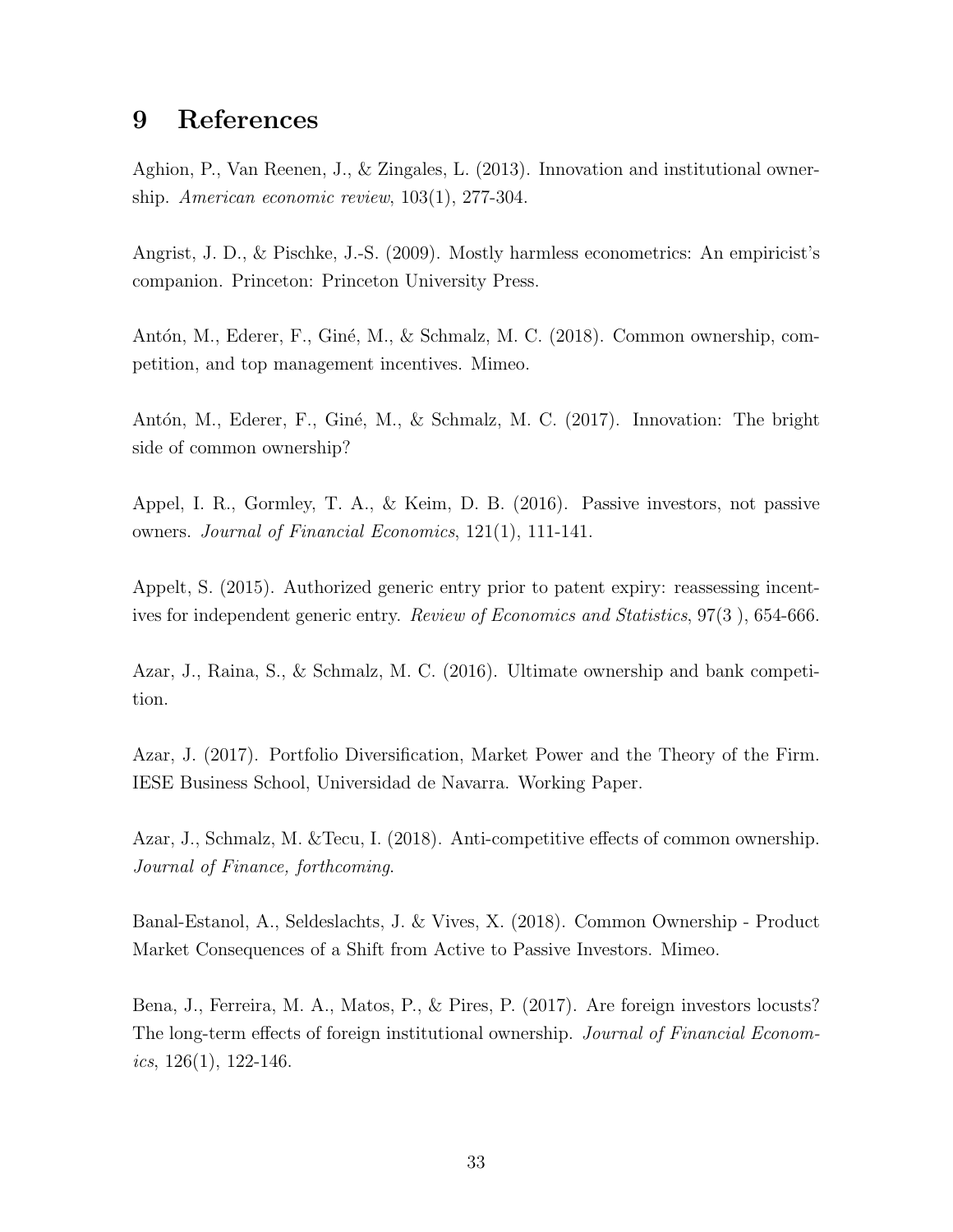# 9 References

Aghion, P., Van Reenen, J., & Zingales, L. (2013). Innovation and institutional ownership. *American economic review*, 103(1), 277-304.

Angrist, J. D., & Pischke, J.-S. (2009). Mostly harmless econometrics: An empiricist's companion. Princeton: Princeton University Press.

Antón, M., Ederer, F., Giné, M., & Schmalz, M. C. (2018). Common ownership, competition, and top management incentives. Mimeo.

Antón, M., Ederer, F., Giné, M., & Schmalz, M. C. (2017). Innovation: The bright side of common ownership?

Appel, I. R., Gormley, T. A., & Keim, D. B. (2016). Passive investors, not passive owners. *Journal of Financial Economics*, 121(1), 111-141.

Appelt, S. (2015). Authorized generic entry prior to patent expiry: reassessing incentives for independent generic entry. *Review of Economics and Statistics*, 97(3 ), 654-666.

Azar, J., Raina, S., & Schmalz, M. C. (2016). Ultimate ownership and bank competition.

Azar, J. (2017). Portfolio Diversification, Market Power and the Theory of the Firm. IESE Business School, Universidad de Navarra. Working Paper.

Azar, J., Schmalz, M. &Tecu, I. (2018). Anti-competitive effects of common ownership. *Journal of Finance, forthcoming*.

Banal-Estanol, A., Seldeslachts, J. & Vives, X. (2018). Common Ownership - Product Market Consequences of a Shift from Active to Passive Investors. Mimeo.

Bena, J., Ferreira, M. A., Matos, P., & Pires, P. (2017). Are foreign investors locusts? The long-term effects of foreign institutional ownership. *Journal of Financial Economics*, 126(1), 122-146.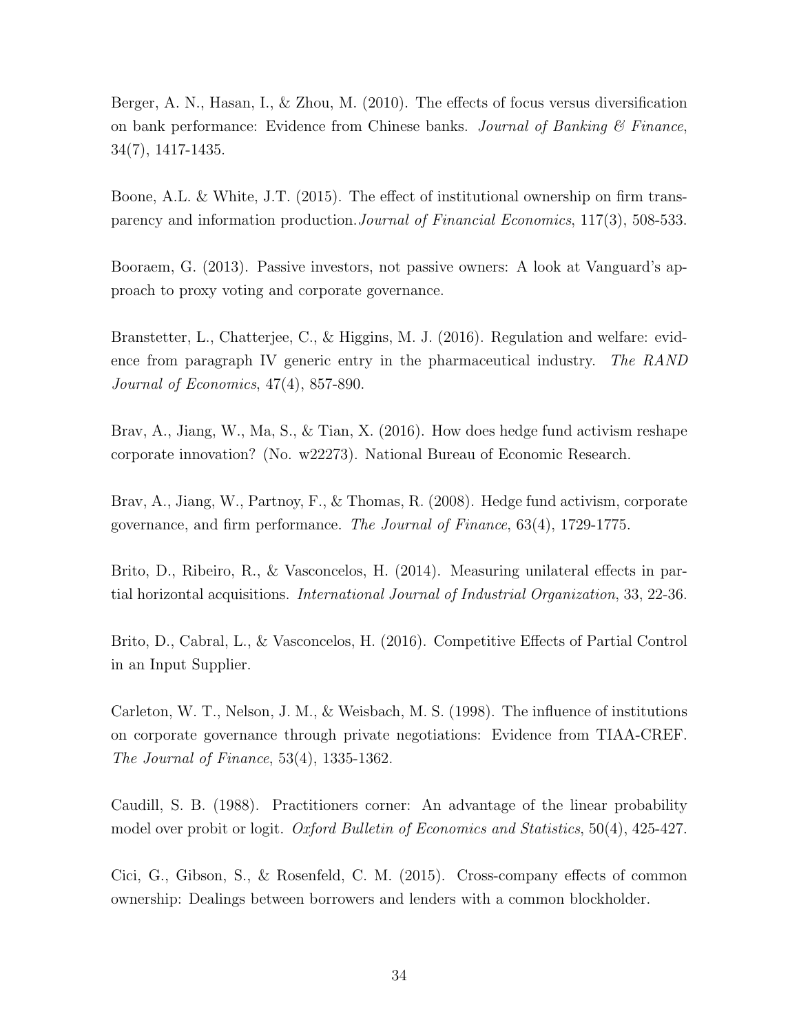Berger, A. N., Hasan, I., & Zhou, M. (2010). The effects of focus versus diversification on bank performance: Evidence from Chinese banks. *Journal of Banking & Finance*, 34(7), 1417-1435.

Boone, A.L. & White, J.T. (2015). The effect of institutional ownership on firm transparency and information production.*Journal of Financial Economics*, 117(3), 508-533.

Booraem, G. (2013). Passive investors, not passive owners: A look at Vanguard's approach to proxy voting and corporate governance.

Branstetter, L., Chatterjee, C., & Higgins, M. J. (2016). Regulation and welfare: evidence from paragraph IV generic entry in the pharmaceutical industry. *The RAND Journal of Economics*, 47(4), 857-890.

Brav, A., Jiang, W., Ma, S., & Tian, X. (2016). How does hedge fund activism reshape corporate innovation? (No. w22273). National Bureau of Economic Research.

Brav, A., Jiang, W., Partnoy, F., & Thomas, R. (2008). Hedge fund activism, corporate governance, and firm performance. *The Journal of Finance*, 63(4), 1729-1775.

Brito, D., Ribeiro, R., & Vasconcelos, H. (2014). Measuring unilateral effects in partial horizontal acquisitions. *International Journal of Industrial Organization*, 33, 22-36.

Brito, D., Cabral, L., & Vasconcelos, H. (2016). Competitive Effects of Partial Control in an Input Supplier.

Carleton, W. T., Nelson, J. M., & Weisbach, M. S. (1998). The influence of institutions on corporate governance through private negotiations: Evidence from TIAA-CREF. *The Journal of Finance*, 53(4), 1335-1362.

Caudill, S. B. (1988). Practitioners corner: An advantage of the linear probability model over probit or logit. *Oxford Bulletin of Economics and Statistics*, 50(4), 425-427.

Cici, G., Gibson, S., & Rosenfeld, C. M. (2015). Cross-company effects of common ownership: Dealings between borrowers and lenders with a common blockholder.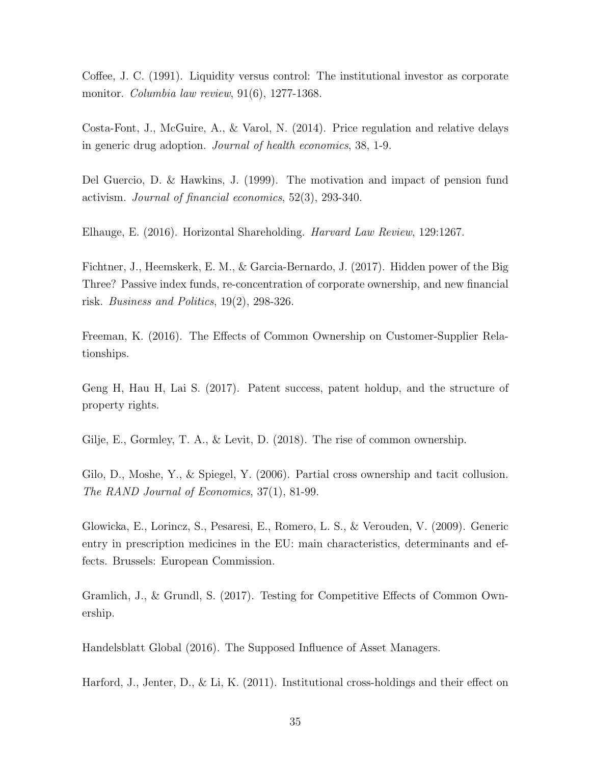Coffee, J. C. (1991). Liquidity versus control: The institutional investor as corporate monitor. *Columbia law review*, 91(6), 1277-1368.

Costa-Font, J., McGuire, A., & Varol, N. (2014). Price regulation and relative delays in generic drug adoption. *Journal of health economics*, 38, 1-9.

Del Guercio, D. & Hawkins, J. (1999). The motivation and impact of pension fund activism. *Journal of financial economics*, 52(3), 293-340.

Elhauge, E. (2016). Horizontal Shareholding. *Harvard Law Review*, 129:1267.

Fichtner, J., Heemskerk, E. M., & Garcia-Bernardo, J. (2017). Hidden power of the Big Three? Passive index funds, re-concentration of corporate ownership, and new financial risk. *Business and Politics*, 19(2), 298-326.

Freeman, K. (2016). The Effects of Common Ownership on Customer-Supplier Relationships.

Geng H, Hau H, Lai S. (2017). Patent success, patent holdup, and the structure of property rights.

Gilje, E., Gormley, T. A., & Levit, D. (2018). The rise of common ownership.

Gilo, D., Moshe, Y., & Spiegel, Y. (2006). Partial cross ownership and tacit collusion. *The RAND Journal of Economics*, 37(1), 81-99.

Glowicka, E., Lorincz, S., Pesaresi, E., Romero, L. S., & Verouden, V. (2009). Generic entry in prescription medicines in the EU: main characteristics, determinants and effects. Brussels: European Commission.

Gramlich, J., & Grundl, S. (2017). Testing for Competitive Effects of Common Ownership.

Handelsblatt Global (2016). The Supposed Influence of Asset Managers.

Harford, J., Jenter, D., & Li, K. (2011). Institutional cross-holdings and their effect on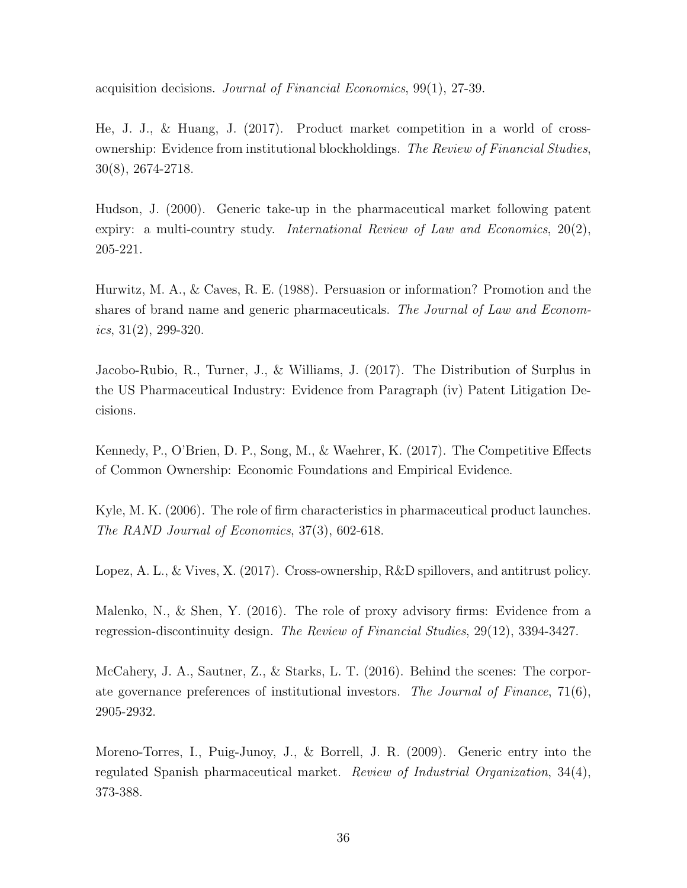acquisition decisions. *Journal of Financial Economics*, 99(1), 27-39.

He, J. J., & Huang, J. (2017). Product market competition in a world of cross-ownership: Evidence from institutional blockholdings. *The Review of Financial Studies*, 30(8), 2674-2718.

Hudson, J. (2000). Generic take-up in the pharmaceutical market following patent expiry: a multi-country study. *International Review of Law and Economics*, 20(2), 205-221.

Hurwitz, M. A., & Caves, R. E. (1988). Persuasion or information? Promotion and the shares of brand name and generic pharmaceuticals. *The Journal of Law and Economics*, 31(2), 299-320.

Jacobo-Rubio, R., Turner, J., & Williams, J. (2017). The Distribution of Surplus in the US Pharmaceutical Industry: Evidence from Paragraph (iv) Patent Litigation Decisions.

Kennedy, P., O'Brien, D. P., Song, M., & Waehrer, K. (2017). The Competitive Effects of Common Ownership: Economic Foundations and Empirical Evidence.

Kyle, M. K. (2006). The role of firm characteristics in pharmaceutical product launches. *The RAND Journal of Economics*, 37(3), 602-618.

Lopez, A. L., & Vives, X. (2017). Cross-ownership, R&D spillovers, and antitrust policy.

Malenko, N., & Shen, Y. (2016). The role of proxy advisory firms: Evidence from a regression-discontinuity design. *The Review of Financial Studies*, 29(12), 3394-3427.

McCahery, J. A., Sautner, Z., & Starks, L. T. (2016). Behind the scenes: The corporate governance preferences of institutional investors. *The Journal of Finance*, 71(6), 2905-2932.

Moreno-Torres, I., Puig-Junoy, J., & Borrell, J. R. (2009). Generic entry into the regulated Spanish pharmaceutical market. *Review of Industrial Organization*, 34(4), 373-388.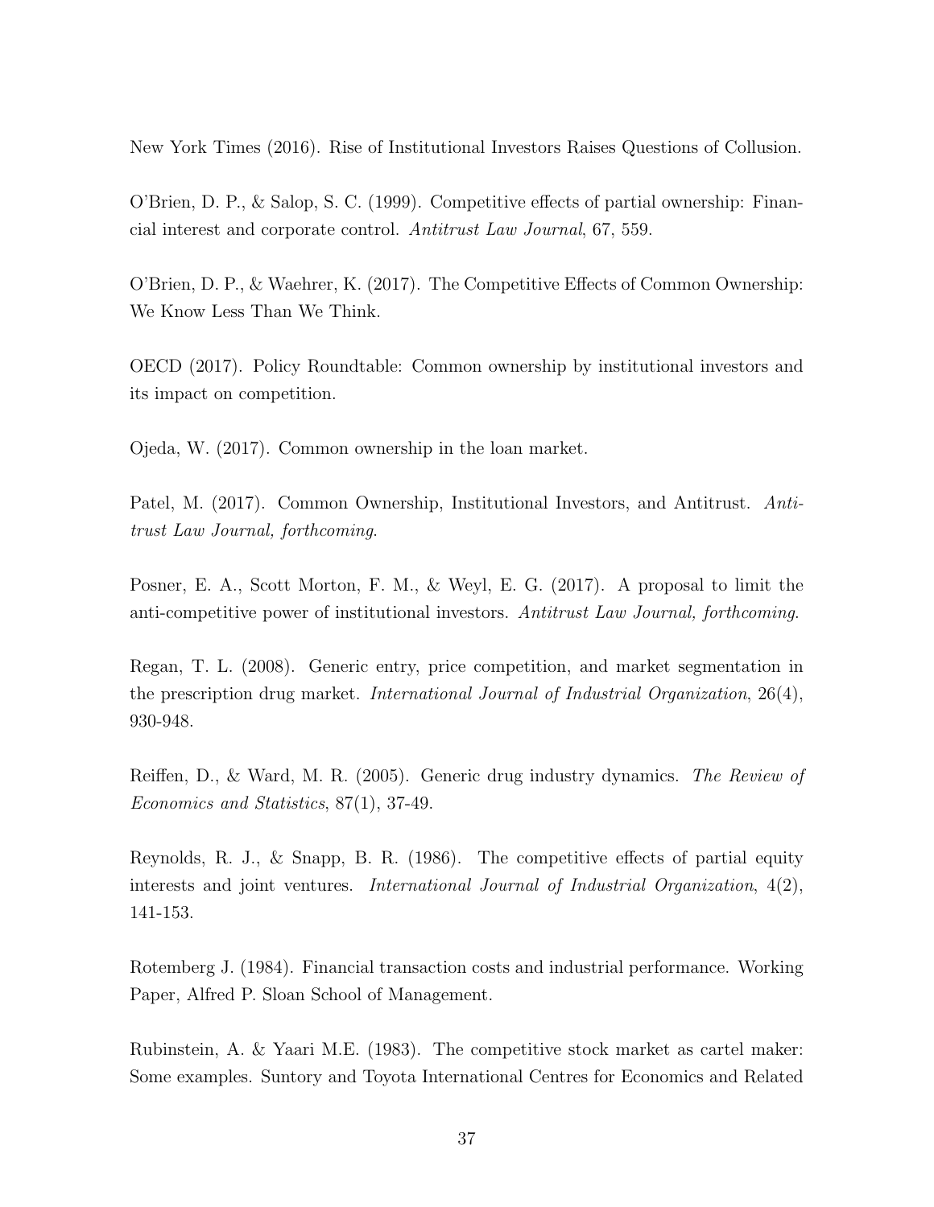New York Times (2016). Rise of Institutional Investors Raises Questions of Collusion.

O'Brien, D. P., & Salop, S. C. (1999). Competitive effects of partial ownership: Financial interest and corporate control. *Antitrust Law Journal*, 67, 559.

O'Brien, D. P., & Waehrer, K. (2017). The Competitive Effects of Common Ownership: We Know Less Than We Think.

OECD (2017). Policy Roundtable: Common ownership by institutional investors and its impact on competition.

Ojeda, W. (2017). Common ownership in the loan market.

Patel, M. (2017). Common Ownership, Institutional Investors, and Antitrust. *Antitrust Law Journal, forthcoming*.

Posner, E. A., Scott Morton, F. M., & Weyl, E. G. (2017). A proposal to limit the anti-competitive power of institutional investors. *Antitrust Law Journal, forthcoming*.

Regan, T. L. (2008). Generic entry, price competition, and market segmentation in the prescription drug market. *International Journal of Industrial Organization*, 26(4), 930-948.

Reiffen, D., & Ward, M. R. (2005). Generic drug industry dynamics. *The Review of Economics and Statistics*, 87(1), 37-49.

Reynolds, R. J., & Snapp, B. R. (1986). The competitive effects of partial equity interests and joint ventures. *International Journal of Industrial Organization*, 4(2), 141-153.

Rotemberg J. (1984). Financial transaction costs and industrial performance. Working Paper, Alfred P. Sloan School of Management.

Rubinstein, A. & Yaari M.E. (1983). The competitive stock market as cartel maker: Some examples. Suntory and Toyota International Centres for Economics and Related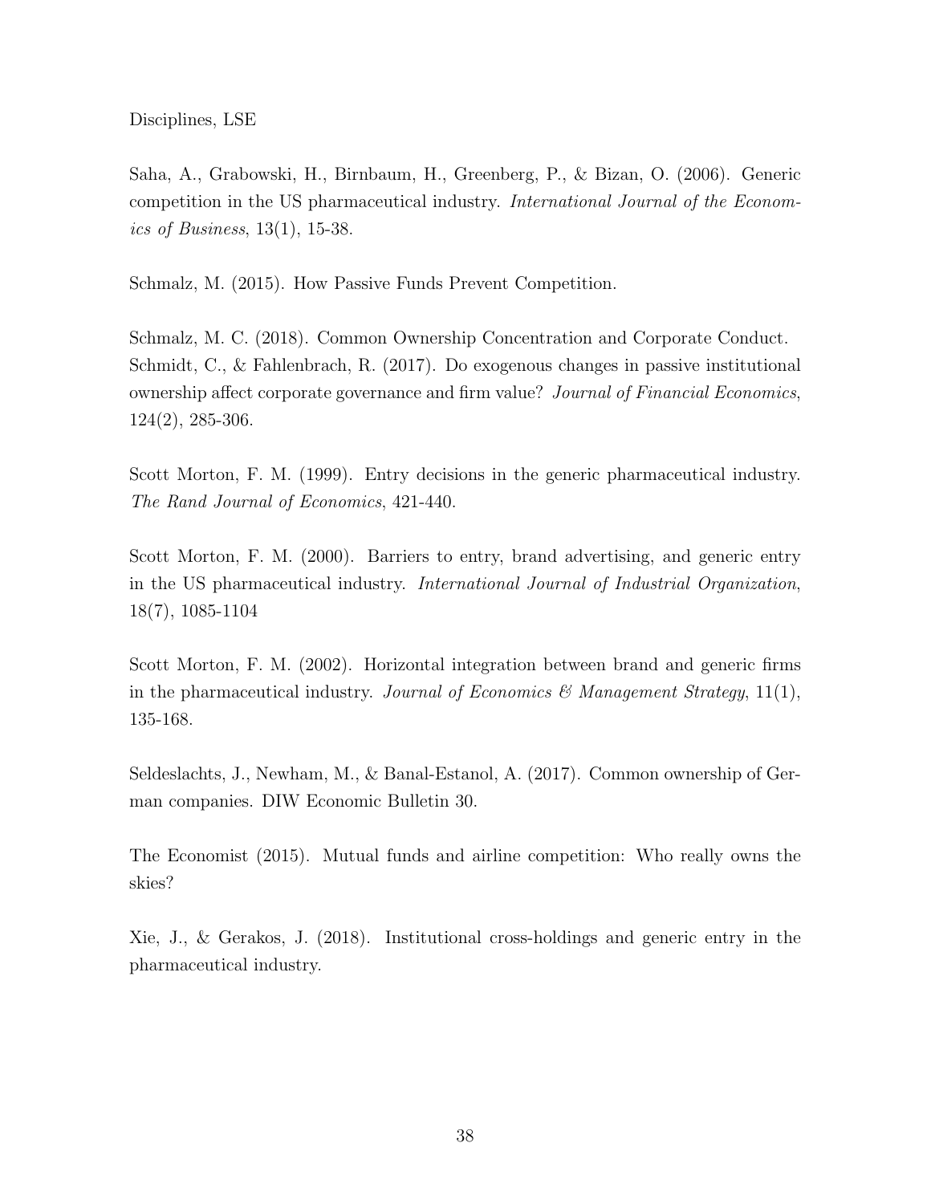Disciplines, LSE

Saha, A., Grabowski, H., Birnbaum, H., Greenberg, P., & Bizan, O. (2006). Generic competition in the US pharmaceutical industry. *International Journal of the Economics of Business*, 13(1), 15-38.

Schmalz, M. (2015). How Passive Funds Prevent Competition.

Schmalz, M. C. (2018). Common Ownership Concentration and Corporate Conduct.
Schmidt, C., & Fahlenbrach, R. (2017). Do exogenous changes in passive institutional ownership affect corporate governance and firm value? *Journal of Financial Economics*, 124(2), 285-306.

Scott Morton, F. M. (1999). Entry decisions in the generic pharmaceutical industry. *The Rand Journal of Economics*, 421-440.

Scott Morton, F. M. (2000). Barriers to entry, brand advertising, and generic entry in the US pharmaceutical industry. *International Journal of Industrial Organization*, 18(7), 1085-1104

Scott Morton, F. M. (2002). Horizontal integration between brand and generic firms in the pharmaceutical industry. *Journal of Economics & Management Strategy*, 11(1), 135-168.

Seldeslachts, J., Newham, M., & Banal-Estanol, A. (2017). Common ownership of German companies. DIW Economic Bulletin 30.

The Economist (2015). Mutual funds and airline competition: Who really owns the skies?

Xie, J., & Gerakos, J. (2018). Institutional cross-holdings and generic entry in the pharmaceutical industry.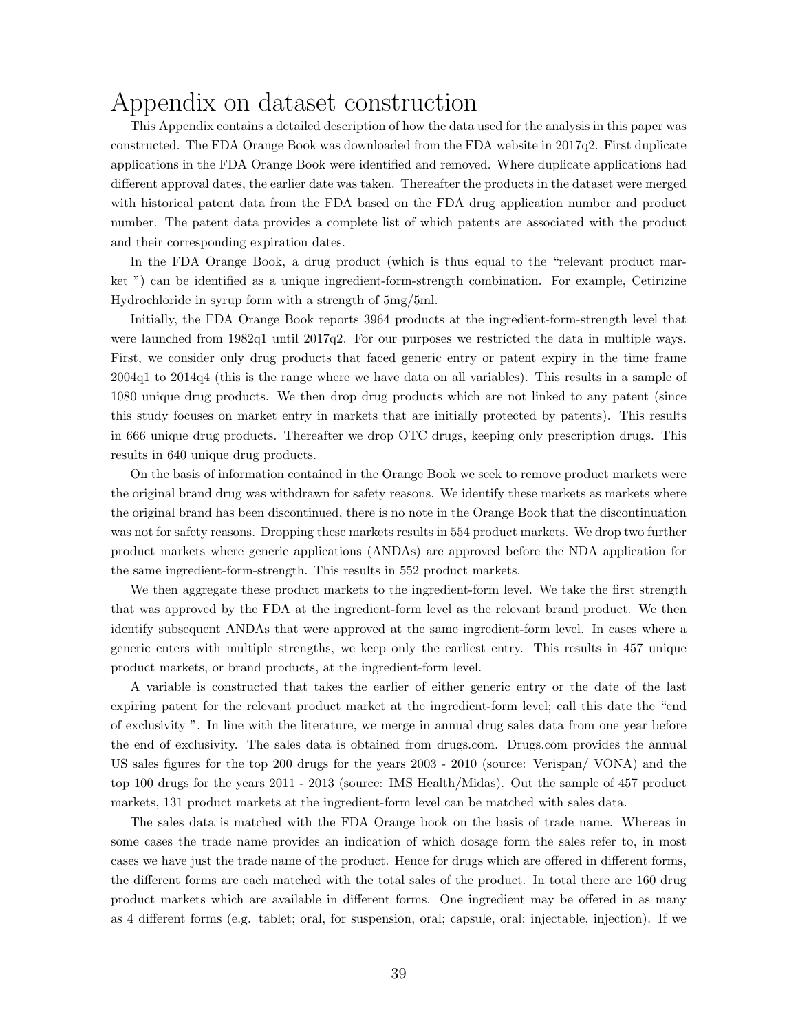# Appendix on dataset construction

This Appendix contains a detailed description of how the data used for the analysis in this paper was constructed. The FDA Orange Book was downloaded from the FDA website in 2017q2. First duplicate applications in the FDA Orange Book were identified and removed. Where duplicate applications had different approval dates, the earlier date was taken. Thereafter the products in the dataset were merged with historical patent data from the FDA based on the FDA drug application number and product number. The patent data provides a complete list of which patents are associated with the product and their corresponding expiration dates.

In the FDA Orange Book, a drug product (which is thus equal to the "relevant product market ") can be identified as a unique ingredient-form-strength combination. For example, Cetirizine Hydrochloride in syrup form with a strength of 5mg/5ml.

Initially, the FDA Orange Book reports 3964 products at the ingredient-form-strength level that were launched from 1982q1 until 2017q2. For our purposes we restricted the data in multiple ways. First, we consider only drug products that faced generic entry or patent expiry in the time frame 2004q1 to 2014q4 (this is the range where we have data on all variables). This results in a sample of 1080 unique drug products. We then drop drug products which are not linked to any patent (since this study focuses on market entry in markets that are initially protected by patents). This results in 666 unique drug products. Thereafter we drop OTC drugs, keeping only prescription drugs. This results in 640 unique drug products.

On the basis of information contained in the Orange Book we seek to remove product markets were the original brand drug was withdrawn for safety reasons. We identify these markets as markets where the original brand has been discontinued, there is no note in the Orange Book that the discontinuation was not for safety reasons. Dropping these markets results in 554 product markets. We drop two further product markets where generic applications (ANDAs) are approved before the NDA application for the same ingredient-form-strength. This results in 552 product markets.

We then aggregate these product markets to the ingredient-form level. We take the first strength that was approved by the FDA at the ingredient-form level as the relevant brand product. We then identify subsequent ANDAs that were approved at the same ingredient-form level. In cases where a generic enters with multiple strengths, we keep only the earliest entry. This results in 457 unique product markets, or brand products, at the ingredient-form level.

A variable is constructed that takes the earlier of either generic entry or the date of the last expiring patent for the relevant product market at the ingredient-form level; call this date the "end of exclusivity ". In line with the literature, we merge in annual drug sales data from one year before the end of exclusivity. The sales data is obtained from drugs.com. Drugs.com provides the annual US sales figures for the top 200 drugs for the years 2003 - 2010 (source: Verispan/ VONA) and the top 100 drugs for the years 2011 - 2013 (source: IMS Health/Midas). Out the sample of 457 product markets, 131 product markets at the ingredient-form level can be matched with sales data.

The sales data is matched with the FDA Orange book on the basis of trade name. Whereas in some cases the trade name provides an indication of which dosage form the sales refer to, in most cases we have just the trade name of the product. Hence for drugs which are offered in different forms, the different forms are each matched with the total sales of the product. In total there are 160 drug product markets which are available in different forms. One ingredient may be offered in as many as 4 different forms (e.g. tablet; oral, for suspension, oral; capsule, oral; injectable, injection). If we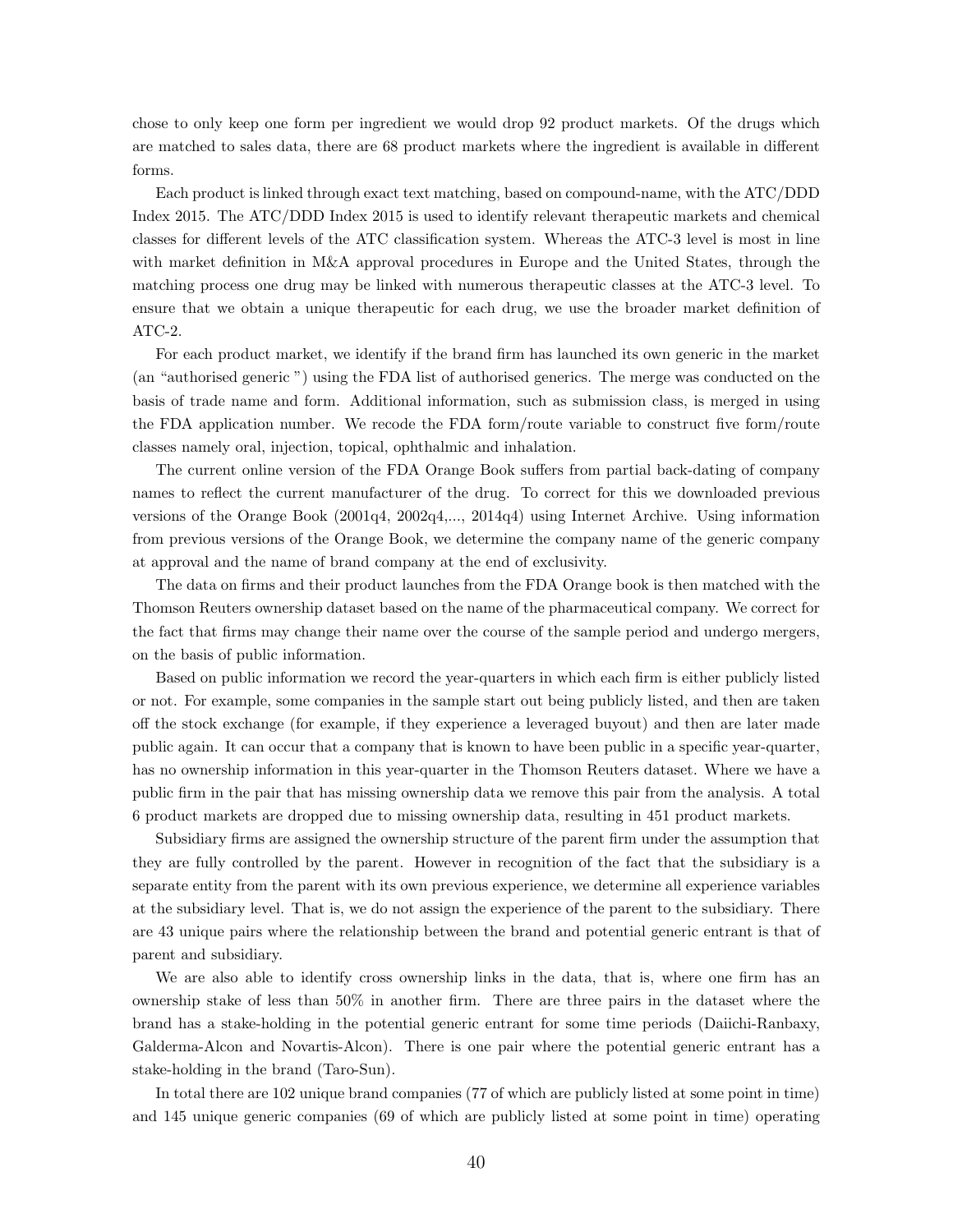chose to only keep one form per ingredient we would drop 92 product markets. Of the drugs which are matched to sales data, there are 68 product markets where the ingredient is available in different forms.

Each product is linked through exact text matching, based on compound-name, with the ATC/DDD Index 2015. The ATC/DDD Index 2015 is used to identify relevant therapeutic markets and chemical classes for different levels of the ATC classification system. Whereas the ATC-3 level is most in line with market definition in M&A approval procedures in Europe and the United States, through the matching process one drug may be linked with numerous therapeutic classes at the ATC-3 level. To ensure that we obtain a unique therapeutic for each drug, we use the broader market definition of ATC-2.

For each product market, we identify if the brand firm has launched its own generic in the market (an "authorised generic ") using the FDA list of authorised generics. The merge was conducted on the basis of trade name and form. Additional information, such as submission class, is merged in using the FDA application number. We recode the FDA form/route variable to construct five form/route classes namely oral, injection, topical, ophthalmic and inhalation.

The current online version of the FDA Orange Book suffers from partial back-dating of company names to reflect the current manufacturer of the drug. To correct for this we downloaded previous versions of the Orange Book (2001q4, 2002q4,..., 2014q4) using Internet Archive. Using information from previous versions of the Orange Book, we determine the company name of the generic company at approval and the name of brand company at the end of exclusivity.

The data on firms and their product launches from the FDA Orange book is then matched with the Thomson Reuters ownership dataset based on the name of the pharmaceutical company. We correct for the fact that firms may change their name over the course of the sample period and undergo mergers, on the basis of public information.

Based on public information we record the year-quarters in which each firm is either publicly listed or not. For example, some companies in the sample start out being publicly listed, and then are taken off the stock exchange (for example, if they experience a leveraged buyout) and then are later made public again. It can occur that a company that is known to have been public in a specific year-quarter, has no ownership information in this year-quarter in the Thomson Reuters dataset. Where we have a public firm in the pair that has missing ownership data we remove this pair from the analysis. A total 6 product markets are dropped due to missing ownership data, resulting in 451 product markets.

Subsidiary firms are assigned the ownership structure of the parent firm under the assumption that they are fully controlled by the parent. However in recognition of the fact that the subsidiary is a separate entity from the parent with its own previous experience, we determine all experience variables at the subsidiary level. That is, we do not assign the experience of the parent to the subsidiary. There are 43 unique pairs where the relationship between the brand and potential generic entrant is that of parent and subsidiary.

We are also able to identify cross ownership links in the data, that is, where one firm has an ownership stake of less than 50% in another firm. There are three pairs in the dataset where the brand has a stake-holding in the potential generic entrant for some time periods (Daiichi-Ranbaxy, Galderma-Alcon and Novartis-Alcon). There is one pair where the potential generic entrant has a stake-holding in the brand (Taro-Sun).

In total there are 102 unique brand companies (77 of which are publicly listed at some point in time) and 145 unique generic companies (69 of which are publicly listed at some point in time) operating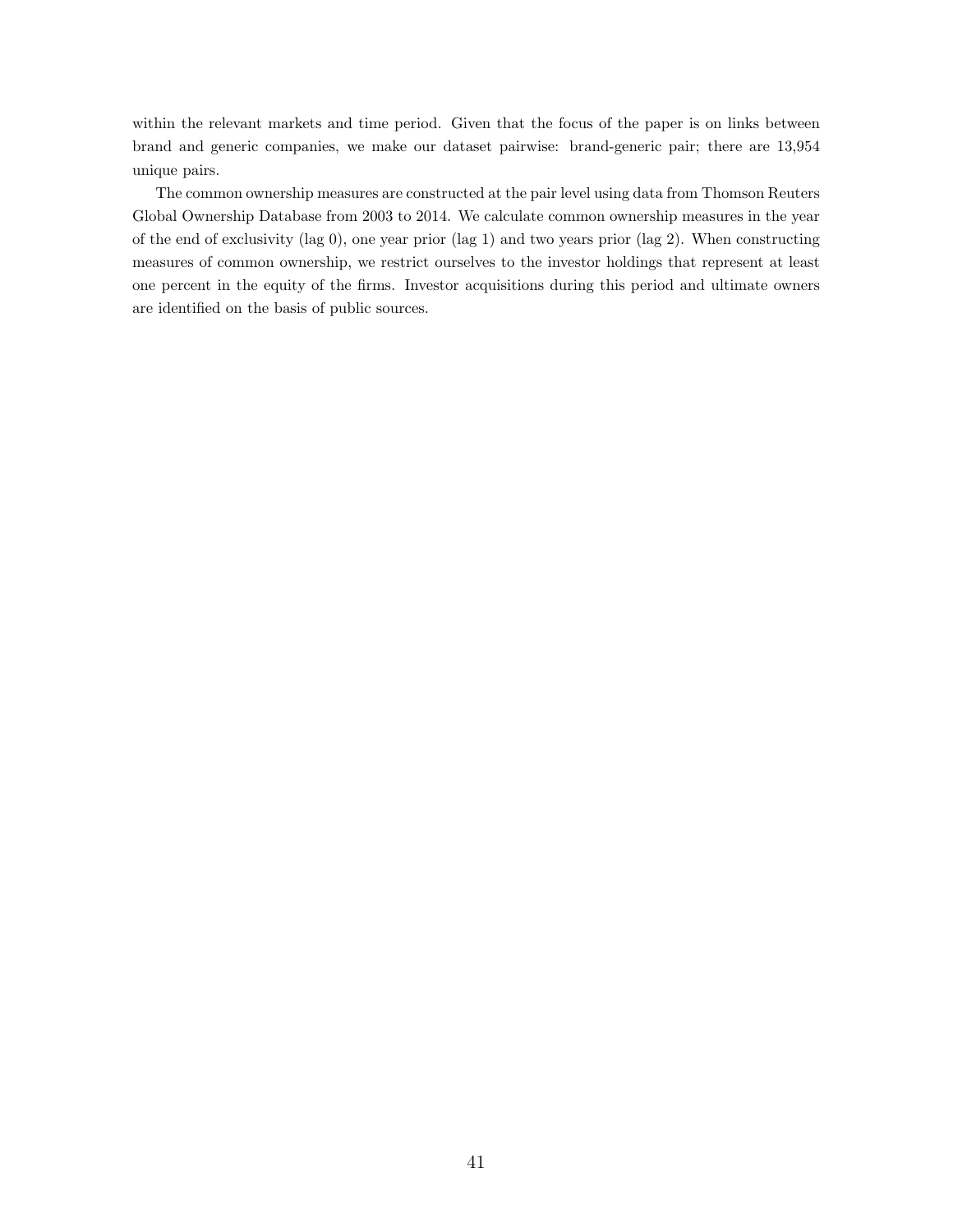within the relevant markets and time period. Given that the focus of the paper is on links between brand and generic companies, we make our dataset pairwise: brand-generic pair; there are 13,954 unique pairs.

The common ownership measures are constructed at the pair level using data from Thomson Reuters Global Ownership Database from 2003 to 2014. We calculate common ownership measures in the year of the end of exclusivity (lag 0), one year prior (lag 1) and two years prior (lag 2). When constructing measures of common ownership, we restrict ourselves to the investor holdings that represent at least one percent in the equity of the firms. Investor acquisitions during this period and ultimate owners are identified on the basis of public sources.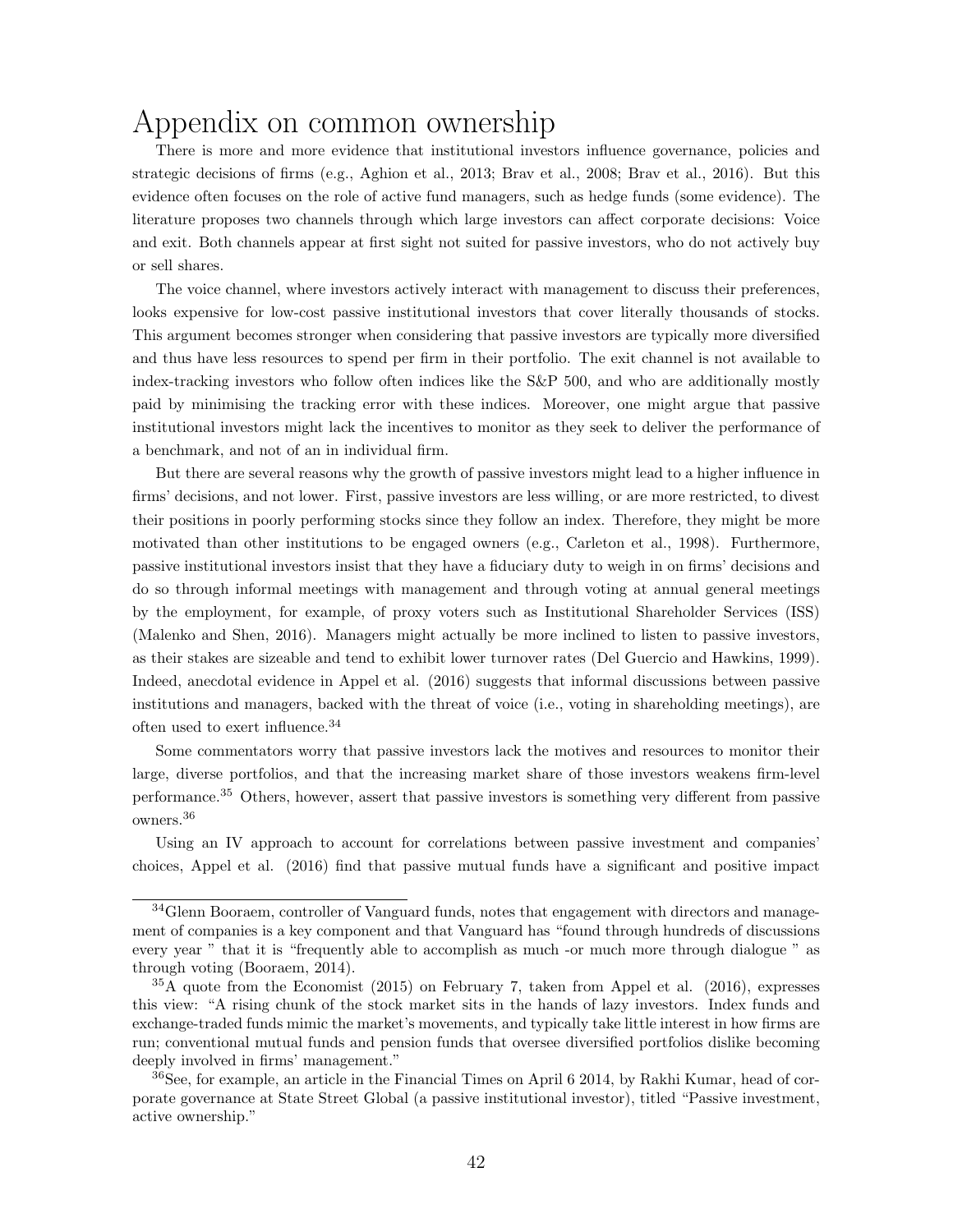# Appendix on common ownership

There is more and more evidence that institutional investors influence governance, policies and strategic decisions of firms (e.g., Aghion et al., 2013; Brav et al., 2008; Brav et al., 2016). But this evidence often focuses on the role of active fund managers, such as hedge funds (some evidence). The literature proposes two channels through which large investors can affect corporate decisions: Voice and exit. Both channels appear at first sight not suited for passive investors, who do not actively buy or sell shares.

The voice channel, where investors actively interact with management to discuss their preferences, looks expensive for low-cost passive institutional investors that cover literally thousands of stocks. This argument becomes stronger when considering that passive investors are typically more diversified and thus have less resources to spend per firm in their portfolio. The exit channel is not available to index-tracking investors who follow often indices like the S&P 500, and who are additionally mostly paid by minimising the tracking error with these indices. Moreover, one might argue that passive institutional investors might lack the incentives to monitor as they seek to deliver the performance of a benchmark, and not of an in individual firm.

But there are several reasons why the growth of passive investors might lead to a higher influence in firms' decisions, and not lower. First, passive investors are less willing, or are more restricted, to divest their positions in poorly performing stocks since they follow an index. Therefore, they might be more motivated than other institutions to be engaged owners (e.g., Carleton et al., 1998). Furthermore, passive institutional investors insist that they have a fiduciary duty to weigh in on firms' decisions and do so through informal meetings with management and through voting at annual general meetings by the employment, for example, of proxy voters such as Institutional Shareholder Services (ISS) (Malenko and Shen, 2016). Managers might actually be more inclined to listen to passive investors, as their stakes are sizeable and tend to exhibit lower turnover rates (Del Guercio and Hawkins, 1999). Indeed, anecdotal evidence in Appel et al. (2016) suggests that informal discussions between passive institutions and managers, backed with the threat of voice (i.e., voting in shareholding meetings), are often used to exert influence.[34]

Some commentators worry that passive investors lack the motives and resources to monitor their large, diverse portfolios, and that the increasing market share of those investors weakens firm-level performance.[35] Others, however, assert that passive investors is something very different from passive owners.[36]

Using an IV approach to account for correlations between passive investment and companies' choices, Appel et al. (2016) find that passive mutual funds have a significant and positive impact

---

[34] Glenn Booraem, controller of Vanguard funds, notes that engagement with directors and management of companies is a key component and that Vanguard has "found through hundreds of discussions every year " that it is "frequently able to accomplish as much -or much more through dialogue " as through voting (Booraem, 2014).

[35] A quote from the Economist (2015) on February 7, taken from Appel et al. (2016), expresses this view: "A rising chunk of the stock market sits in the hands of lazy investors. Index funds and exchange-traded funds mimic the market's movements, and typically take little interest in how firms are run; conventional mutual funds and pension funds that oversee diversified portfolios dislike becoming deeply involved in firms' management."

[36] See, for example, an article in the Financial Times on April 6 2014, by Rakhi Kumar, head of corporate governance at State Street Global (a passive institutional investor), titled "Passive investment, active ownership."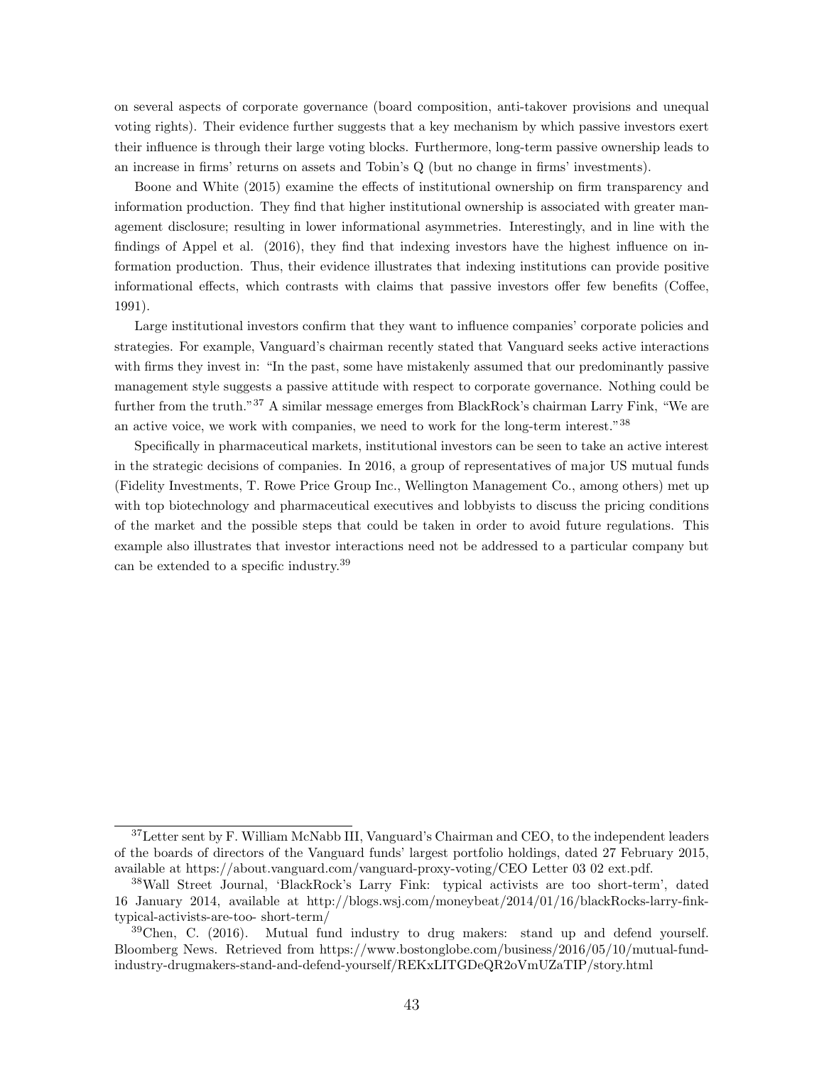on several aspects of corporate governance (board composition, anti-takover provisions and unequal voting rights). Their evidence further suggests that a key mechanism by which passive investors exert their influence is through their large voting blocks. Furthermore, long-term passive ownership leads to an increase in firms' returns on assets and Tobin's Q (but no change in firms' investments).

Boone and White (2015) examine the effects of institutional ownership on firm transparency and information production. They find that higher institutional ownership is associated with greater management disclosure; resulting in lower informational asymmetries. Interestingly, and in line with the findings of Appel et al. (2016), they find that indexing investors have the highest influence on information production. Thus, their evidence illustrates that indexing institutions can provide positive informational effects, which contrasts with claims that passive investors offer few benefits (Coffee, 1991).

Large institutional investors confirm that they want to influence companies' corporate policies and strategies. For example, Vanguard's chairman recently stated that Vanguard seeks active interactions with firms they invest in: "In the past, some have mistakenly assumed that our predominantly passive management style suggests a passive attitude with respect to corporate governance. Nothing could be further from the truth."[37] A similar message emerges from BlackRock's chairman Larry Fink, "We are an active voice, we work with companies, we need to work for the long-term interest."[38]

Specifically in pharmaceutical markets, institutional investors can be seen to take an active interest in the strategic decisions of companies. In 2016, a group of representatives of major US mutual funds (Fidelity Investments, T. Rowe Price Group Inc., Wellington Management Co., among others) met up with top biotechnology and pharmaceutical executives and lobbyists to discuss the pricing conditions of the market and the possible steps that could be taken in order to avoid future regulations. This example also illustrates that investor interactions need not be addressed to a particular company but can be extended to a specific industry.[39]

---

[37] Letter sent by F. William McNabb III, Vanguard's Chairman and CEO, to the independent leaders of the boards of directors of the Vanguard funds' largest portfolio holdings, dated 27 February 2015, available at https://about.vanguard.com/vanguard-proxy-voting/CEO Letter 03 02 ext.pdf.

[38] Wall Street Journal, 'BlackRock's Larry Fink: typical activists are too short-term', dated 16 January 2014, available at http://blogs.wsj.com/moneybeat/2014/01/16/blackRocks-larry-fink-typical-activists-are-too- short-term/

[39] Chen, C. (2016). Mutual fund industry to drug makers: stand up and defend yourself. Bloomberg News. Retrieved from https://www.bostonglobe.com/business/2016/05/10/mutual-fund-industry-drugmakers-stand-and-defend-yourself/REKxLITGDeQR2oVmUZaTIP/story.html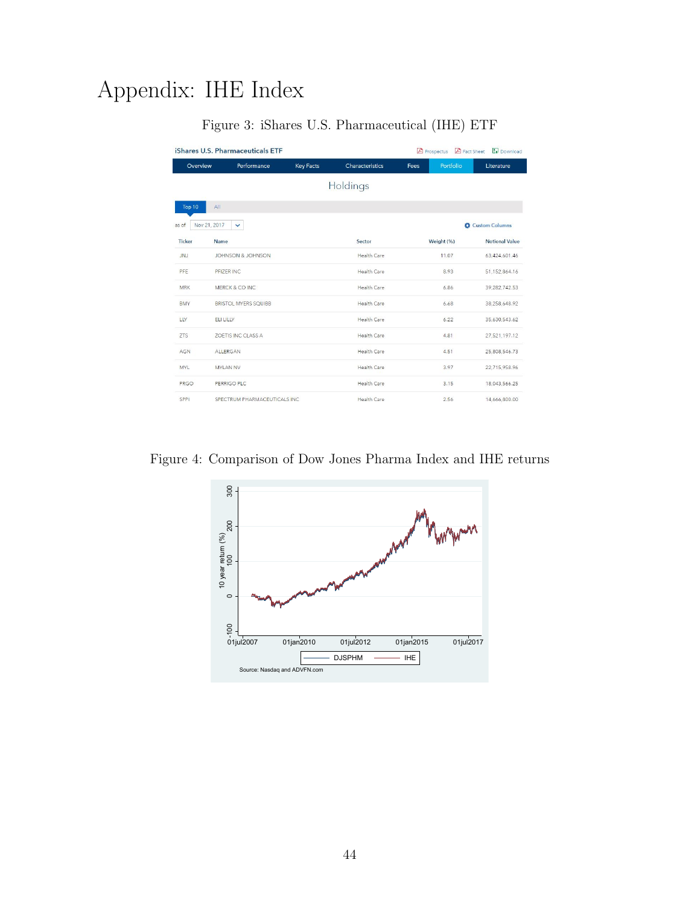# Appendix: IHE Index

Figure 3: iShares U.S. Pharmaceutical (IHE) ETF

iShares U.S. Pharmaceuticals ETF

Holdings

as of Nov 21, 2017

| Ticker | Name | Sector | Weight (%) | Notional Value |
|---|---|---|---|---|
| JNJ | JOHNSON & JOHNSON | Health Care | 11.07 | 63,424,601.46 |
| PFE | PFIZER INC | Health Care | 8.93 | 51,152,864.16 |
| MRK | MERCK & CO INC | Health Care | 6.86 | 39,282,742.53 |
| BMY | BRISTOL MYERS SQUIBB | Health Care | 6.68 | 38,258,648.92 |
| LLY | ELI LILLY | Health Care | 6.22 | 35,630,543.62 |
| ZTS | ZOETIS INC CLASS A | Health Care | 4.81 | 27,521,197.12 |
| AGN | ALLERGAN | Health Care | 4.51 | 25,808,546.73 |
| MYL | MYLAN NV | Health Care | 3.97 | 22,715,958.96 |
| PRGO | PERRIGO PLC | Health Care | 3.15 | 18,043,566.25 |
| SPPI | SPECTRUM PHARMACEUTICALS INC | Health Care | 2.56 | 14,666,800.00 |

Figure 4: Comparison of Dow Jones Pharma Index and IHE returns

Source: Nasdaq and ADVFN.com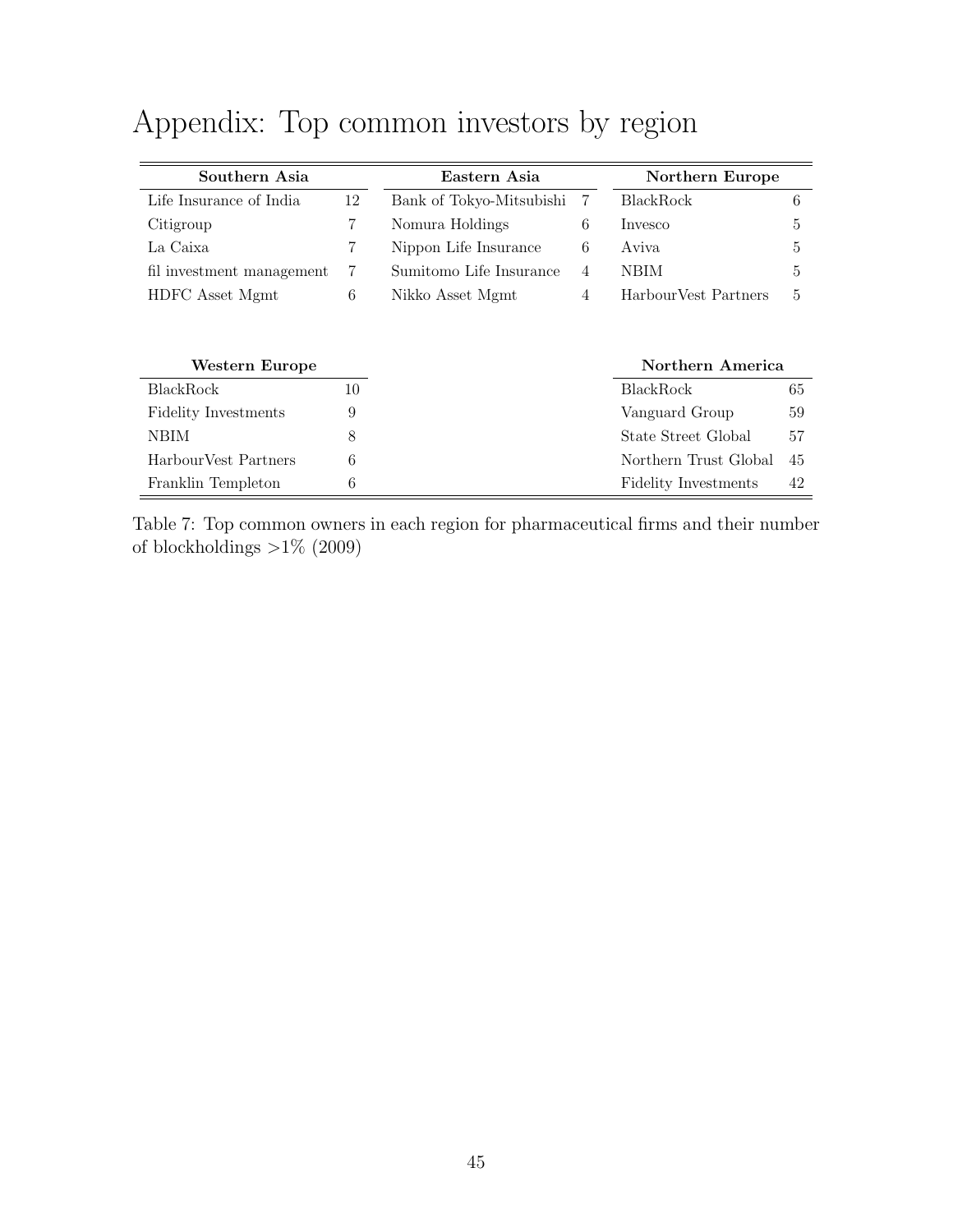# Appendix: Top common investors by region

| Southern Asia | | Eastern Asia | | Northern Europe | |
|---|---|---|---|---|---|
| Life Insurance of India | 12 | Bank of Tokyo-Mitsubishi | 7 | BlackRock | 6 |
| Citigroup | 7 | Nomura Holdings | 6 | Invesco | 5 |
| La Caixa | 7 | Nippon Life Insurance | 6 | Aviva | 5 |
| fil investment management | 7 | Sumitomo Life Insurance | 4 | NBIM | 5 |
| HDFC Asset Mgmt | 6 | Nikko Asset Mgmt | 4 | HarbourVest Partners | 5 |

| Western Europe | | Northern America | |
|---|---|---|---|
| BlackRock | 10 | BlackRock | 65 |
| Fidelity Investments | 9 | Vanguard Group | 59 |
| NBIM | 8 | State Street Global | 57 |
| HarbourVest Partners | 6 | Northern Trust Global | 45 |
| Franklin Templeton | 6 | Fidelity Investments | 42 |

Table 7: Top common owners in each region for pharmaceutical firms and their number of blockholdings >1% (2009)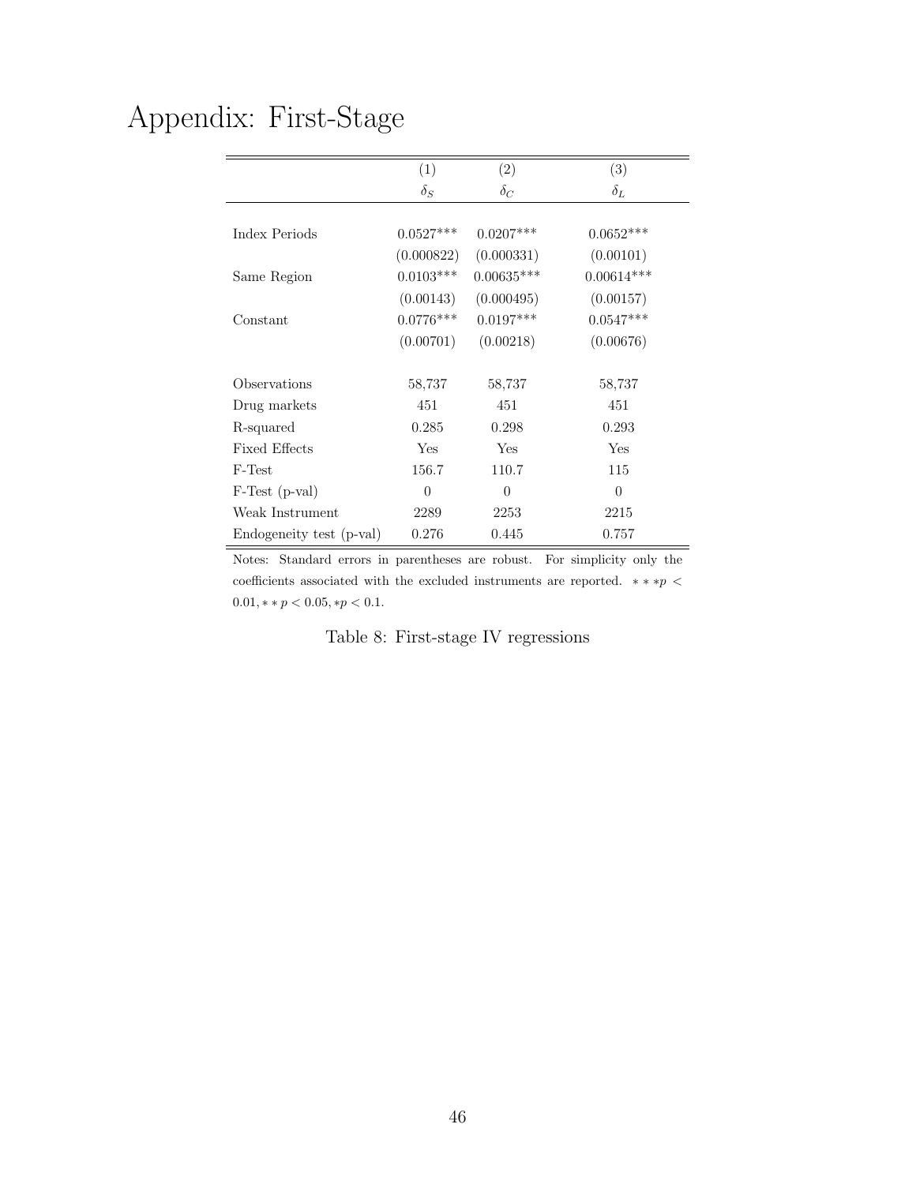# Appendix: First-Stage

| | (1) | (2) | (3) |
|---|---|---|---|
| | $\delta_S$ | $\delta_C$ | $\delta_L$ |
| Index Periods | 0.0527*** | 0.0207*** | 0.0652*** |
| | (0.000822) | (0.000331) | (0.00101) |
| Same Region | 0.0103*** | 0.00635*** | 0.00614*** |
| | (0.00143) | (0.000495) | (0.00157) |
| Constant | 0.0776*** | 0.0197*** | 0.0547*** |
| | (0.00701) | (0.00218) | (0.00676) |
| Observations | 58,737 | 58,737 | 58,737 |
| Drug markets | 451 | 451 | 451 |
| R-squared | 0.285 | 0.298 | 0.293 |
| Fixed Effects | Yes | Yes | Yes |
| F-Test | 156.7 | 110.7 | 115 |
| F-Test (p-val) | 0 | 0 | 0 |
| Weak Instrument | 2289 | 2253 | 2215 |
| Endogeneity test (p-val) | 0.276 | 0.445 | 0.757 |

Notes: Standard errors in parentheses are robust. For simplicity only the coefficients associated with the excluded instruments are reported. $***p < 0.01, **p < 0.05, *p < 0.1$.

Table 8: First-stage IV regressions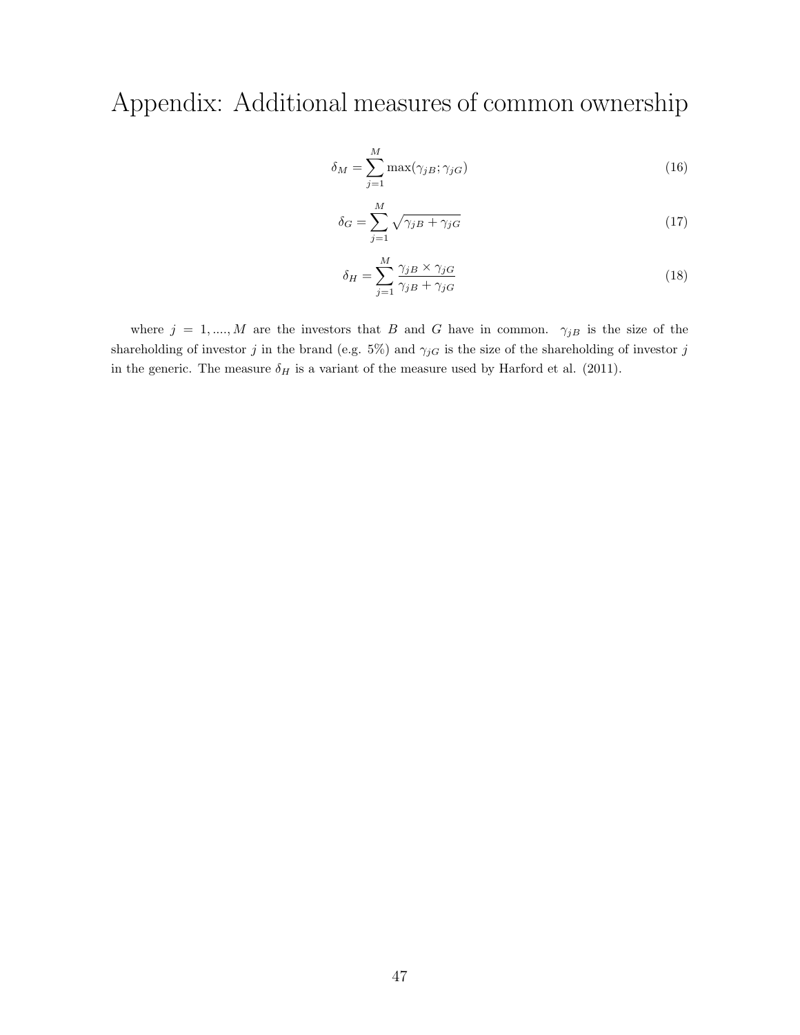# Appendix: Additional measures of common ownership

$$\delta_M = \sum_{j=1}^{M} \max(\gamma_{jB}; \gamma_{jG}) \tag{16}$$

$$\delta_G = \sum_{j=1}^{M} \sqrt{\gamma_{jB} + \gamma_{jG}} \tag{17}$$

$$\delta_H = \sum_{j=1}^{M} \frac{\gamma_{jB} \times \gamma_{jG}}{\gamma_{jB} + \gamma_{jG}} \tag{18}$$

where $j = 1, ...., M$ are the investors that $B$ and $G$ have in common. $\gamma_{jB}$ is the size of the shareholding of investor $j$ in the brand (e.g. 5%) and $\gamma_{jG}$ is the size of the shareholding of investor $j$ in the generic. The measure $\delta_H$ is a variant of the measure used by Harford et al. (2011).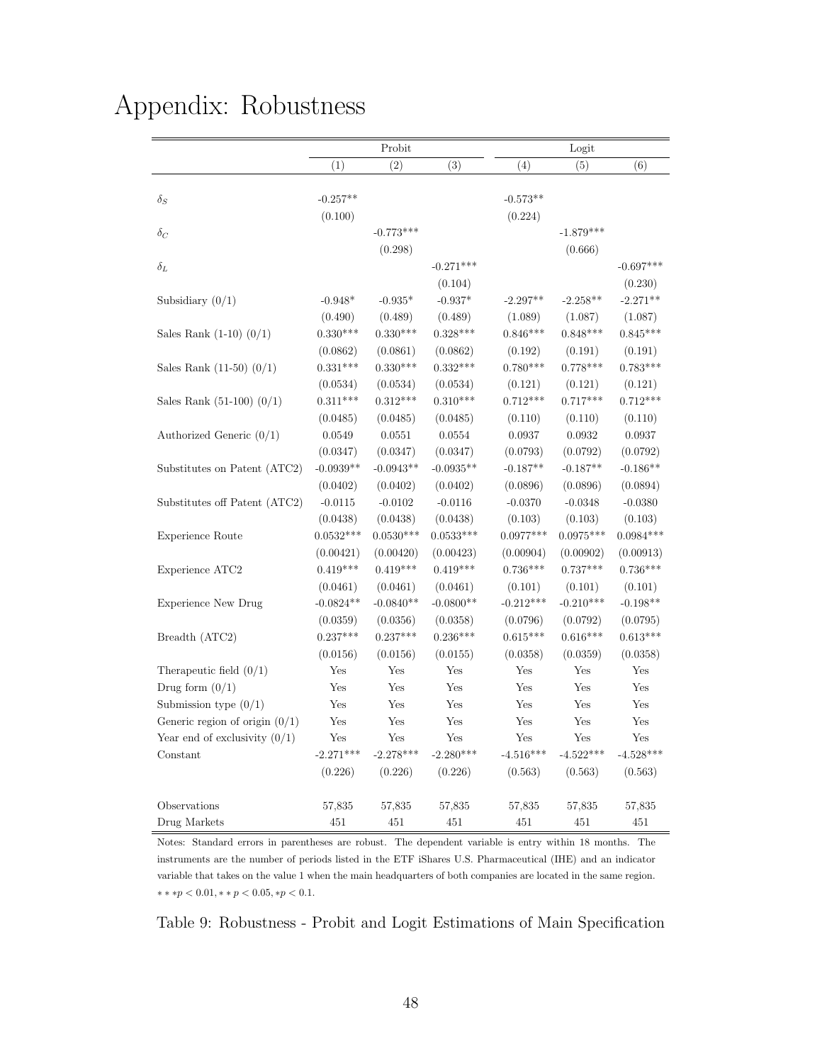# Appendix: Robustness

| | Probit | | | Logit | | |
|---|---|---|---|---|---|---|
| | (1) | (2) | (3) | (4) | (5) | (6) |
| $\delta_S$ | -0.257** | | | -0.573** | | |
| | (0.100) | | | (0.224) | | |
| $\delta_C$ | | -0.773*** | | | -1.879*** | |
| | | (0.298) | | | (0.666) | |
| $\delta_L$ | | | -0.271*** | | | -0.697*** |
| | | | (0.104) | | | (0.230) |
| Subsidiary (0/1) | -0.948* | -0.935* | -0.937* | -2.297** | -2.258** | -2.271** |
| | (0.490) | (0.489) | (0.489) | (1.089) | (1.087) | (1.087) |
| Sales Rank (1-10) (0/1) | 0.330*** | 0.330*** | 0.328*** | 0.846*** | 0.848*** | 0.845*** |
| | (0.0862) | (0.0861) | (0.0862) | (0.192) | (0.191) | (0.191) |
| Sales Rank (11-50) (0/1) | 0.331*** | 0.330*** | 0.332*** | 0.780*** | 0.778*** | 0.783*** |
| | (0.0534) | (0.0534) | (0.0534) | (0.121) | (0.121) | (0.121) |
| Sales Rank (51-100) (0/1) | 0.311*** | 0.312*** | 0.310*** | 0.712*** | 0.717*** | 0.712*** |
| | (0.0485) | (0.0485) | (0.0485) | (0.110) | (0.110) | (0.110) |
| Authorized Generic (0/1) | 0.0549 | 0.0551 | 0.0554 | 0.0937 | 0.0932 | 0.0937 |
| | (0.0347) | (0.0347) | (0.0347) | (0.0793) | (0.0792) | (0.0792) |
| Substitutes on Patent (ATC2) | -0.0939** | -0.0943** | -0.0935** | -0.187** | -0.187** | -0.186** |
| | (0.0402) | (0.0402) | (0.0402) | (0.0896) | (0.0896) | (0.0894) |
| Substitutes off Patent (ATC2) | -0.0115 | -0.0102 | -0.0116 | -0.0370 | -0.0348 | -0.0380 |
| | (0.0438) | (0.0438) | (0.0438) | (0.103) | (0.103) | (0.103) |
| Experience Route | 0.0532*** | 0.0530*** | 0.0533*** | 0.0977*** | 0.0975*** | 0.0984*** |
| | (0.00421) | (0.00420) | (0.00423) | (0.00904) | (0.00902) | (0.00913) |
| Experience ATC2 | 0.419*** | 0.419*** | 0.419*** | 0.736*** | 0.737*** | 0.736*** |
| | (0.0461) | (0.0461) | (0.0461) | (0.101) | (0.101) | (0.101) |
| Experience New Drug | -0.0824** | -0.0840** | -0.0800** | -0.212*** | -0.210*** | -0.198** |
| | (0.0359) | (0.0356) | (0.0358) | (0.0796) | (0.0792) | (0.0795) |
| Breadth (ATC2) | 0.237*** | 0.237*** | 0.236*** | 0.615*** | 0.616*** | 0.613*** |
| | (0.0156) | (0.0156) | (0.0155) | (0.0358) | (0.0359) | (0.0358) |
| Therapeutic field (0/1) | Yes | Yes | Yes | Yes | Yes | Yes |
| Drug form (0/1) | Yes | Yes | Yes | Yes | Yes | Yes |
| Submission type (0/1) | Yes | Yes | Yes | Yes | Yes | Yes |
| Generic region of origin (0/1) | Yes | Yes | Yes | Yes | Yes | Yes |
| Year end of exclusivity (0/1) | Yes | Yes | Yes | Yes | Yes | Yes |
| Constant | -2.271*** | -2.278*** | -2.280*** | -4.516*** | -4.522*** | -4.528*** |
| | (0.226) | (0.226) | (0.226) | (0.563) | (0.563) | (0.563) |
| Observations | 57,835 | 57,835 | 57,835 | 57,835 | 57,835 | 57,835 |
| Drug Markets | 451 | 451 | 451 | 451 | 451 | 451 |

Notes: Standard errors in parentheses are robust. The dependent variable is entry within 18 months. The instruments are the number of periods listed in the ETF iShares U.S. Pharmaceutical (IHE) and an indicator variable that takes on the value 1 when the main headquarters of both companies are located in the same region. $***p < 0.01, **p < 0.05, *p < 0.1$.

Table 9: Robustness - Probit and Logit Estimations of Main Specification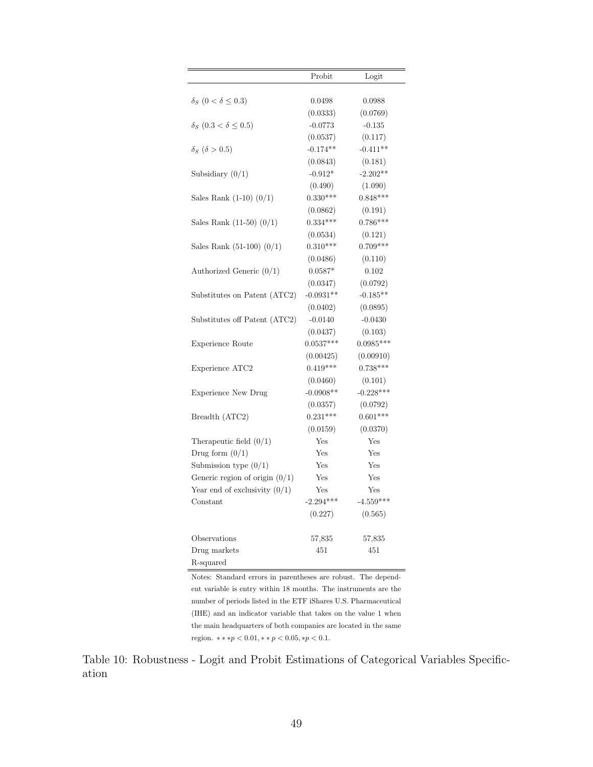| | Probit | Logit |
|---|---|---|
| $\delta_S$ $(0 < \delta \leq 0.3)$ | 0.0498 | 0.0988 |
| | (0.0333) | (0.0769) |
| $\delta_S$ $(0.3 < \delta \leq 0.5)$ | -0.0773 | -0.135 |
| | (0.0537) | (0.117) |
| $\delta_S$ $(\delta > 0.5)$ | -0.174** | -0.411** |
| | (0.0843) | (0.181) |
| Subsidiary (0/1) | -0.912* | -2.202** |
| | (0.490) | (1.090) |
| Sales Rank (1-10) (0/1) | 0.330*** | 0.848*** |
| | (0.0862) | (0.191) |
| Sales Rank (11-50) (0/1) | 0.334*** | 0.786*** |
| | (0.0534) | (0.121) |
| Sales Rank (51-100) (0/1) | 0.310*** | 0.709*** |
| | (0.0486) | (0.110) |
| Authorized Generic (0/1) | 0.0587* | 0.102 |
| | (0.0347) | (0.0792) |
| Substitutes on Patent (ATC2) | -0.0931** | -0.185** |
| | (0.0402) | (0.0895) |
| Substitutes off Patent (ATC2) | -0.0140 | -0.0430 |
| | (0.0437) | (0.103) |
| Experience Route | 0.0537*** | 0.0985*** |
| | (0.00425) | (0.00910) |
| Experience ATC2 | 0.419*** | 0.738*** |
| | (0.0460) | (0.101) |
| Experience New Drug | -0.0908** | -0.228*** |
| | (0.0357) | (0.0792) |
| Breadth (ATC2) | 0.231*** | 0.601*** |
| | (0.0159) | (0.0370) |
| Therapeutic field (0/1) | Yes | Yes |
| Drug form (0/1) | Yes | Yes |
| Submission type (0/1) | Yes | Yes |
| Generic region of origin (0/1) | Yes | Yes |
| Year end of exclusivity (0/1) | Yes | Yes |
| Constant | -2.294*** | -4.559*** |
| | (0.227) | (0.565) |
| Observations | 57,835 | 57,835 |
| Drug markets | 451 | 451 |
| R-squared | | |

Notes: Standard errors in parentheses are robust. The dependent variable is entry within 18 months. The instruments are the number of periods listed in the ETF iShares U.S. Pharmaceutical (IHE) and an indicator variable that takes on the value 1 when the main headquarters of both companies are located in the same region. $***p < 0.01, **p < 0.05, *p < 0.1$.

Table 10: Robustness - Logit and Probit Estimations of Categorical Variables Specification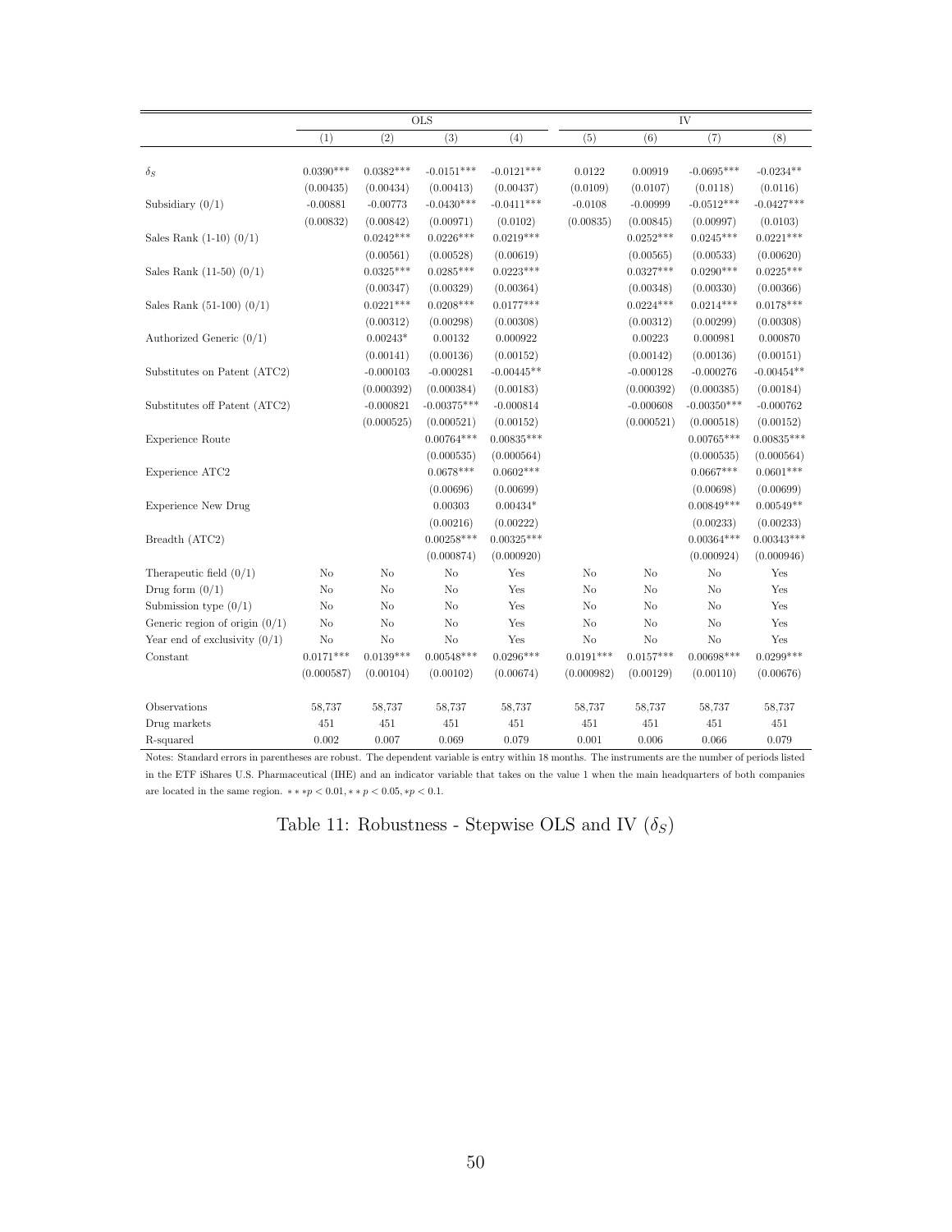| | OLS | | | | IV | | | |
|---|---|---|---|---|---|---|---|---|
| | (1) | (2) | (3) | (4) | (5) | (6) | (7) | (8) |
| $\delta_S$ | 0.0390*** | 0.0382*** | -0.0151*** | -0.0121*** | 0.0122 | 0.00919 | -0.0695*** | -0.0234** |
| | (0.00435) | (0.00434) | (0.00413) | (0.00437) | (0.0109) | (0.0107) | (0.0118) | (0.0116) |
| Subsidiary (0/1) | -0.00881 | -0.00773 | -0.0430*** | -0.0411*** | -0.0108 | -0.00999 | -0.0512*** | -0.0427*** |
| | (0.00832) | (0.00842) | (0.00971) | (0.0102) | (0.00835) | (0.00845) | (0.00997) | (0.0103) |
| Sales Rank (1-10) (0/1) | | 0.0242*** | 0.0226*** | 0.0219*** | | 0.0252*** | 0.0245*** | 0.0221*** |
| | | (0.00561) | (0.00528) | (0.00619) | | (0.00565) | (0.00533) | (0.00620) |
| Sales Rank (11-50) (0/1) | | 0.0325*** | 0.0285*** | 0.0223*** | | 0.0327*** | 0.0290*** | 0.0225*** |
| | | (0.00347) | (0.00329) | (0.00364) | | (0.00348) | (0.00330) | (0.00366) |
| Sales Rank (51-100) (0/1) | | 0.0221*** | 0.0208*** | 0.0177*** | | 0.0224*** | 0.0214*** | 0.0178*** |
| | | (0.00312) | (0.00298) | (0.00308) | | (0.00312) | (0.00299) | (0.00308) |
| Authorized Generic (0/1) | | 0.00243* | 0.00132 | 0.000922 | | 0.00223 | 0.000981 | 0.000870 |
| | | (0.00141) | (0.00136) | (0.00152) | | (0.00142) | (0.00136) | (0.00151) |
| Substitutes on Patent (ATC2) | | -0.000103 | -0.000281 | -0.00445** | | -0.000128 | -0.000276 | -0.00454** |
| | | (0.000392) | (0.000384) | (0.00183) | | (0.000392) | (0.000385) | (0.00184) |
| Substitutes off Patent (ATC2) | | -0.000821 | -0.00375*** | -0.000814 | | -0.000608 | -0.00350*** | -0.000762 |
| | | (0.000525) | (0.000521) | (0.00152) | | (0.000521) | (0.000518) | (0.00152) |
| Experience Route | | | 0.00764*** | 0.00835*** | | | 0.00765*** | 0.00835*** |
| | | | (0.000535) | (0.000564) | | | (0.000535) | (0.000564) |
| Experience ATC2 | | | 0.0678*** | 0.0602*** | | | 0.0667*** | 0.0601*** |
| | | | (0.00696) | (0.00699) | | | (0.00698) | (0.00699) |
| Experience New Drug | | | 0.00303 | 0.00434* | | | 0.00849*** | 0.00549** |
| | | | (0.00216) | (0.00222) | | | (0.00233) | (0.00233) |
| Breadth (ATC2) | | | 0.00258*** | 0.00325*** | | | 0.00364*** | 0.00343*** |
| | | | (0.000874) | (0.000920) | | | (0.000924) | (0.000946) |
| Therapeutic field (0/1) | No | No | No | Yes | No | No | No | Yes |
| Drug form (0/1) | No | No | No | Yes | No | No | No | Yes |
| Submission type (0/1) | No | No | No | Yes | No | No | No | Yes |
| Generic region of origin (0/1) | No | No | No | Yes | No | No | No | Yes |
| Year end of exclusivity (0/1) | No | No | No | Yes | No | No | No | Yes |
| Constant | 0.0171*** | 0.0139*** | 0.00548*** | 0.0296*** | 0.0191*** | 0.0157*** | 0.00698*** | 0.0299*** |
| | (0.000587) | (0.00104) | (0.00102) | (0.00674) | (0.000982) | (0.00129) | (0.00110) | (0.00676) |
| Observations | 58,737 | 58,737 | 58,737 | 58,737 | 58,737 | 58,737 | 58,737 | 58,737 |
| Drug markets | 451 | 451 | 451 | 451 | 451 | 451 | 451 | 451 |
| R-squared | 0.002 | 0.007 | 0.069 | 0.079 | 0.001 | 0.006 | 0.066 | 0.079 |

Notes: Standard errors in parentheses are robust. The dependent variable is entry within 18 months. The instruments are the number of periods listed in the ETF iShares U.S. Pharmaceutical (IHE) and an indicator variable that takes on the value 1 when the main headquarters of both companies are located in the same region. $***p < 0.01, **p < 0.05, *p < 0.1$.

Table 11: Robustness - Stepwise OLS and IV ($\delta_S$)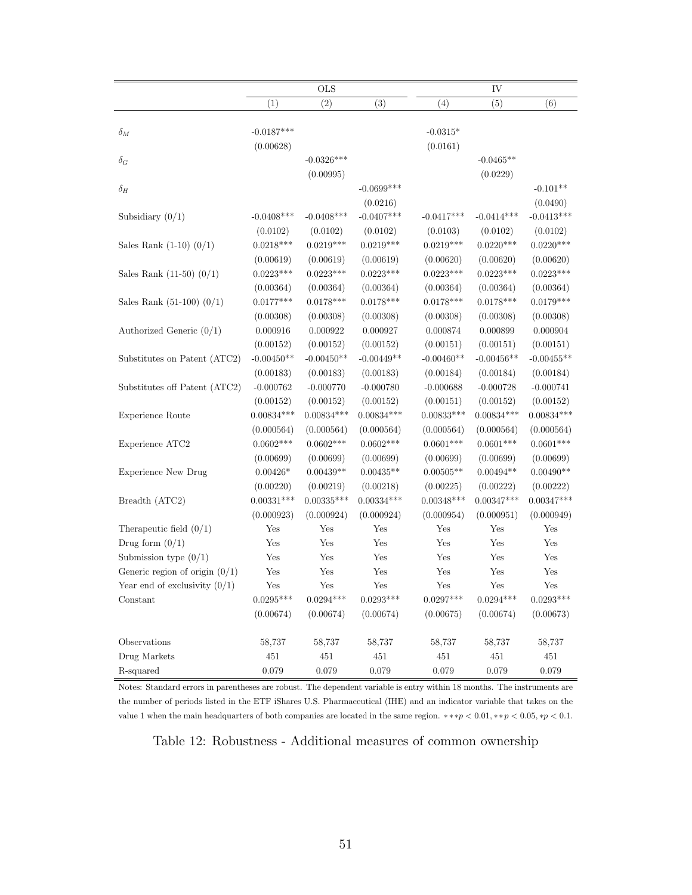| | OLS | | | IV | | |
|---|---|---|---|---|---|---|
| | (1) | (2) | (3) | (4) | (5) | (6) |
| $\delta_M$ | -0.0187*** | | | -0.0315* | | |
| | (0.00628) | | | (0.0161) | | |
| $\delta_G$ | | -0.0326*** | | | -0.0465** | |
| | | (0.00995) | | | (0.0229) | |
| $\delta_H$ | | | -0.0699*** | | | -0.101** |
| | | | (0.0216) | | | (0.0490) |
| Subsidiary (0/1) | -0.0408*** | -0.0408*** | -0.0407*** | -0.0417*** | -0.0414*** | -0.0413*** |
| | (0.0102) | (0.0102) | (0.0102) | (0.0103) | (0.0102) | (0.0102) |
| Sales Rank (1-10) (0/1) | 0.0218*** | 0.0219*** | 0.0219*** | 0.0219*** | 0.0220*** | 0.0220*** |
| | (0.00619) | (0.00619) | (0.00619) | (0.00620) | (0.00620) | (0.00620) |
| Sales Rank (11-50) (0/1) | 0.0223*** | 0.0223*** | 0.0223*** | 0.0223*** | 0.0223*** | 0.0223*** |
| | (0.00364) | (0.00364) | (0.00364) | (0.00364) | (0.00364) | (0.00364) |
| Sales Rank (51-100) (0/1) | 0.0177*** | 0.0178*** | 0.0178*** | 0.0178*** | 0.0178*** | 0.0179*** |
| | (0.00308) | (0.00308) | (0.00308) | (0.00308) | (0.00308) | (0.00308) |
| Authorized Generic (0/1) | 0.000916 | 0.000922 | 0.000927 | 0.000874 | 0.000899 | 0.000904 |
| | (0.00152) | (0.00152) | (0.00152) | (0.00151) | (0.00151) | (0.00151) |
| Substitutes on Patent (ATC2) | -0.00450** | -0.00450** | -0.00449** | -0.00460** | -0.00456** | -0.00455** |
| | (0.00183) | (0.00183) | (0.00183) | (0.00184) | (0.00184) | (0.00184) |
| Substitutes off Patent (ATC2) | -0.000762 | -0.000770 | -0.000780 | -0.000688 | -0.000728 | -0.000741 |
| | (0.00152) | (0.00152) | (0.00152) | (0.00151) | (0.00152) | (0.00152) |
| Experience Route | 0.00834*** | 0.00834*** | 0.00834*** | 0.00833*** | 0.00834*** | 0.00834*** |
| | (0.000564) | (0.000564) | (0.000564) | (0.000564) | (0.000564) | (0.000564) |
| Experience ATC2 | 0.0602*** | 0.0602*** | 0.0602*** | 0.0601*** | 0.0601*** | 0.0601*** |
| | (0.00699) | (0.00699) | (0.00699) | (0.00699) | (0.00699) | (0.00699) |
| Experience New Drug | 0.00426* | 0.00439** | 0.00435** | 0.00505** | 0.00494** | 0.00490** |
| | (0.00220) | (0.00219) | (0.00218) | (0.00225) | (0.00222) | (0.00222) |
| Breadth (ATC2) | 0.00331*** | 0.00335*** | 0.00334*** | 0.00348*** | 0.00347*** | 0.00347*** |
| | (0.000923) | (0.000924) | (0.000924) | (0.000954) | (0.000951) | (0.000949) |
| Therapeutic field (0/1) | Yes | Yes | Yes | Yes | Yes | Yes |
| Drug form (0/1) | Yes | Yes | Yes | Yes | Yes | Yes |
| Submission type (0/1) | Yes | Yes | Yes | Yes | Yes | Yes |
| Generic region of origin (0/1) | Yes | Yes | Yes | Yes | Yes | Yes |
| Year end of exclusivity (0/1) | Yes | Yes | Yes | Yes | Yes | Yes |
| Constant | 0.0295*** | 0.0294*** | 0.0293*** | 0.0297*** | 0.0294*** | 0.0293*** |
| | (0.00674) | (0.00674) | (0.00674) | (0.00675) | (0.00674) | (0.00673) |
| Observations | 58,737 | 58,737 | 58,737 | 58,737 | 58,737 | 58,737 |
| Drug Markets | 451 | 451 | 451 | 451 | 451 | 451 |
| R-squared | 0.079 | 0.079 | 0.079 | 0.079 | 0.079 | 0.079 |

Notes: Standard errors in parentheses are robust. The dependent variable is entry within 18 months. The instruments are the number of periods listed in the ETF iShares U.S. Pharmaceutical (IHE) and an indicator variable that takes on the value 1 when the main headquarters of both companies are located in the same region. $***p < 0.01, **p < 0.05, *p < 0.1$.

Table 12: Robustness - Additional measures of common ownership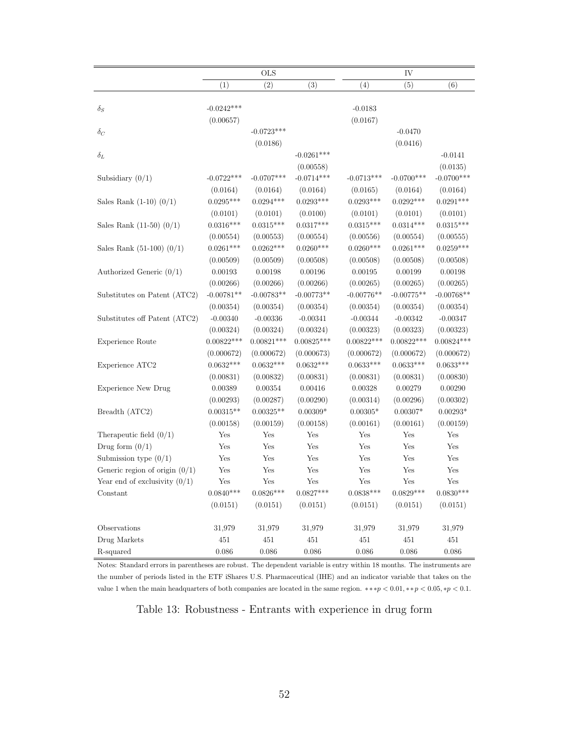| | OLS | | | IV | | |
|---|---|---|---|---|---|---|
| | (1) | (2) | (3) | (4) | (5) | (6) |
| $\delta_S$ | -0.0242*** | | | -0.0183 | | |
| | (0.00657) | | | (0.0167) | | |
| $\delta_C$ | | -0.0723*** | | | -0.0470 | |
| | | (0.0186) | | | (0.0416) | |
| $\delta_L$ | | | -0.0261*** | | | -0.0141 |
| | | | (0.00558) | | | (0.0135) |
| Subsidiary (0/1) | -0.0722*** | -0.0707*** | -0.0714*** | -0.0713*** | -0.0700*** | -0.0700*** |
| | (0.0164) | (0.0164) | (0.0164) | (0.0165) | (0.0164) | (0.0164) |
| Sales Rank (1-10) (0/1) | 0.0295*** | 0.0294*** | 0.0293*** | 0.0293*** | 0.0292*** | 0.0291*** |
| | (0.0101) | (0.0101) | (0.0100) | (0.0101) | (0.0101) | (0.0101) |
| Sales Rank (11-50) (0/1) | 0.0316*** | 0.0315*** | 0.0317*** | 0.0315*** | 0.0314*** | 0.0315*** |
| | (0.00554) | (0.00553) | (0.00554) | (0.00556) | (0.00554) | (0.00555) |
| Sales Rank (51-100) (0/1) | 0.0261*** | 0.0262*** | 0.0260*** | 0.0260*** | 0.0261*** | 0.0259*** |
| | (0.00509) | (0.00509) | (0.00508) | (0.00508) | (0.00508) | (0.00508) |
| Authorized Generic (0/1) | 0.00193 | 0.00198 | 0.00196 | 0.00195 | 0.00199 | 0.00198 |
| | (0.00266) | (0.00266) | (0.00266) | (0.00265) | (0.00265) | (0.00265) |
| Substitutes on Patent (ATC2) | -0.00781** | -0.00783** | -0.00773** | -0.00776** | -0.00775** | -0.00768** |
| | (0.00354) | (0.00354) | (0.00354) | (0.00354) | (0.00354) | (0.00354) |
| Substitutes off Patent (ATC2) | -0.00340 | -0.00336 | -0.00341 | -0.00344 | -0.00342 | -0.00347 |
| | (0.00324) | (0.00324) | (0.00324) | (0.00323) | (0.00323) | (0.00323) |
| Experience Route | 0.00822*** | 0.00821*** | 0.00825*** | 0.00822*** | 0.00822*** | 0.00824*** |
| | (0.000672) | (0.000672) | (0.000673) | (0.000672) | (0.000672) | (0.000672) |
| Experience ATC2 | 0.0632*** | 0.0632*** | 0.0632*** | 0.0633*** | 0.0633*** | 0.0633*** |
| | (0.00831) | (0.00832) | (0.00831) | (0.00831) | (0.00831) | (0.00830) |
| Experience New Drug | 0.00389 | 0.00354 | 0.00416 | 0.00328 | 0.00279 | 0.00290 |
| | (0.00293) | (0.00287) | (0.00290) | (0.00314) | (0.00296) | (0.00302) |
| Breadth (ATC2) | 0.00315** | 0.00325** | 0.00309* | 0.00305* | 0.00307* | 0.00293* |
| | (0.00158) | (0.00159) | (0.00158) | (0.00161) | (0.00161) | (0.00159) |
| Therapeutic field (0/1) | Yes | Yes | Yes | Yes | Yes | Yes |
| Drug form (0/1) | Yes | Yes | Yes | Yes | Yes | Yes |
| Submission type (0/1) | Yes | Yes | Yes | Yes | Yes | Yes |
| Generic region of origin (0/1) | Yes | Yes | Yes | Yes | Yes | Yes |
| Year end of exclusivity (0/1) | Yes | Yes | Yes | Yes | Yes | Yes |
| Constant | 0.0840*** | 0.0826*** | 0.0827*** | 0.0838*** | 0.0829*** | 0.0830*** |
| | (0.0151) | (0.0151) | (0.0151) | (0.0151) | (0.0151) | (0.0151) |
| Observations | 31,979 | 31,979 | 31,979 | 31,979 | 31,979 | 31,979 |
| Drug Markets | 451 | 451 | 451 | 451 | 451 | 451 |
| R-squared | 0.086 | 0.086 | 0.086 | 0.086 | 0.086 | 0.086 |

Notes: Standard errors in parentheses are robust. The dependent variable is entry within 18 months. The instruments are the number of periods listed in the ETF iShares U.S. Pharmaceutical (IHE) and an indicator variable that takes on the value 1 when the main headquarters of both companies are located in the same region. $***p < 0.01, **p < 0.05, *p < 0.1$.

Table 13: Robustness - Entrants with experience in drug form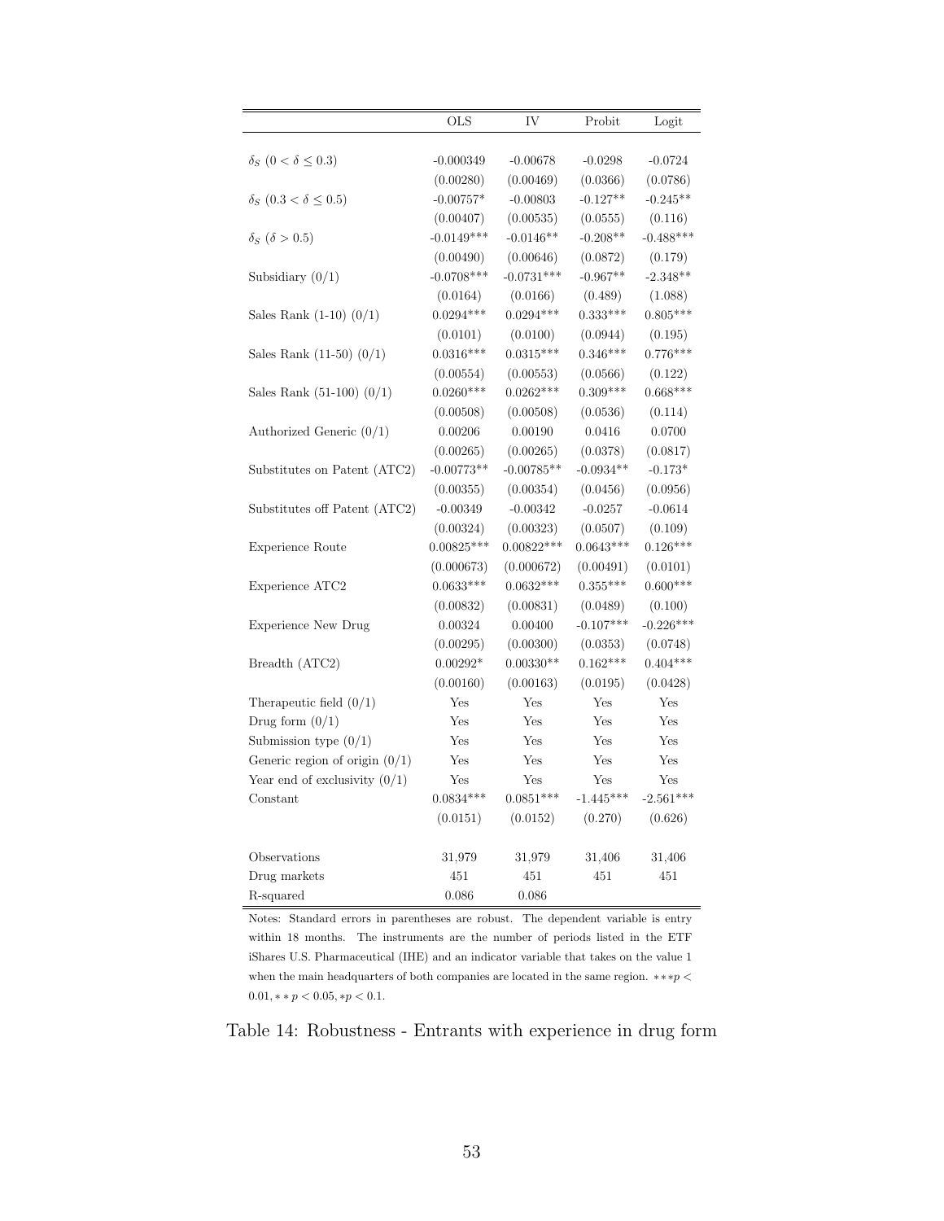| | OLS | IV | Probit | Logit |
|---|---|---|---|---|
| $\delta_S$ ($0 < \delta \leq 0.3$) | -0.000349 | -0.00678 | -0.0298 | -0.0724 |
| | (0.00280) | (0.00469) | (0.0366) | (0.0786) |
| $\delta_S$ ($0.3 < \delta \leq 0.5$) | -0.00757* | -0.00803 | -0.127** | -0.245** |
| | (0.00407) | (0.00535) | (0.0555) | (0.116) |
| $\delta_S$ ($\delta > 0.5$) | -0.0149*** | -0.0146** | -0.208** | -0.488*** |
| | (0.00490) | (0.00646) | (0.0872) | (0.179) |
| Subsidiary (0/1) | -0.0708*** | -0.0731*** | -0.967** | -2.348** |
| | (0.0164) | (0.0166) | (0.489) | (1.088) |
| Sales Rank (1-10) (0/1) | 0.0294*** | 0.0294*** | 0.333*** | 0.805*** |
| | (0.0101) | (0.0100) | (0.0944) | (0.195) |
| Sales Rank (11-50) (0/1) | 0.0316*** | 0.0315*** | 0.346*** | 0.776*** |
| | (0.00554) | (0.00553) | (0.0566) | (0.122) |
| Sales Rank (51-100) (0/1) | 0.0260*** | 0.0262*** | 0.309*** | 0.668*** |
| | (0.00508) | (0.00508) | (0.0536) | (0.114) |
| Authorized Generic (0/1) | 0.00206 | 0.00190 | 0.0416 | 0.0700 |
| | (0.00265) | (0.00265) | (0.0378) | (0.0817) |
| Substitutes on Patent (ATC2) | -0.00773** | -0.00785** | -0.0934** | -0.173* |
| | (0.00355) | (0.00354) | (0.0456) | (0.0956) |
| Substitutes off Patent (ATC2) | -0.00349 | -0.00342 | -0.0257 | -0.0614 |
| | (0.00324) | (0.00323) | (0.0507) | (0.109) |
| Experience Route | 0.00825*** | 0.00822*** | 0.0643*** | 0.126*** |
| | (0.000673) | (0.000672) | (0.00491) | (0.0101) |
| Experience ATC2 | 0.0633*** | 0.0632*** | 0.355*** | 0.600*** |
| | (0.00832) | (0.00831) | (0.0489) | (0.100) |
| Experience New Drug | 0.00324 | 0.00400 | -0.107*** | -0.226*** |
| | (0.00295) | (0.00300) | (0.0353) | (0.0748) |
| Breadth (ATC2) | 0.00292* | 0.00330** | 0.162*** | 0.404*** |
| | (0.00160) | (0.00163) | (0.0195) | (0.0428) |
| Therapeutic field (0/1) | Yes | Yes | Yes | Yes |
| Drug form (0/1) | Yes | Yes | Yes | Yes |
| Submission type (0/1) | Yes | Yes | Yes | Yes |
| Generic region of origin (0/1) | Yes | Yes | Yes | Yes |
| Year end of exclusivity (0/1) | Yes | Yes | Yes | Yes |
| Constant | 0.0834*** | 0.0851*** | -1.445*** | -2.561*** |
| | (0.0151) | (0.0152) | (0.270) | (0.626) |
| Observations | 31,979 | 31,979 | 31,406 | 31,406 |
| Drug markets | 451 | 451 | 451 | 451 |
| R-squared | 0.086 | 0.086 | | |

Notes: Standard errors in parentheses are robust. The dependent variable is entry within 18 months. The instruments are the number of periods listed in the ETF iShares U.S. Pharmaceutical (IHE) and an indicator variable that takes on the value 1 when the main headquarters of both companies are located in the same region. $***p < 0.01, **p < 0.05, *p < 0.1$.

Table 14: Robustness - Entrants with experience in drug form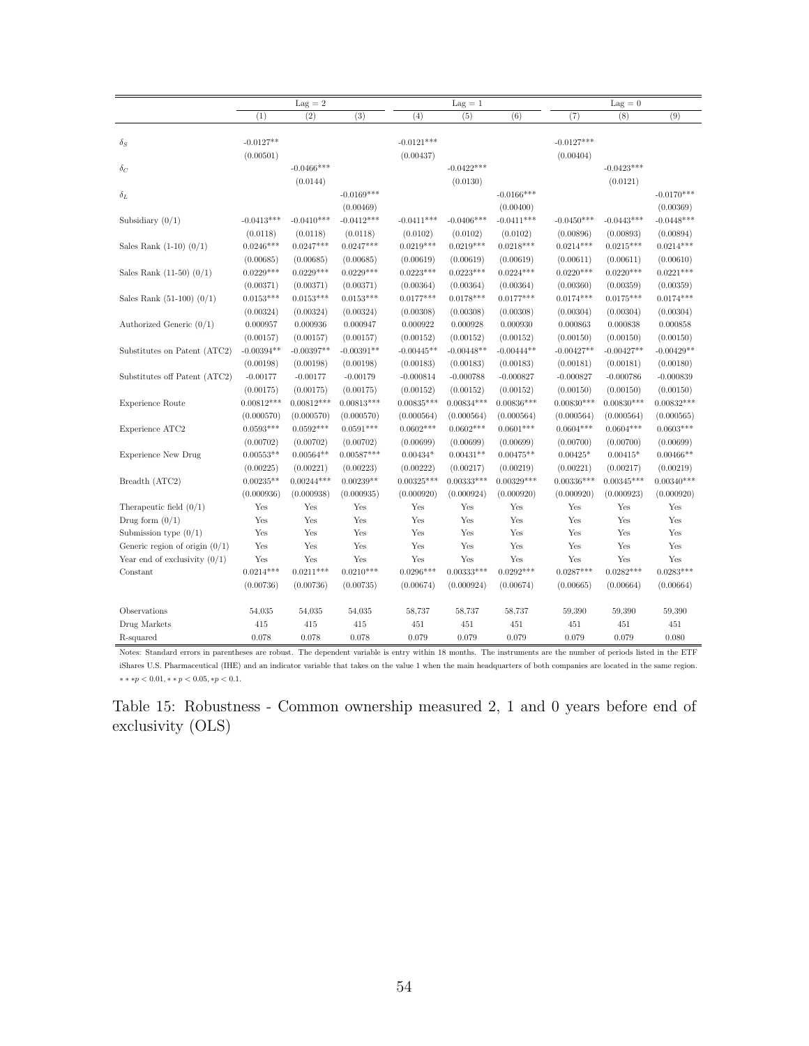| | Lag = 2 | | | Lag = 1 | | | Lag = 0 | | |
|---|---|---|---|---|---|---|---|---|---|
| | (1) | (2) | (3) | (4) | (5) | (6) | (7) | (8) | (9) |
| $\delta_S$ | -0.0127** | | | -0.0121*** | | | -0.0127*** | | |
| | (0.00501) | | | (0.00437) | | | (0.00404) | | |
| $\delta_C$ | | -0.0466*** | | | -0.0422*** | | | -0.0423*** | |
| | | (0.0144) | | | (0.0130) | | | (0.0121) | |
| $\delta_L$ | | | -0.0169*** | | | -0.0166*** | | | -0.0170*** |
| | | | (0.00469) | | | (0.00400) | | | (0.00369) |
| Subsidiary (0/1) | -0.0413*** | -0.0410*** | -0.0412*** | -0.0411*** | -0.0406*** | -0.0411*** | -0.0450*** | -0.0443*** | -0.0448*** |
| | (0.0118) | (0.0118) | (0.0118) | (0.0102) | (0.0102) | (0.0102) | (0.00896) | (0.00893) | (0.00894) |
| Sales Rank (1-10) (0/1) | 0.0246*** | 0.0247*** | 0.0247*** | 0.0219*** | 0.0219*** | 0.0218*** | 0.0214*** | 0.0215*** | 0.0214*** |
| | (0.00685) | (0.00685) | (0.00685) | (0.00619) | (0.00619) | (0.00619) | (0.00611) | (0.00611) | (0.00610) |
| Sales Rank (11-50) (0/1) | 0.0229*** | 0.0229*** | 0.0229*** | 0.0223*** | 0.0223*** | 0.0224*** | 0.0220*** | 0.0220*** | 0.0221*** |
| | (0.00371) | (0.00371) | (0.00371) | (0.00364) | (0.00364) | (0.00364) | (0.00360) | (0.00359) | (0.00359) |
| Sales Rank (51-100) (0/1) | 0.0153*** | 0.0153*** | 0.0153*** | 0.0177*** | 0.0178*** | 0.0177*** | 0.0174*** | 0.0175*** | 0.0174*** |
| | (0.00324) | (0.00324) | (0.00324) | (0.00308) | (0.00308) | (0.00308) | (0.00304) | (0.00304) | (0.00304) |
| Authorized Generic (0/1) | 0.000957 | 0.000936 | 0.000947 | 0.000922 | 0.000928 | 0.000930 | 0.000863 | 0.000838 | 0.000858 |
| | (0.00157) | (0.00157) | (0.00157) | (0.00152) | (0.00152) | (0.00152) | (0.00150) | (0.00150) | (0.00150) |
| Substitutes on Patent (ATC2) | -0.00394** | -0.00397** | -0.00391** | -0.00445** | -0.00448** | -0.00444** | -0.00427** | -0.00427** | -0.00429** |
| | (0.00198) | (0.00198) | (0.00198) | (0.00183) | (0.00183) | (0.00183) | (0.00181) | (0.00181) | (0.00180) |
| Substitutes off Patent (ATC2) | -0.00177 | -0.00177 | -0.00179 | -0.000814 | -0.000788 | -0.000827 | -0.000827 | -0.000786 | -0.000839 |
| | (0.00175) | (0.00175) | (0.00175) | (0.00152) | (0.00152) | (0.00152) | (0.00150) | (0.00150) | (0.00150) |
| Experience Route | 0.00812*** | 0.00812*** | 0.00813*** | 0.00835*** | 0.00834*** | 0.00836*** | 0.00830*** | 0.00830*** | 0.00832*** |
| | (0.000570) | (0.000570) | (0.000570) | (0.000564) | (0.000564) | (0.000564) | (0.000564) | (0.000564) | (0.000565) |
| Experience ATC2 | 0.0593*** | 0.0592*** | 0.0591*** | 0.0602*** | 0.0602*** | 0.0601*** | 0.0604*** | 0.0604*** | 0.0603*** |
| | (0.00702) | (0.00702) | (0.00702) | (0.00699) | (0.00699) | (0.00699) | (0.00700) | (0.00700) | (0.00699) |
| Experience New Drug | 0.00553** | 0.00564** | 0.00587*** | 0.00434* | 0.00431** | 0.00475** | 0.00425* | 0.00415* | 0.00466** |
| | (0.00225) | (0.00221) | (0.00223) | (0.00222) | (0.00217) | (0.00219) | (0.00221) | (0.00217) | (0.00219) |
| Breadth (ATC2) | 0.00235** | 0.00244*** | 0.00239** | 0.00325*** | 0.00333*** | 0.00329*** | 0.00336*** | 0.00345*** | 0.00340*** |
| | (0.000936) | (0.000938) | (0.000935) | (0.000920) | (0.000924) | (0.000920) | (0.000920) | (0.000923) | (0.000920) |
| Therapeutic field (0/1) | Yes | Yes | Yes | Yes | Yes | Yes | Yes | Yes | Yes |
| Drug form (0/1) | Yes | Yes | Yes | Yes | Yes | Yes | Yes | Yes | Yes |
| Submission type (0/1) | Yes | Yes | Yes | Yes | Yes | Yes | Yes | Yes | Yes |
| Generic region of origin (0/1) | Yes | Yes | Yes | Yes | Yes | Yes | Yes | Yes | Yes |
| Year end of exclusivity (0/1) | Yes | Yes | Yes | Yes | Yes | Yes | Yes | Yes | Yes |
| Constant | 0.0214*** | 0.0211*** | 0.0210*** | 0.0296*** | 0.00333*** | 0.0292*** | 0.0287*** | 0.0282*** | 0.0283*** |
| | (0.00736) | (0.00736) | (0.00735) | (0.00674) | (0.000924) | (0.00674) | (0.00665) | (0.00664) | (0.00664) |
| Observations | 54,035 | 54,035 | 54,035 | 58,737 | 58,737 | 58,737 | 59,390 | 59,390 | 59,390 |
| Drug Markets | 415 | 415 | 415 | 451 | 451 | 451 | 451 | 451 | 451 |
| R-squared | 0.078 | 0.078 | 0.078 | 0.079 | 0.079 | 0.079 | 0.079 | 0.079 | 0.080 |

Notes: Standard errors in parentheses are robust. The dependent variable is entry within 18 months. The instruments are the number of periods listed in the ETF iShares U.S. Pharmaceutical (IHE) and an indicator variable that takes on the value 1 when the main headquarters of both companies are located in the same region. $***p < 0.01, **p < 0.05, *p < 0.1$.

Table 15: Robustness - Common ownership measured 2, 1 and 0 years before end of exclusivity (OLS)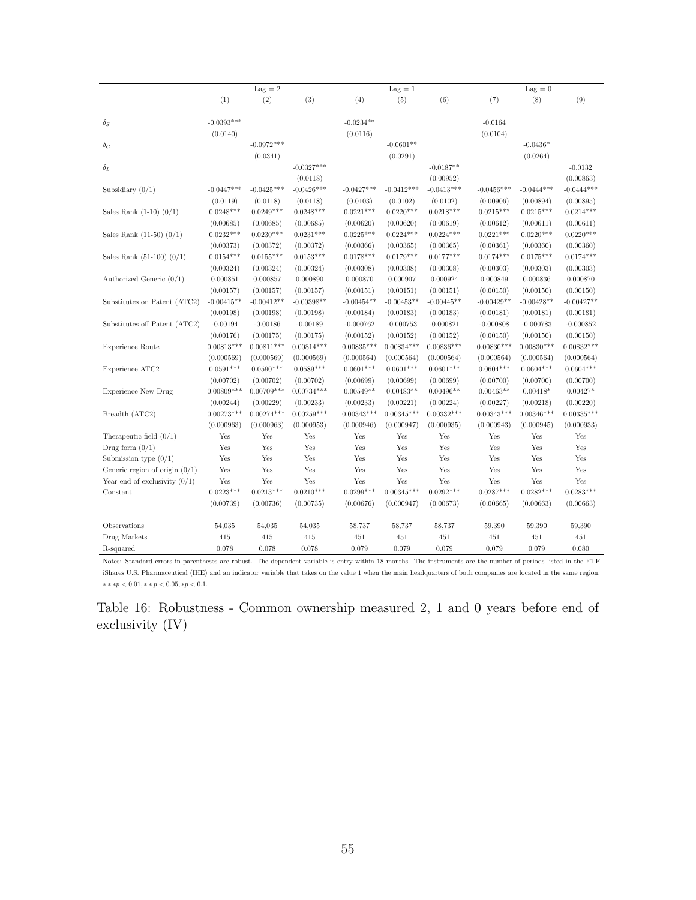| | Lag = 2 | | | Lag = 1 | | | Lag = 0 | | |
|---|---|---|---|---|---|---|---|---|---|
| | (1) | (2) | (3) | (4) | (5) | (6) | (7) | (8) | (9) |
| $\delta_S$ | -0.0393*** | | | -0.0234** | | | -0.0164 | | |
| | (0.0140) | | | (0.0116) | | | (0.0104) | | |
| $\delta_C$ | | -0.0972*** | | | -0.0601** | | | -0.0436* | |
| | | (0.0341) | | | (0.0291) | | | (0.0264) | |
| $\delta_L$ | | | -0.0327*** | | | -0.0187** | | | -0.0132 |
| | | | (0.0118) | | | (0.00952) | | | (0.00863) |
| Subsidiary (0/1) | -0.0447*** | -0.0425*** | -0.0426*** | -0.0427*** | -0.0412*** | -0.0413*** | -0.0456*** | -0.0444*** | -0.0444*** |
| | (0.0119) | (0.0118) | (0.0118) | (0.0103) | (0.0102) | (0.0102) | (0.00906) | (0.00894) | (0.00895) |
| Sales Rank (1-10) (0/1) | 0.0248*** | 0.0249*** | 0.0248*** | 0.0221*** | 0.0220*** | 0.0218*** | 0.0215*** | 0.0215*** | 0.0214*** |
| | (0.00685) | (0.00685) | (0.00685) | (0.00620) | (0.00620) | (0.00619) | (0.00612) | (0.00611) | (0.00611) |
| Sales Rank (11-50) (0/1) | 0.0232*** | 0.0230*** | 0.0231*** | 0.0225*** | 0.0224*** | 0.0224*** | 0.0221*** | 0.0220*** | 0.0220*** |
| | (0.00373) | (0.00372) | (0.00372) | (0.00366) | (0.00365) | (0.00365) | (0.00361) | (0.00360) | (0.00360) |
| Sales Rank (51-100) (0/1) | 0.0154*** | 0.0155*** | 0.0153*** | 0.0178*** | 0.0179*** | 0.0177*** | 0.0174*** | 0.0175*** | 0.0174*** |
| | (0.00324) | (0.00324) | (0.00324) | (0.00308) | (0.00308) | (0.00308) | (0.00303) | (0.00303) | (0.00303) |
| Authorized Generic (0/1) | 0.000851 | 0.000857 | 0.000890 | 0.000870 | 0.000907 | 0.000924 | 0.000849 | 0.000836 | 0.000870 |
| | (0.00157) | (0.00157) | (0.00157) | (0.00151) | (0.00151) | (0.00151) | (0.00150) | (0.00150) | (0.00150) |
| Substitutes on Patent (ATC2) | -0.00415** | -0.00412** | -0.00398** | -0.00454** | -0.00453** | -0.00445** | -0.00429** | -0.00428** | -0.00427** |
| | (0.00198) | (0.00198) | (0.00198) | (0.00184) | (0.00183) | (0.00183) | (0.00181) | (0.00181) | (0.00181) |
| Substitutes off Patent (ATC2) | -0.00194 | -0.00186 | -0.00189 | -0.000762 | -0.000753 | -0.000821 | -0.000808 | -0.000783 | -0.000852 |
| | (0.00176) | (0.00175) | (0.00175) | (0.00152) | (0.00152) | (0.00152) | (0.00150) | (0.00150) | (0.00150) |
| Experience Route | 0.00813*** | 0.00811*** | 0.00814*** | 0.00835*** | 0.00834*** | 0.00836*** | 0.00830*** | 0.00830*** | 0.00832*** |
| | (0.000569) | (0.000569) | (0.000569) | (0.000564) | (0.000564) | (0.000564) | (0.000564) | (0.000564) | (0.000564) |
| Experience ATC2 | 0.0591*** | 0.0590*** | 0.0589*** | 0.0601*** | 0.0601*** | 0.0601*** | 0.0604*** | 0.0604*** | 0.0604*** |
| | (0.00702) | (0.00702) | (0.00702) | (0.00699) | (0.00699) | (0.00699) | (0.00700) | (0.00700) | (0.00700) |
| Experience New Drug | 0.00809*** | 0.00709*** | 0.00734*** | 0.00549** | 0.00483** | 0.00496** | 0.00463** | 0.00418* | 0.00427* |
| | (0.00244) | (0.00229) | (0.00233) | (0.00233) | (0.00221) | (0.00224) | (0.00227) | (0.00218) | (0.00220) |
| Breadth (ATC2) | 0.00273*** | 0.00274*** | 0.00259*** | 0.00343*** | 0.00345*** | 0.00332*** | 0.00343*** | 0.00346*** | 0.00335*** |
| | (0.000963) | (0.000963) | (0.000953) | (0.000946) | (0.000947) | (0.000935) | (0.000943) | (0.000945) | (0.000933) |
| Therapeutic field (0/1) | Yes | Yes | Yes | Yes | Yes | Yes | Yes | Yes | Yes |
| Drug form (0/1) | Yes | Yes | Yes | Yes | Yes | Yes | Yes | Yes | Yes |
| Submission type (0/1) | Yes | Yes | Yes | Yes | Yes | Yes | Yes | Yes | Yes |
| Generic region of origin (0/1) | Yes | Yes | Yes | Yes | Yes | Yes | Yes | Yes | Yes |
| Year end of exclusivity (0/1) | Yes | Yes | Yes | Yes | Yes | Yes | Yes | Yes | Yes |
| Constant | 0.0223*** | 0.0213*** | 0.0210*** | 0.0299*** | 0.00345*** | 0.0292*** | 0.0287*** | 0.0282*** | 0.0283*** |
| | (0.00739) | (0.00736) | (0.00735) | (0.00676) | (0.000947) | (0.00673) | (0.00665) | (0.00663) | (0.00663) |
| Observations | 54,035 | 54,035 | 54,035 | 58,737 | 58,737 | 58,737 | 59,390 | 59,390 | 59,390 |
| Drug Markets | 415 | 415 | 415 | 451 | 451 | 451 | 451 | 451 | 451 |
| R-squared | 0.078 | 0.078 | 0.078 | 0.079 | 0.079 | 0.079 | 0.079 | 0.079 | 0.080 |

Notes: Standard errors in parentheses are robust. The dependent variable is entry within 18 months. The instruments are the number of periods listed in the ETF iShares U.S. Pharmaceutical (IHE) and an indicator variable that takes on the value 1 when the main headquarters of both companies are located in the same region. $***p < 0.01, **p < 0.05, *p < 0.1$.

Table 16: Robustness - Common ownership measured 2, 1 and 0 years before end of exclusivity (IV)